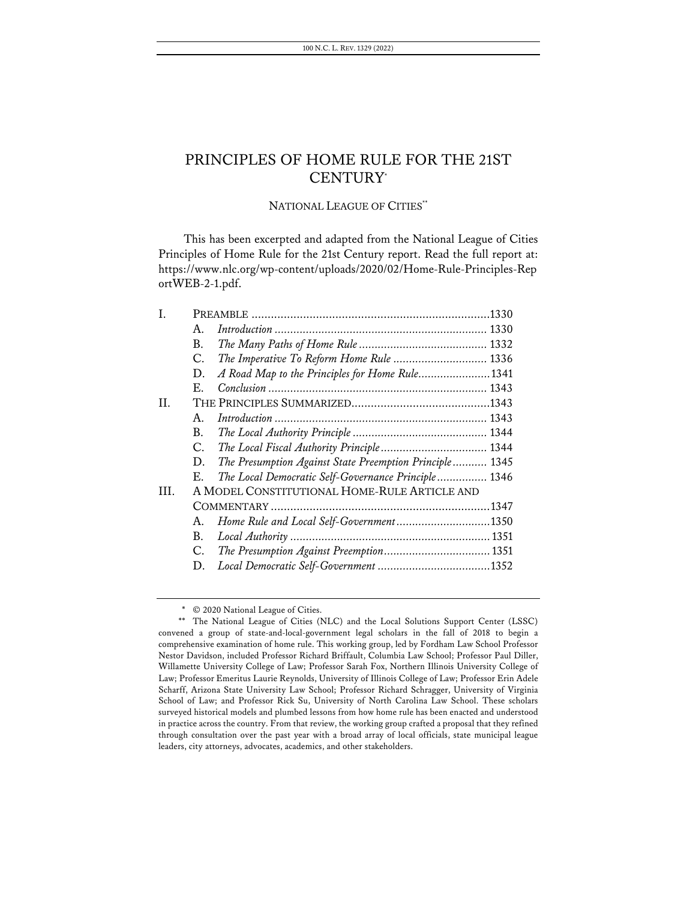# PRINCIPLES OF HOME RULE FOR THE 21ST CENTURY[*]

NATIONAL LEAGUE OF CITIES[**]

This has been excerpted and adapted from the National League of Cities Principles of Home Rule for the 21st Century report. Read the full report at: https://www.nlc.org/wp-content/uploads/2020/02/Home-Rule-Principles-ReportWEB-2-1.pdf.

| | | | |
|---|---|---|---|
| I. | | PREAMBLE | 1330 |
| | A. | *Introduction* | 1330 |
| | B. | *The Many Paths of Home Rule* | 1332 |
| | C. | *The Imperative To Reform Home Rule* | 1336 |
| | D. | *A Road Map to the Principles for Home Rule* | 1341 |
| | E. | *Conclusion* | 1343 |
| II. | | THE PRINCIPLES SUMMARIZED | 1343 |
| | A. | *Introduction* | 1343 |
| | B. | *The Local Authority Principle* | 1344 |
| | C. | *The Local Fiscal Authority Principle* | 1344 |
| | D. | *The Presumption Against State Preemption Principle* | 1345 |
| | E. | *The Local Democratic Self-Governance Principle* | 1346 |
| III. | | A MODEL CONSTITUTIONAL HOME-RULE ARTICLE AND COMMENTARY | 1347 |
| | A. | *Home Rule and Local Self-Government* | 1350 |
| | B. | *Local Authority* | 1351 |
| | C. | *The Presumption Against Preemption* | 1351 |
| | D. | *Local Democratic Self-Government* | 1352 |

[*] © 2020 National League of Cities.

[**] The National League of Cities (NLC) and the Local Solutions Support Center (LSSC) convened a group of state-and-local-government legal scholars in the fall of 2018 to begin a comprehensive examination of home rule. This working group, led by Fordham Law School Professor Nestor Davidson, included Professor Richard Briffault, Columbia Law School; Professor Paul Diller, Willamette University College of Law; Professor Sarah Fox, Northern Illinois University College of Law; Professor Emeritus Laurie Reynolds, University of Illinois College of Law; Professor Erin Adele Scharff, Arizona State University Law School; Professor Richard Schragger, University of Virginia School of Law; and Professor Rick Su, University of North Carolina Law School. These scholars surveyed historical models and plumbed lessons from how home rule has been enacted and understood in practice across the country. From that review, the working group crafted a proposal that they refined through consultation over the past year with a broad array of local officials, state municipal league leaders, city attorneys, advocates, academics, and other stakeholders.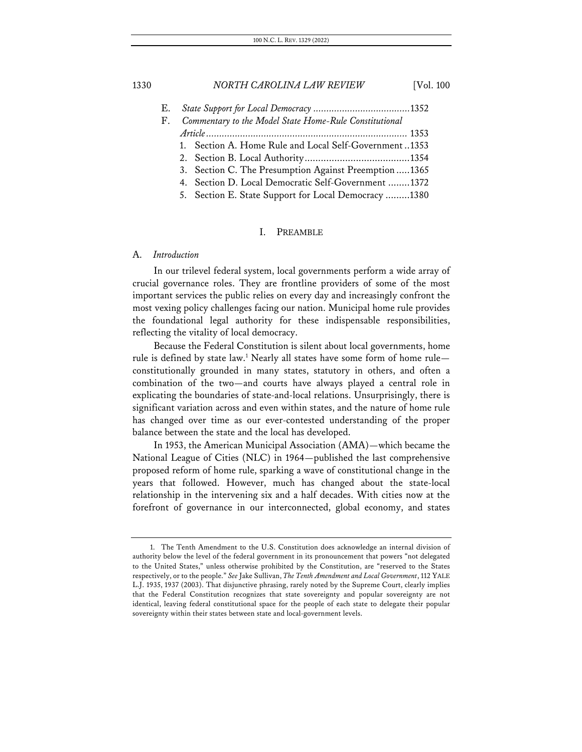E. *State Support for Local Democracy* .....................................1352

F. *Commentary to the Model State Home-Rule Constitutional Article* ........................................................................... 1353

1. Section A. Home Rule and Local Self-Government ..1353
2. Section B. Local Authority.......................................1354
3. Section C. The Presumption Against Preemption .....1365
4. Section D. Local Democratic Self-Government ........1372
5. Section E. State Support for Local Democracy .........1380

## I. PREAMBLE

### A. *Introduction*

In our trilevel federal system, local governments perform a wide array of crucial governance roles. They are frontline providers of some of the most important services the public relies on every day and increasingly confront the most vexing policy challenges facing our nation. Municipal home rule provides the foundational legal authority for these indispensable responsibilities, reflecting the vitality of local democracy.

Because the Federal Constitution is silent about local governments, home rule is defined by state law.[1] Nearly all states have some form of home rule—constitutionally grounded in many states, statutory in others, and often a combination of the two—and courts have always played a central role in explicating the boundaries of state-and-local relations. Unsurprisingly, there is significant variation across and even within states, and the nature of home rule has changed over time as our ever-contested understanding of the proper balance between the state and the local has developed.

In 1953, the American Municipal Association (AMA)—which became the National League of Cities (NLC) in 1964—published the last comprehensive proposed reform of home rule, sparking a wave of constitutional change in the years that followed. However, much has changed about the state-local relationship in the intervening six and a half decades. With cities now at the forefront of governance in our interconnected, global economy, and states

---

1. The Tenth Amendment to the U.S. Constitution does acknowledge an internal division of authority below the level of the federal government in its pronouncement that powers "not delegated to the United States," unless otherwise prohibited by the Constitution, are "reserved to the States respectively, or to the people." *See* Jake Sullivan, *The Tenth Amendment and Local Government*, 112 YALE L.J. 1935, 1937 (2003). That disjunctive phrasing, rarely noted by the Supreme Court, clearly implies that the Federal Constitution recognizes that state sovereignty and popular sovereignty are not identical, leaving federal constitutional space for the people of each state to delegate their popular sovereignty within their states between state and local-government levels.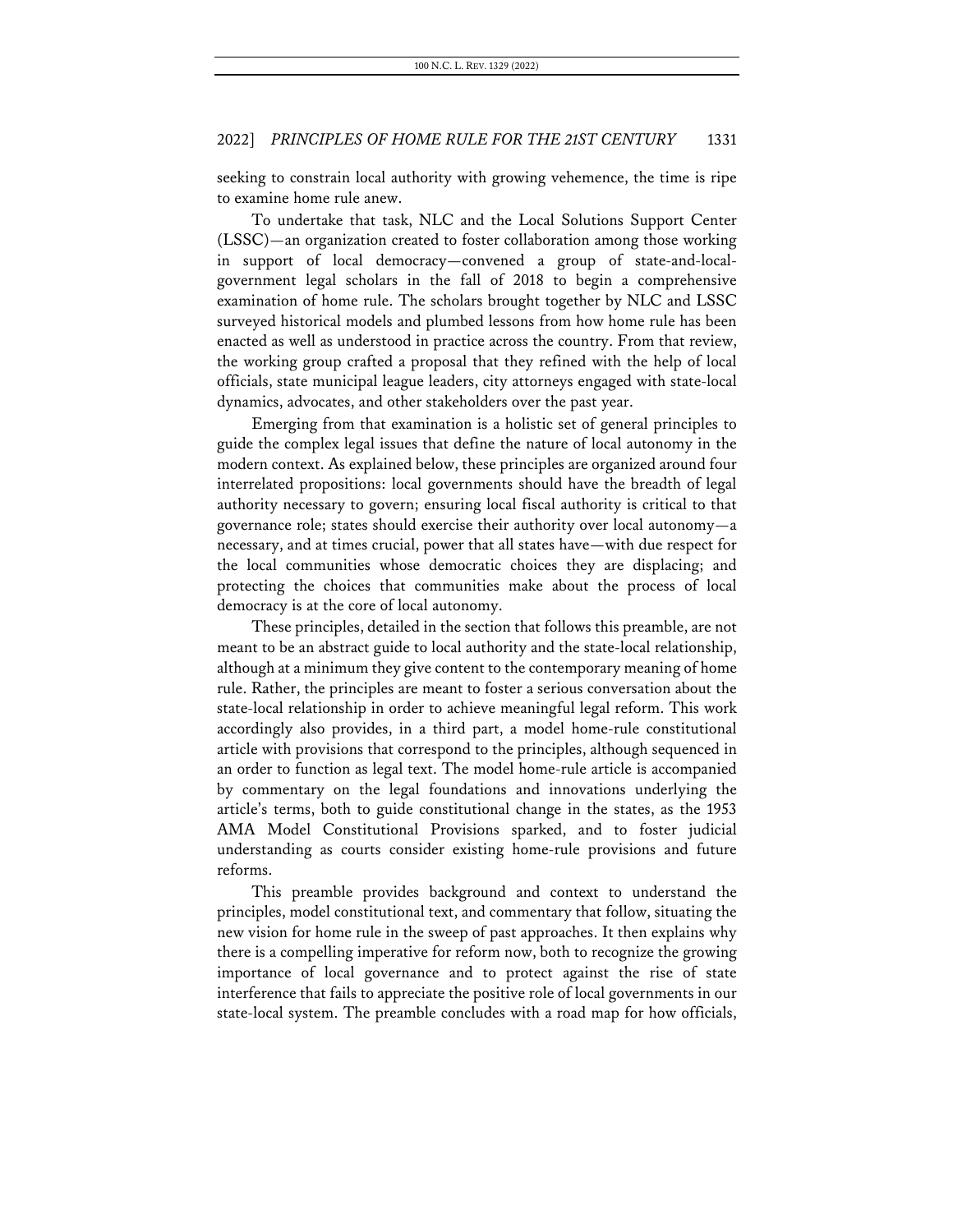seeking to constrain local authority with growing vehemence, the time is ripe to examine home rule anew.

To undertake that task, NLC and the Local Solutions Support Center (LSSC)—an organization created to foster collaboration among those working in support of local democracy—convened a group of state-and-local-government legal scholars in the fall of 2018 to begin a comprehensive examination of home rule. The scholars brought together by NLC and LSSC surveyed historical models and plumbed lessons from how home rule has been enacted as well as understood in practice across the country. From that review, the working group crafted a proposal that they refined with the help of local officials, state municipal league leaders, city attorneys engaged with state-local dynamics, advocates, and other stakeholders over the past year.

Emerging from that examination is a holistic set of general principles to guide the complex legal issues that define the nature of local autonomy in the modern context. As explained below, these principles are organized around four interrelated propositions: local governments should have the breadth of legal authority necessary to govern; ensuring local fiscal authority is critical to that governance role; states should exercise their authority over local autonomy—a necessary, and at times crucial, power that all states have—with due respect for the local communities whose democratic choices they are displacing; and protecting the choices that communities make about the process of local democracy is at the core of local autonomy.

These principles, detailed in the section that follows this preamble, are not meant to be an abstract guide to local authority and the state-local relationship, although at a minimum they give content to the contemporary meaning of home rule. Rather, the principles are meant to foster a serious conversation about the state-local relationship in order to achieve meaningful legal reform. This work accordingly also provides, in a third part, a model home-rule constitutional article with provisions that correspond to the principles, although sequenced in an order to function as legal text. The model home-rule article is accompanied by commentary on the legal foundations and innovations underlying the article's terms, both to guide constitutional change in the states, as the 1953 AMA Model Constitutional Provisions sparked, and to foster judicial understanding as courts consider existing home-rule provisions and future reforms.

This preamble provides background and context to understand the principles, model constitutional text, and commentary that follow, situating the new vision for home rule in the sweep of past approaches. It then explains why there is a compelling imperative for reform now, both to recognize the growing importance of local governance and to protect against the rise of state interference that fails to appreciate the positive role of local governments in our state-local system. The preamble concludes with a road map for how officials,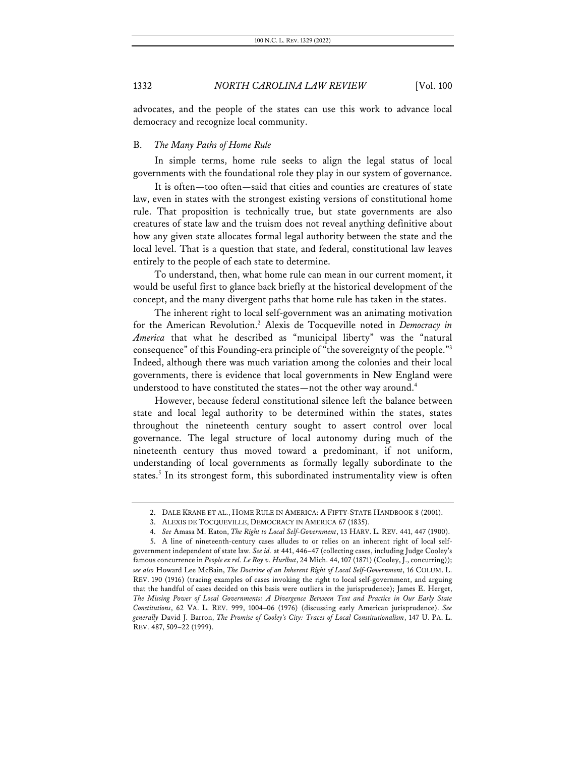advocates, and the people of the states can use this work to advance local democracy and recognize local community.

### B. *The Many Paths of Home Rule*

In simple terms, home rule seeks to align the legal status of local governments with the foundational role they play in our system of governance.

It is often—too often—said that cities and counties are creatures of state law, even in states with the strongest existing versions of constitutional home rule. That proposition is technically true, but state governments are also creatures of state law and the truism does not reveal anything definitive about how any given state allocates formal legal authority between the state and the local level. That is a question that state, and federal, constitutional law leaves entirely to the people of each state to determine.

To understand, then, what home rule can mean in our current moment, it would be useful first to glance back briefly at the historical development of the concept, and the many divergent paths that home rule has taken in the states.

The inherent right to local self-government was an animating motivation for the American Revolution.[2] Alexis de Tocqueville noted in *Democracy in America* that what he described as "municipal liberty" was the "natural consequence" of this Founding-era principle of "the sovereignty of the people."[3] Indeed, although there was much variation among the colonies and their local governments, there is evidence that local governments in New England were understood to have constituted the states—not the other way around.[4]

However, because federal constitutional silence left the balance between state and local legal authority to be determined within the states, states throughout the nineteenth century sought to assert control over local governance. The legal structure of local autonomy during much of the nineteenth century thus moved toward a predominant, if not uniform, understanding of local governments as formally legally subordinate to the states.[5] In its strongest form, this subordinated instrumentality view is often

2. DALE KRANE ET AL., HOME RULE IN AMERICA: A FIFTY-STATE HANDBOOK 8 (2001).

3. ALEXIS DE TOCQUEVILLE, DEMOCRACY IN AMERICA 67 (1835).

4. *See* Amasa M. Eaton, *The Right to Local Self-Government*, 13 HARV. L. REV. 441, 447 (1900).

5. A line of nineteenth-century cases alludes to or relies on an inherent right of local self-government independent of state law. *See id.* at 441, 446–47 (collecting cases, including Judge Cooley's famous concurrence in *People ex rel. Le Roy v. Hurlbut*, 24 Mich. 44, 107 (1871) (Cooley, J., concurring)); *see also* Howard Lee McBain, *The Doctrine of an Inherent Right of Local Self-Government*, 16 COLUM. L. REV. 190 (1916) (tracing examples of cases invoking the right to local self-government, and arguing that the handful of cases decided on this basis were outliers in the jurisprudence); James E. Herget, *The Missing Power of Local Governments: A Divergence Between Text and Practice in Our Early State Constitutions*, 62 VA. L. REV. 999, 1004–06 (1976) (discussing early American jurisprudence). *See generally* David J. Barron, *The Promise of Cooley's City: Traces of Local Constitutionalism*, 147 U. PA. L. REV. 487, 509–22 (1999).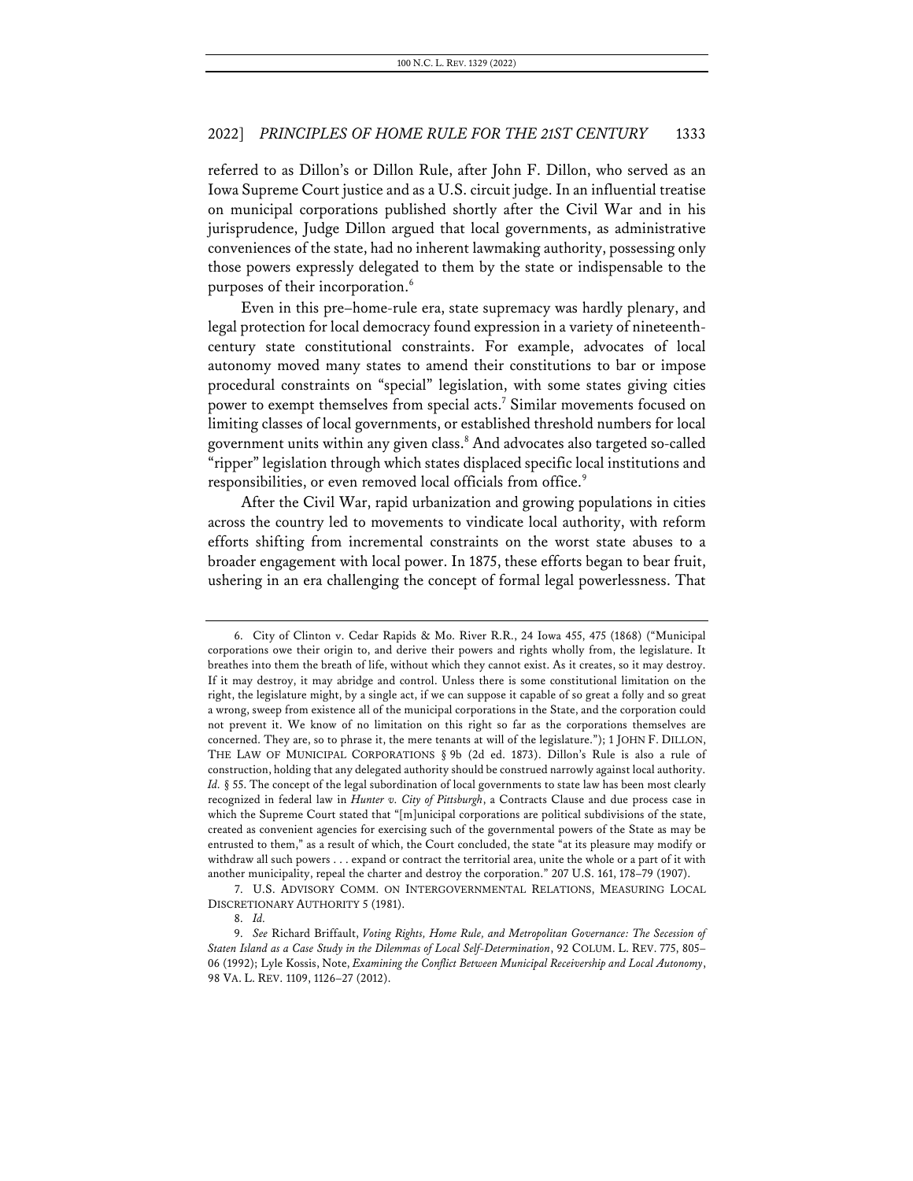referred to as Dillon's or Dillon Rule, after John F. Dillon, who served as an Iowa Supreme Court justice and as a U.S. circuit judge. In an influential treatise on municipal corporations published shortly after the Civil War and in his jurisprudence, Judge Dillon argued that local governments, as administrative conveniences of the state, had no inherent lawmaking authority, possessing only those powers expressly delegated to them by the state or indispensable to the purposes of their incorporation.[6]

Even in this pre–home-rule era, state supremacy was hardly plenary, and legal protection for local democracy found expression in a variety of nineteenth-century state constitutional constraints. For example, advocates of local autonomy moved many states to amend their constitutions to bar or impose procedural constraints on "special" legislation, with some states giving cities power to exempt themselves from special acts.[7] Similar movements focused on limiting classes of local governments, or established threshold numbers for local government units within any given class.[8] And advocates also targeted so-called "ripper" legislation through which states displaced specific local institutions and responsibilities, or even removed local officials from office.[9]

After the Civil War, rapid urbanization and growing populations in cities across the country led to movements to vindicate local authority, with reform efforts shifting from incremental constraints on the worst state abuses to a broader engagement with local power. In 1875, these efforts began to bear fruit, ushering in an era challenging the concept of formal legal powerlessness. That

---

6. City of Clinton v. Cedar Rapids & Mo. River R.R., 24 Iowa 455, 475 (1868) ("Municipal corporations owe their origin to, and derive their powers and rights wholly from, the legislature. It breathes into them the breath of life, without which they cannot exist. As it creates, so it may destroy. If it may destroy, it may abridge and control. Unless there is some constitutional limitation on the right, the legislature might, by a single act, if we can suppose it capable of so great a folly and so great a wrong, sweep from existence all of the municipal corporations in the State, and the corporation could not prevent it. We know of no limitation on this right so far as the corporations themselves are concerned. They are, so to phrase it, the mere tenants at will of the legislature."); 1 JOHN F. DILLON, THE LAW OF MUNICIPAL CORPORATIONS § 9b (2d ed. 1873). Dillon's Rule is also a rule of construction, holding that any delegated authority should be construed narrowly against local authority. *Id.* § 55. The concept of the legal subordination of local governments to state law has been most clearly recognized in federal law in *Hunter v. City of Pittsburgh*, a Contracts Clause and due process case in which the Supreme Court stated that "[m]unicipal corporations are political subdivisions of the state, created as convenient agencies for exercising such of the governmental powers of the State as may be entrusted to them," as a result of which, the Court concluded, the state "at its pleasure may modify or withdraw all such powers . . . expand or contract the territorial area, unite the whole or a part of it with another municipality, repeal the charter and destroy the corporation." 207 U.S. 161, 178–79 (1907).

7. U.S. ADVISORY COMM. ON INTERGOVERNMENTAL RELATIONS, MEASURING LOCAL DISCRETIONARY AUTHORITY 5 (1981).

8. *Id.*

9. *See* Richard Briffault, *Voting Rights, Home Rule, and Metropolitan Governance: The Secession of Staten Island as a Case Study in the Dilemmas of Local Self-Determination*, 92 COLUM. L. REV. 775, 805–06 (1992); Lyle Kossis, Note, *Examining the Conflict Between Municipal Receivership and Local Autonomy*, 98 VA. L. REV. 1109, 1126–27 (2012).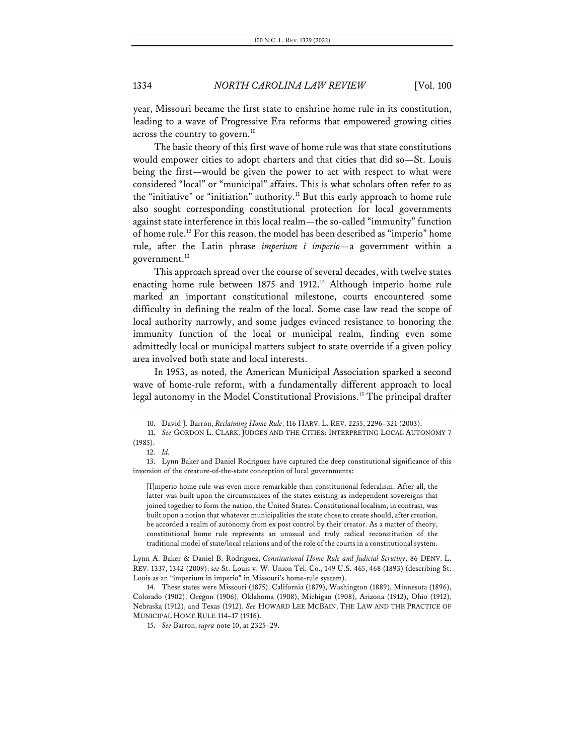year, Missouri became the first state to enshrine home rule in its constitution, leading to a wave of Progressive Era reforms that empowered growing cities across the country to govern.[10]

The basic theory of this first wave of home rule was that state constitutions would empower cities to adopt charters and that cities that did so—St. Louis being the first—would be given the power to act with respect to what were considered "local" or "municipal" affairs. This is what scholars often refer to as the "initiative" or "initiation" authority.[11] But this early approach to home rule also sought corresponding constitutional protection for local governments against state interference in this local realm—the so-called "immunity" function of home rule.[12] For this reason, the model has been described as "imperio" home rule, after the Latin phrase *imperium i imperio*—a government within a government.[13]

This approach spread over the course of several decades, with twelve states enacting home rule between 1875 and 1912.[14] Although imperio home rule marked an important constitutional milestone, courts encountered some difficulty in defining the realm of the local. Some case law read the scope of local authority narrowly, and some judges evinced resistance to honoring the immunity function of the local or municipal realm, finding even some admittedly local or municipal matters subject to state override if a given policy area involved both state and local interests.

In 1953, as noted, the American Municipal Association sparked a second wave of home-rule reform, with a fundamentally different approach to local legal autonomy in the Model Constitutional Provisions.[15] The principal drafter

---

10. David J. Barron, *Reclaiming Home Rule*, 116 HARV. L. REV. 2255, 2296–321 (2003).

11. *See* GORDON L. CLARK, JUDGES AND THE CITIES: INTERPRETING LOCAL AUTONOMY 7 (1985).

12. *Id.*

13. Lynn Baker and Daniel Rodriguez have captured the deep constitutional significance of this inversion of the creature-of-the-state conception of local governments:

> [I]mperio home rule was even more remarkable than constitutional federalism. After all, the latter was built upon the circumstances of the states existing as independent sovereigns that joined together to form the nation, the United States. Constitutional localism, in contrast, was built upon a notion that whatever municipalities the state chose to create should, after creation, be accorded a realm of autonomy from ex post control by their creator. As a matter of theory, constitutional home rule represents an unusual and truly radical reconstitution of the traditional model of state/local relations and of the role of the courts in a constitutional system.

Lynn A. Baker & Daniel B. Rodriguez, *Constitutional Home Rule and Judicial Scrutiny*, 86 DENV. L. REV. 1337, 1342 (2009); *see* St. Louis v. W. Union Tel. Co., 149 U.S. 465, 468 (1893) (describing St. Louis as an "imperium in imperio" in Missouri's home-rule system).

14. These states were Missouri (1875), California (1879), Washington (1889), Minnesota (1896), Colorado (1902), Oregon (1906), Oklahoma (1908), Michigan (1908), Arizona (1912), Ohio (1912), Nebraska (1912), and Texas (1912). *See* HOWARD LEE MCBAIN, THE LAW AND THE PRACTICE OF MUNICIPAL HOME RULE 114–17 (1916).

15. *See* Barron, *supra* note 10, at 2325–29.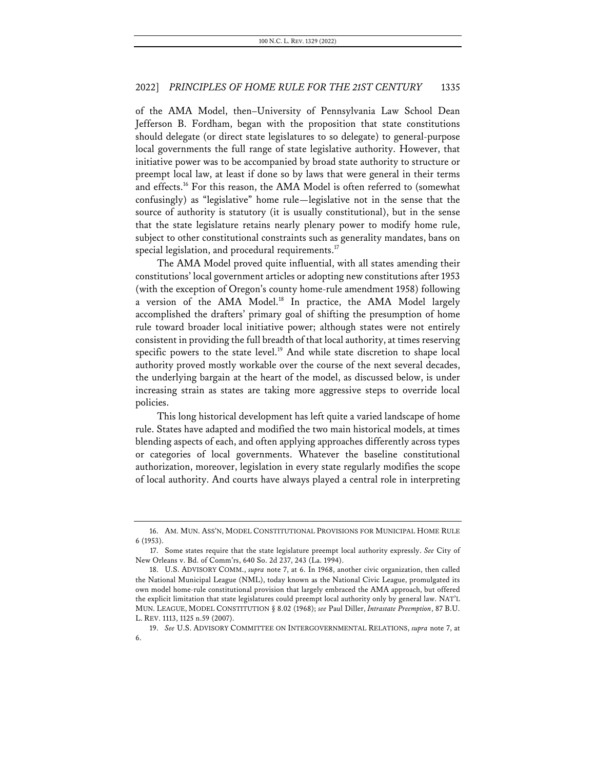of the AMA Model, then–University of Pennsylvania Law School Dean Jefferson B. Fordham, began with the proposition that state constitutions should delegate (or direct state legislatures to so delegate) to general-purpose local governments the full range of state legislative authority. However, that initiative power was to be accompanied by broad state authority to structure or preempt local law, at least if done so by laws that were general in their terms and effects.[16] For this reason, the AMA Model is often referred to (somewhat confusingly) as "legislative" home rule—legislative not in the sense that the source of authority is statutory (it is usually constitutional), but in the sense that the state legislature retains nearly plenary power to modify home rule, subject to other constitutional constraints such as generality mandates, bans on special legislation, and procedural requirements.[17]

The AMA Model proved quite influential, with all states amending their constitutions' local government articles or adopting new constitutions after 1953 (with the exception of Oregon's county home-rule amendment 1958) following a version of the AMA Model.[18] In practice, the AMA Model largely accomplished the drafters' primary goal of shifting the presumption of home rule toward broader local initiative power; although states were not entirely consistent in providing the full breadth of that local authority, at times reserving specific powers to the state level.[19] And while state discretion to shape local authority proved mostly workable over the course of the next several decades, the underlying bargain at the heart of the model, as discussed below, is under increasing strain as states are taking more aggressive steps to override local policies.

This long historical development has left quite a varied landscape of home rule. States have adapted and modified the two main historical models, at times blending aspects of each, and often applying approaches differently across types or categories of local governments. Whatever the baseline constitutional authorization, moreover, legislation in every state regularly modifies the scope of local authority. And courts have always played a central role in interpreting

---

16. AM. MUN. ASS'N, MODEL CONSTITUTIONAL PROVISIONS FOR MUNICIPAL HOME RULE 6 (1953).

17. Some states require that the state legislature preempt local authority expressly. *See* City of New Orleans v. Bd. of Comm'rs, 640 So. 2d 237, 243 (La. 1994).

18. U.S. ADVISORY COMM., *supra* note 7, at 6. In 1968, another civic organization, then called the National Municipal League (NML), today known as the National Civic League, promulgated its own model home-rule constitutional provision that largely embraced the AMA approach, but offered the explicit limitation that state legislatures could preempt local authority only by general law. NAT'L MUN. LEAGUE, MODEL CONSTITUTION § 8.02 (1968); *see* Paul Diller, *Intrastate Preemption*, 87 B.U. L. REV. 1113, 1125 n.59 (2007).

19. *See* U.S. ADVISORY COMMITTEE ON INTERGOVERNMENTAL RELATIONS, *supra* note 7, at 6.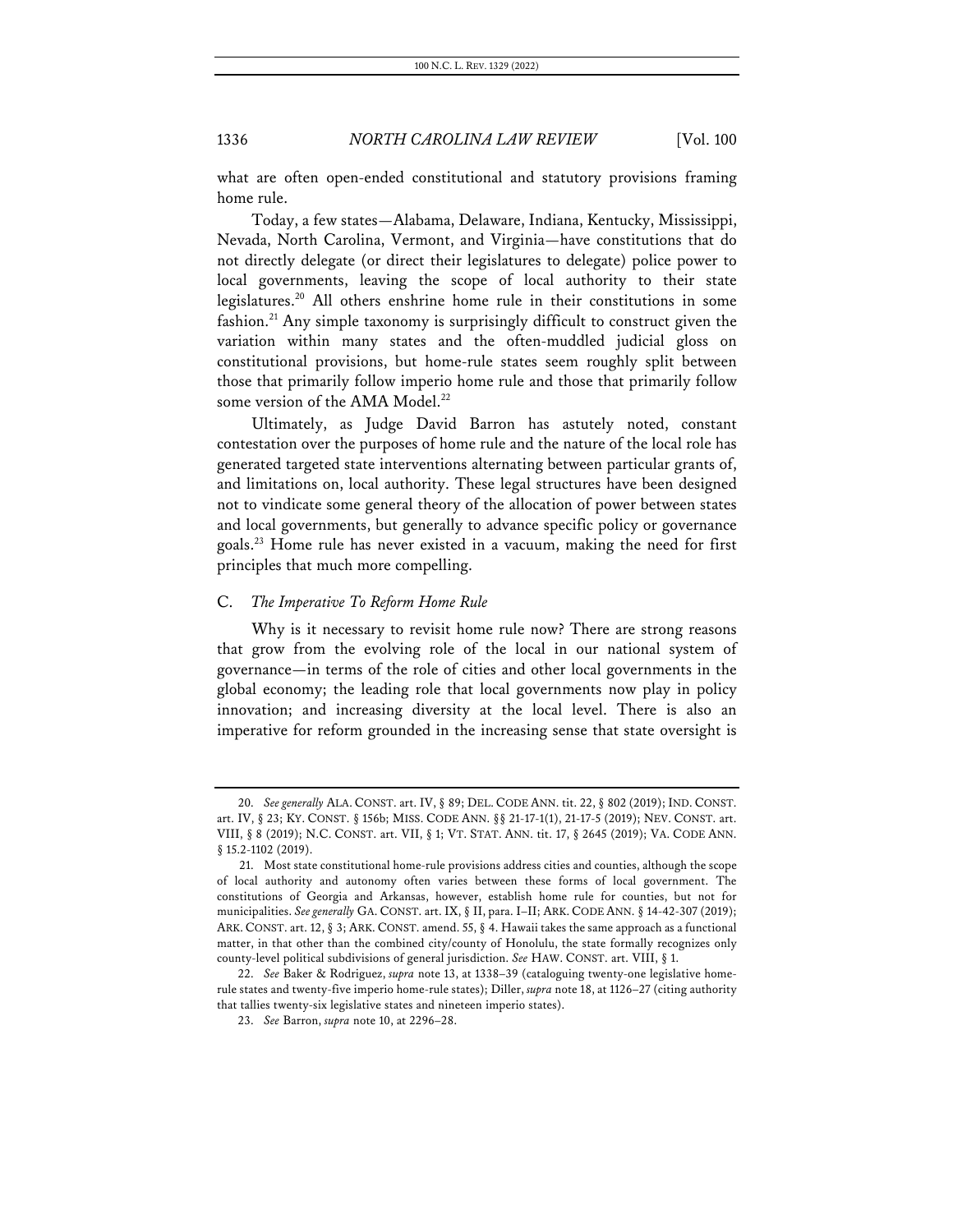what are often open-ended constitutional and statutory provisions framing home rule.

Today, a few states—Alabama, Delaware, Indiana, Kentucky, Mississippi, Nevada, North Carolina, Vermont, and Virginia—have constitutions that do not directly delegate (or direct their legislatures to delegate) police power to local governments, leaving the scope of local authority to their state legislatures.[20] All others enshrine home rule in their constitutions in some fashion.[21] Any simple taxonomy is surprisingly difficult to construct given the variation within many states and the often-muddled judicial gloss on constitutional provisions, but home-rule states seem roughly split between those that primarily follow imperio home rule and those that primarily follow some version of the AMA Model.[22]

Ultimately, as Judge David Barron has astutely noted, constant contestation over the purposes of home rule and the nature of the local role has generated targeted state interventions alternating between particular grants of, and limitations on, local authority. These legal structures have been designed not to vindicate some general theory of the allocation of power between states and local governments, but generally to advance specific policy or governance goals.[23] Home rule has never existed in a vacuum, making the need for first principles that much more compelling.

### C. *The Imperative To Reform Home Rule*

Why is it necessary to revisit home rule now? There are strong reasons that grow from the evolving role of the local in our national system of governance—in terms of the role of cities and other local governments in the global economy; the leading role that local governments now play in policy innovation; and increasing diversity at the local level. There is also an imperative for reform grounded in the increasing sense that state oversight is

---

20. *See generally* ALA. CONST. art. IV, § 89; DEL. CODE ANN. tit. 22, § 802 (2019); IND. CONST. art. IV, § 23; KY. CONST. § 156b; MISS. CODE ANN. §§ 21-17-1(1), 21-17-5 (2019); NEV. CONST. art. VIII, § 8 (2019); N.C. CONST. art. VII, § 1; VT. STAT. ANN. tit. 17, § 2645 (2019); VA. CODE ANN. § 15.2-1102 (2019).

21. Most state constitutional home-rule provisions address cities and counties, although the scope of local authority and autonomy often varies between these forms of local government. The constitutions of Georgia and Arkansas, however, establish home rule for counties, but not for municipalities. *See generally* GA. CONST. art. IX, § II, para. I–II; ARK. CODE ANN. § 14-42-307 (2019); ARK. CONST. art. 12, § 3; ARK. CONST. amend. 55, § 4. Hawaii takes the same approach as a functional matter, in that other than the combined city/county of Honolulu, the state formally recognizes only county-level political subdivisions of general jurisdiction. *See* HAW. CONST. art. VIII, § 1.

22. *See* Baker & Rodriguez, *supra* note 13, at 1338–39 (cataloguing twenty-one legislative home-rule states and twenty-five imperio home-rule states); Diller, *supra* note 18, at 1126–27 (citing authority that tallies twenty-six legislative states and nineteen imperio states).

23. *See* Barron, *supra* note 10, at 2296–28.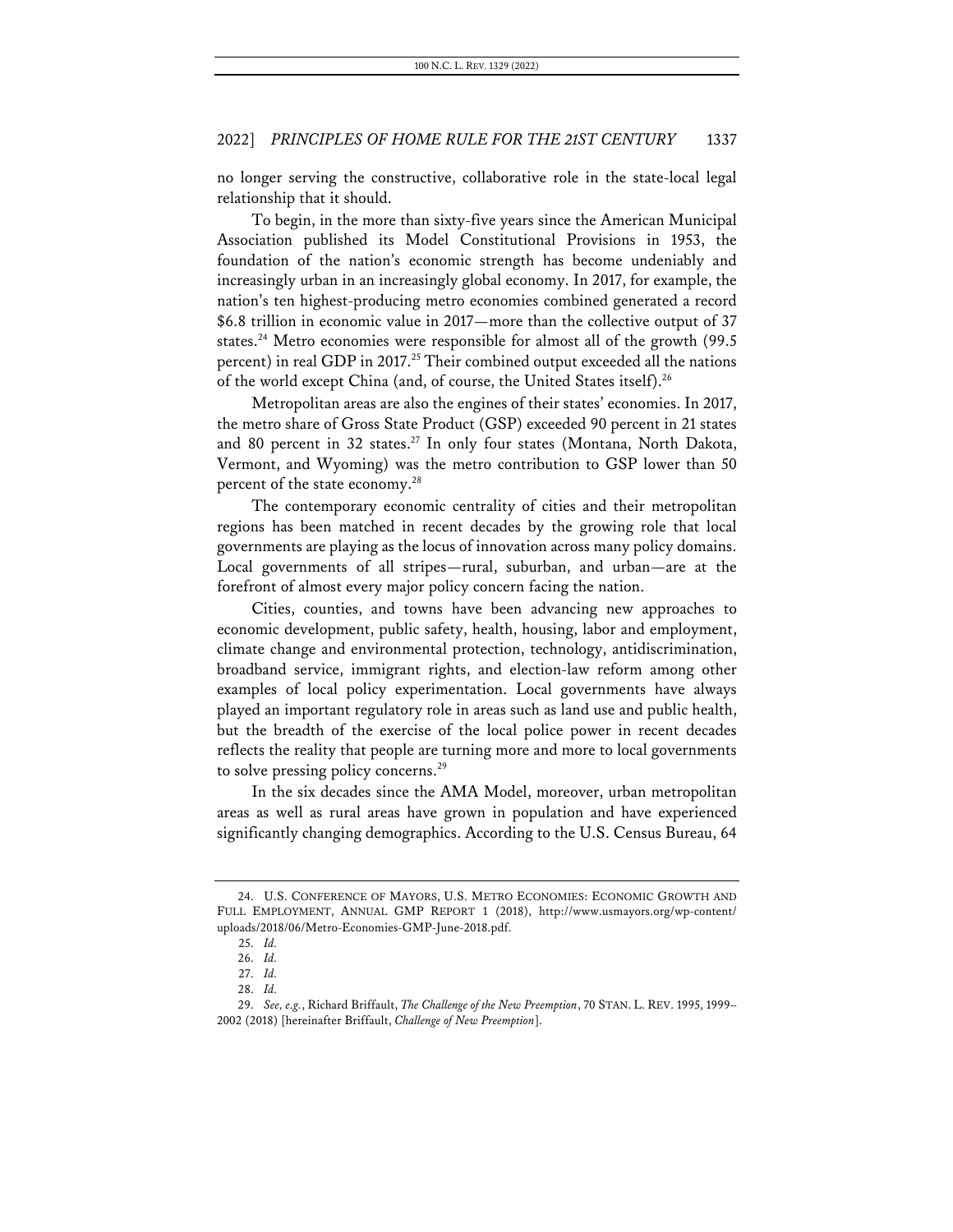no longer serving the constructive, collaborative role in the state-local legal relationship that it should.

To begin, in the more than sixty-five years since the American Municipal Association published its Model Constitutional Provisions in 1953, the foundation of the nation's economic strength has become undeniably and increasingly urban in an increasingly global economy. In 2017, for example, the nation's ten highest-producing metro economies combined generated a record $6.8 trillion in economic value in 2017—more than the collective output of 37 states.[24] Metro economies were responsible for almost all of the growth (99.5 percent) in real GDP in 2017.[25] Their combined output exceeded all the nations of the world except China (and, of course, the United States itself).[26]

Metropolitan areas are also the engines of their states' economies. In 2017, the metro share of Gross State Product (GSP) exceeded 90 percent in 21 states and 80 percent in 32 states.[27] In only four states (Montana, North Dakota, Vermont, and Wyoming) was the metro contribution to GSP lower than 50 percent of the state economy.[28]

The contemporary economic centrality of cities and their metropolitan regions has been matched in recent decades by the growing role that local governments are playing as the locus of innovation across many policy domains. Local governments of all stripes—rural, suburban, and urban—are at the forefront of almost every major policy concern facing the nation.

Cities, counties, and towns have been advancing new approaches to economic development, public safety, health, housing, labor and employment, climate change and environmental protection, technology, antidiscrimination, broadband service, immigrant rights, and election-law reform among other examples of local policy experimentation. Local governments have always played an important regulatory role in areas such as land use and public health, but the breadth of the exercise of the local police power in recent decades reflects the reality that people are turning more and more to local governments to solve pressing policy concerns.[29]

In the six decades since the AMA Model, moreover, urban metropolitan areas as well as rural areas have grown in population and have experienced significantly changing demographics. According to the U.S. Census Bureau, 64

---

24. U.S. CONFERENCE OF MAYORS, U.S. METRO ECONOMIES: ECONOMIC GROWTH AND FULL EMPLOYMENT, ANNUAL GMP REPORT 1 (2018), http://www.usmayors.org/wp-content/uploads/2018/06/Metro-Economies-GMP-June-2018.pdf.

25. *Id.*

26. *Id.*

27. *Id.*

28. *Id.*

29. *See, e.g.*, Richard Briffault, *The Challenge of the New Preemption*, 70 STAN. L. REV. 1995, 1999–2002 (2018) [hereinafter Briffault, *Challenge of New Preemption*].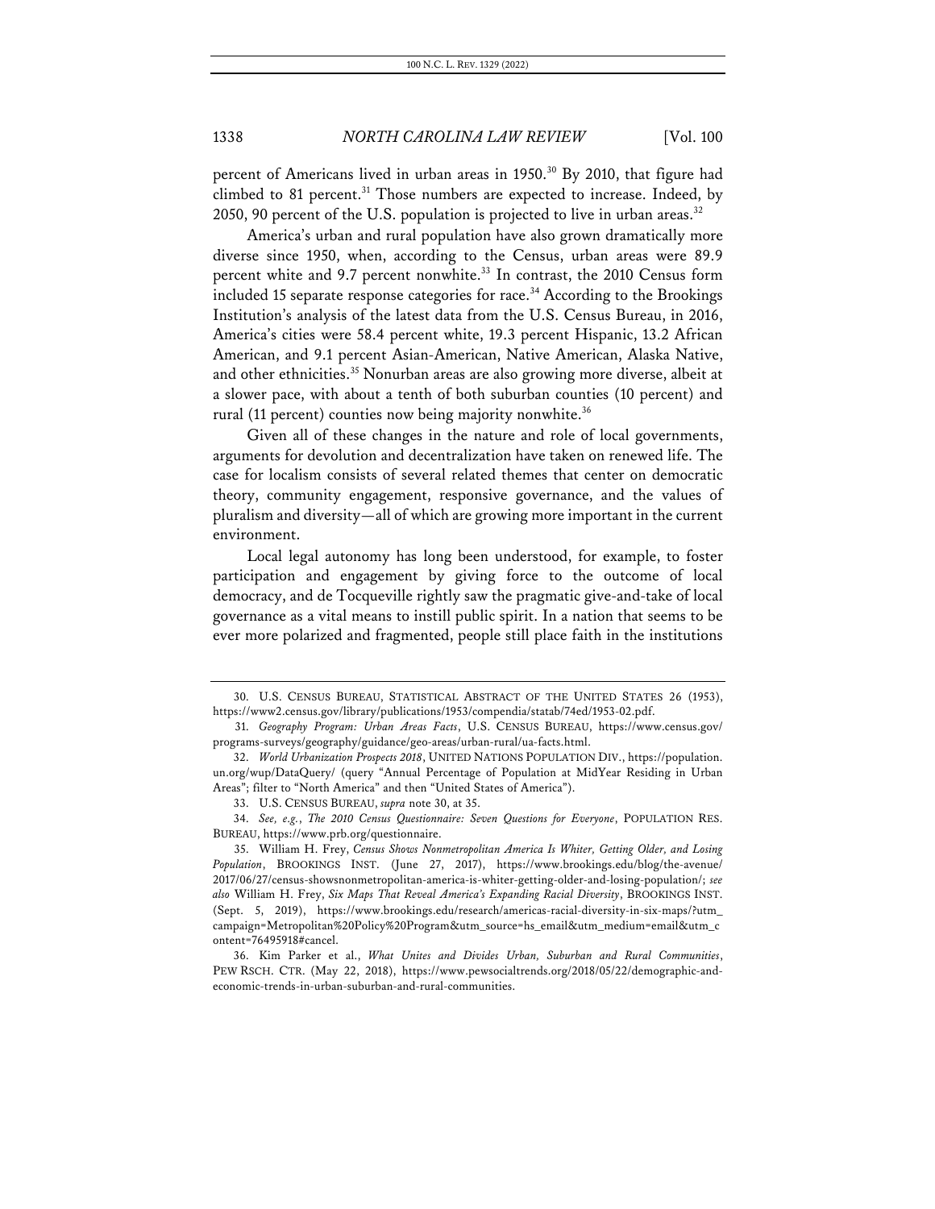percent of Americans lived in urban areas in 1950.[30] By 2010, that figure had climbed to 81 percent.[31] Those numbers are expected to increase. Indeed, by 2050, 90 percent of the U.S. population is projected to live in urban areas.[32]

America's urban and rural population have also grown dramatically more diverse since 1950, when, according to the Census, urban areas were 89.9 percent white and 9.7 percent nonwhite.[33] In contrast, the 2010 Census form included 15 separate response categories for race.[34] According to the Brookings Institution's analysis of the latest data from the U.S. Census Bureau, in 2016, America's cities were 58.4 percent white, 19.3 percent Hispanic, 13.2 African American, and 9.1 percent Asian-American, Native American, Alaska Native, and other ethnicities.[35] Nonurban areas are also growing more diverse, albeit at a slower pace, with about a tenth of both suburban counties (10 percent) and rural (11 percent) counties now being majority nonwhite.[36]

Given all of these changes in the nature and role of local governments, arguments for devolution and decentralization have taken on renewed life. The case for localism consists of several related themes that center on democratic theory, community engagement, responsive governance, and the values of pluralism and diversity—all of which are growing more important in the current environment.

Local legal autonomy has long been understood, for example, to foster participation and engagement by giving force to the outcome of local democracy, and de Tocqueville rightly saw the pragmatic give-and-take of local governance as a vital means to instill public spirit. In a nation that seems to be ever more polarized and fragmented, people still place faith in the institutions

---

30. U.S. CENSUS BUREAU, STATISTICAL ABSTRACT OF THE UNITED STATES 26 (1953), https://www2.census.gov/library/publications/1953/compendia/statab/74ed/1953-02.pdf.

31. *Geography Program: Urban Areas Facts*, U.S. CENSUS BUREAU, https://www.census.gov/programs-surveys/geography/guidance/geo-areas/urban-rural/ua-facts.html.

32. *World Urbanization Prospects 2018*, UNITED NATIONS POPULATION DIV., https://population.un.org/wup/DataQuery/ (query "Annual Percentage of Population at MidYear Residing in Urban Areas"; filter to "North America" and then "United States of America").

33. U.S. CENSUS BUREAU, *supra* note 30, at 35.

34. *See, e.g.*, *The 2010 Census Questionnaire: Seven Questions for Everyone*, POPULATION RES. BUREAU, https://www.prb.org/questionnaire.

35. William H. Frey, *Census Shows Nonmetropolitan America Is Whiter, Getting Older, and Losing Population*, BROOKINGS INST. (June 27, 2017), https://www.brookings.edu/blog/the-avenue/2017/06/27/census-showsnonmetropolitan-america-is-whiter-getting-older-and-losing-population/; *see also* William H. Frey, *Six Maps That Reveal America's Expanding Racial Diversity*, BROOKINGS INST. (Sept. 5, 2019), https://www.brookings.edu/research/americas-racial-diversity-in-six-maps/?utm_campaign=Metropolitan%20Policy%20Program&utm_source=hs_email&utm_medium=email&utm_content=76495918#cancel.

36. Kim Parker et al., *What Unites and Divides Urban, Suburban and Rural Communities*, PEW RSCH. CTR. (May 22, 2018), https://www.pewsocialtrends.org/2018/05/22/demographic-and-economic-trends-in-urban-suburban-and-rural-communities.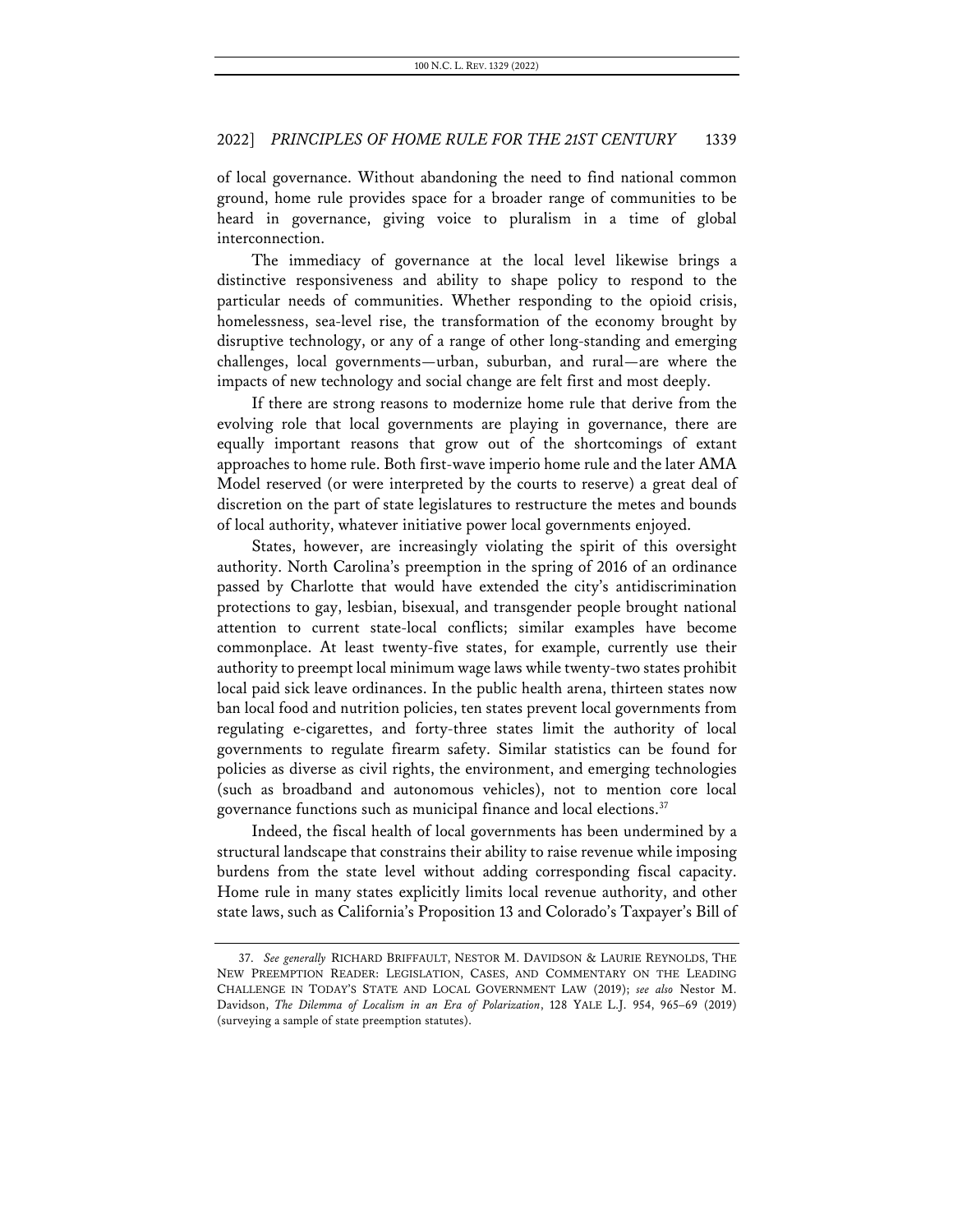of local governance. Without abandoning the need to find national common ground, home rule provides space for a broader range of communities to be heard in governance, giving voice to pluralism in a time of global interconnection.

The immediacy of governance at the local level likewise brings a distinctive responsiveness and ability to shape policy to respond to the particular needs of communities. Whether responding to the opioid crisis, homelessness, sea-level rise, the transformation of the economy brought by disruptive technology, or any of a range of other long-standing and emerging challenges, local governments—urban, suburban, and rural—are where the impacts of new technology and social change are felt first and most deeply.

If there are strong reasons to modernize home rule that derive from the evolving role that local governments are playing in governance, there are equally important reasons that grow out of the shortcomings of extant approaches to home rule. Both first-wave imperio home rule and the later AMA Model reserved (or were interpreted by the courts to reserve) a great deal of discretion on the part of state legislatures to restructure the metes and bounds of local authority, whatever initiative power local governments enjoyed.

States, however, are increasingly violating the spirit of this oversight authority. North Carolina's preemption in the spring of 2016 of an ordinance passed by Charlotte that would have extended the city's antidiscrimination protections to gay, lesbian, bisexual, and transgender people brought national attention to current state-local conflicts; similar examples have become commonplace. At least twenty-five states, for example, currently use their authority to preempt local minimum wage laws while twenty-two states prohibit local paid sick leave ordinances. In the public health arena, thirteen states now ban local food and nutrition policies, ten states prevent local governments from regulating e-cigarettes, and forty-three states limit the authority of local governments to regulate firearm safety. Similar statistics can be found for policies as diverse as civil rights, the environment, and emerging technologies (such as broadband and autonomous vehicles), not to mention core local governance functions such as municipal finance and local elections.[37]

Indeed, the fiscal health of local governments has been undermined by a structural landscape that constrains their ability to raise revenue while imposing burdens from the state level without adding corresponding fiscal capacity. Home rule in many states explicitly limits local revenue authority, and other state laws, such as California's Proposition 13 and Colorado's Taxpayer's Bill of

---

37. *See generally* RICHARD BRIFFAULT, NESTOR M. DAVIDSON & LAURIE REYNOLDS, THE NEW PREEMPTION READER: LEGISLATION, CASES, AND COMMENTARY ON THE LEADING CHALLENGE IN TODAY'S STATE AND LOCAL GOVERNMENT LAW (2019); *see also* Nestor M. Davidson, *The Dilemma of Localism in an Era of Polarization*, 128 YALE L.J. 954, 965–69 (2019) (surveying a sample of state preemption statutes).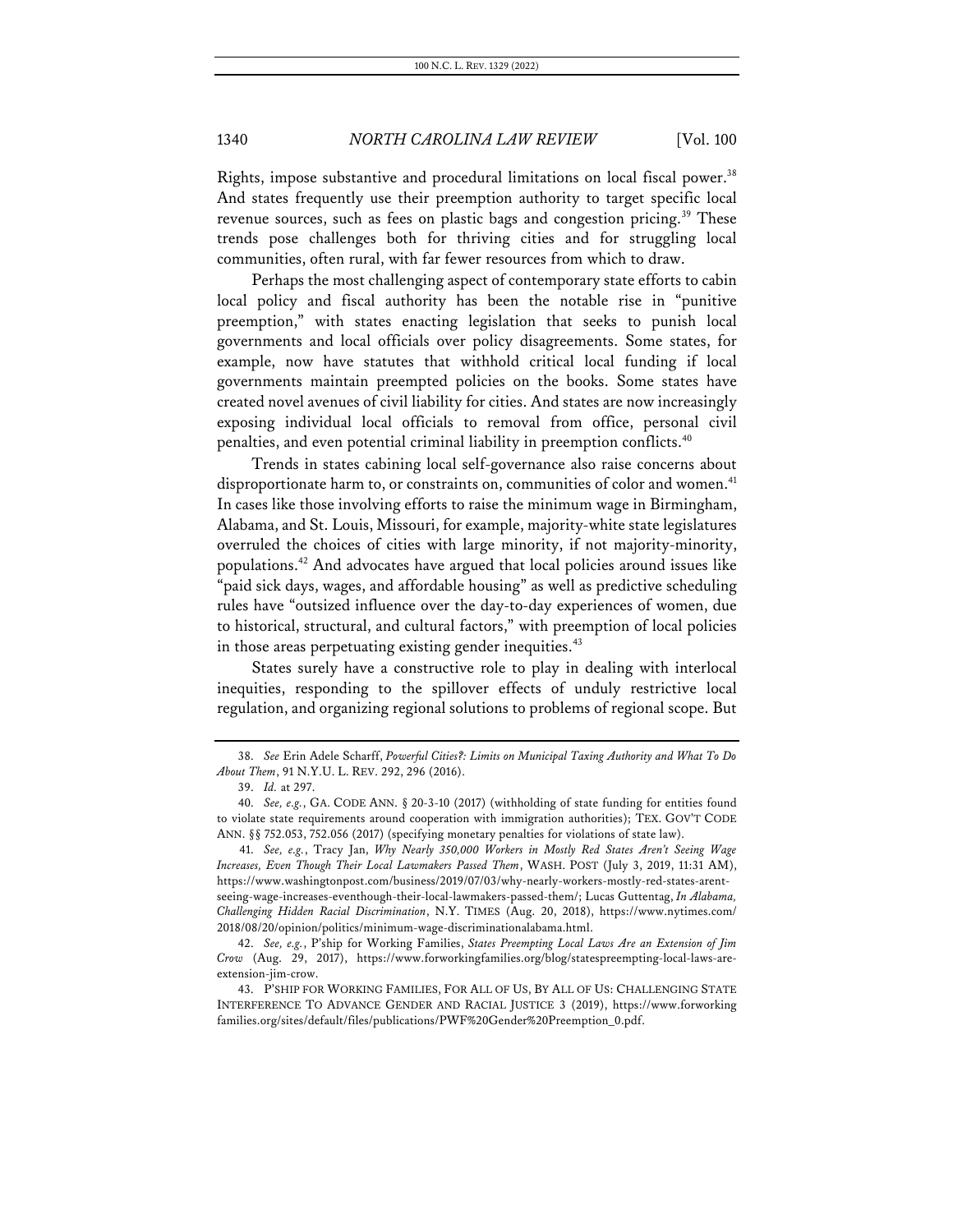Rights, impose substantive and procedural limitations on local fiscal power.[38] And states frequently use their preemption authority to target specific local revenue sources, such as fees on plastic bags and congestion pricing.[39] These trends pose challenges both for thriving cities and for struggling local communities, often rural, with far fewer resources from which to draw.

Perhaps the most challenging aspect of contemporary state efforts to cabin local policy and fiscal authority has been the notable rise in "punitive preemption," with states enacting legislation that seeks to punish local governments and local officials over policy disagreements. Some states, for example, now have statutes that withhold critical local funding if local governments maintain preempted policies on the books. Some states have created novel avenues of civil liability for cities. And states are now increasingly exposing individual local officials to removal from office, personal civil penalties, and even potential criminal liability in preemption conflicts.[40]

Trends in states cabining local self-governance also raise concerns about disproportionate harm to, or constraints on, communities of color and women.[41] In cases like those involving efforts to raise the minimum wage in Birmingham, Alabama, and St. Louis, Missouri, for example, majority-white state legislatures overruled the choices of cities with large minority, if not majority-minority, populations.[42] And advocates have argued that local policies around issues like "paid sick days, wages, and affordable housing" as well as predictive scheduling rules have "outsized influence over the day-to-day experiences of women, due to historical, structural, and cultural factors," with preemption of local policies in those areas perpetuating existing gender inequities.[43]

States surely have a constructive role to play in dealing with interlocal inequities, responding to the spillover effects of unduly restrictive local regulation, and organizing regional solutions to problems of regional scope. But

38. *See* Erin Adele Scharff, *Powerful Cities?: Limits on Municipal Taxing Authority and What To Do About Them*, 91 N.Y.U. L. REV. 292, 296 (2016).

39. *Id.* at 297.

40. *See, e.g.*, GA. CODE ANN. § 20-3-10 (2017) (withholding of state funding for entities found to violate state requirements around cooperation with immigration authorities); TEX. GOV'T CODE ANN. §§ 752.053, 752.056 (2017) (specifying monetary penalties for violations of state law).

41. *See, e.g.*, Tracy Jan, *Why Nearly 350,000 Workers in Mostly Red States Aren't Seeing Wage Increases, Even Though Their Local Lawmakers Passed Them*, WASH. POST (July 3, 2019, 11:31 AM), https://www.washingtonpost.com/business/2019/07/03/why-nearly-workers-mostly-red-states-arent-seeing-wage-increases-eventhough-their-local-lawmakers-passed-them/; Lucas Guttentag, *In Alabama, Challenging Hidden Racial Discrimination*, N.Y. TIMES (Aug. 20, 2018), https://www.nytimes.com/2018/08/20/opinion/politics/minimum-wage-discriminationalabama.html.

42. *See, e.g.*, P'ship for Working Families, *States Preempting Local Laws Are an Extension of Jim Crow* (Aug. 29, 2017), https://www.forworkingfamilies.org/blog/statespreempting-local-laws-are-extension-jim-crow.

43. P'SHIP FOR WORKING FAMILIES, FOR ALL OF US, BY ALL OF US: CHALLENGING STATE INTERFERENCE TO ADVANCE GENDER AND RACIAL JUSTICE 3 (2019), https://www.forworkingfamilies.org/sites/default/files/publications/PWF%20Gender%20Preemption_0.pdf.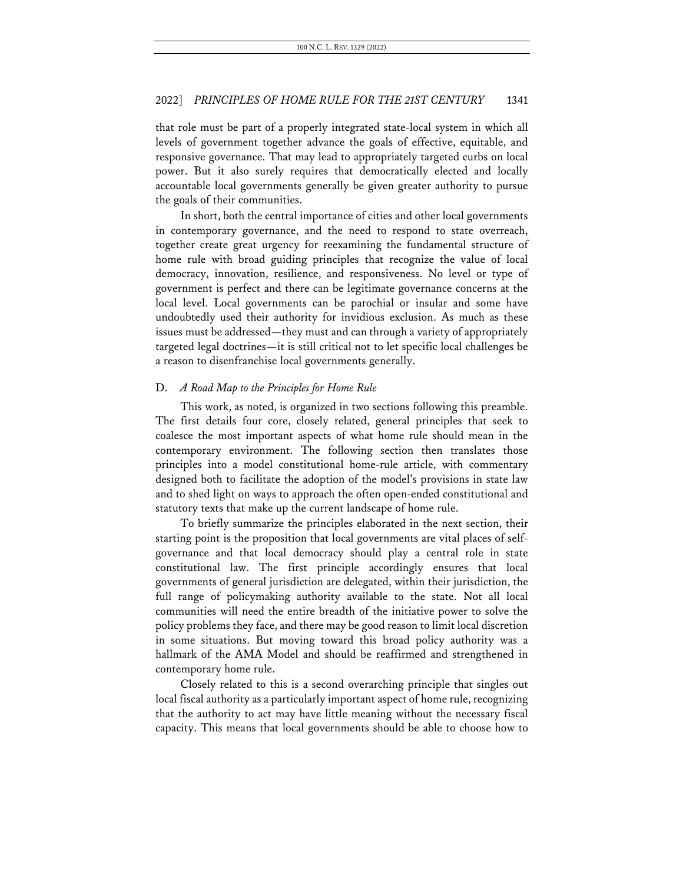that role must be part of a properly integrated state-local system in which all levels of government together advance the goals of effective, equitable, and responsive governance. That may lead to appropriately targeted curbs on local power. But it also surely requires that democratically elected and locally accountable local governments generally be given greater authority to pursue the goals of their communities.

In short, both the central importance of cities and other local governments in contemporary governance, and the need to respond to state overreach, together create great urgency for reexamining the fundamental structure of home rule with broad guiding principles that recognize the value of local democracy, innovation, resilience, and responsiveness. No level or type of government is perfect and there can be legitimate governance concerns at the local level. Local governments can be parochial or insular and some have undoubtedly used their authority for invidious exclusion. As much as these issues must be addressed—they must and can through a variety of appropriately targeted legal doctrines—it is still critical not to let specific local challenges be a reason to disenfranchise local governments generally.

### D. *A Road Map to the Principles for Home Rule*

This work, as noted, is organized in two sections following this preamble. The first details four core, closely related, general principles that seek to coalesce the most important aspects of what home rule should mean in the contemporary environment. The following section then translates those principles into a model constitutional home-rule article, with commentary designed both to facilitate the adoption of the model's provisions in state law and to shed light on ways to approach the often open-ended constitutional and statutory texts that make up the current landscape of home rule.

To briefly summarize the principles elaborated in the next section, their starting point is the proposition that local governments are vital places of self-governance and that local democracy should play a central role in state constitutional law. The first principle accordingly ensures that local governments of general jurisdiction are delegated, within their jurisdiction, the full range of policymaking authority available to the state. Not all local communities will need the entire breadth of the initiative power to solve the policy problems they face, and there may be good reason to limit local discretion in some situations. But moving toward this broad policy authority was a hallmark of the AMA Model and should be reaffirmed and strengthened in contemporary home rule.

Closely related to this is a second overarching principle that singles out local fiscal authority as a particularly important aspect of home rule, recognizing that the authority to act may have little meaning without the necessary fiscal capacity. This means that local governments should be able to choose how to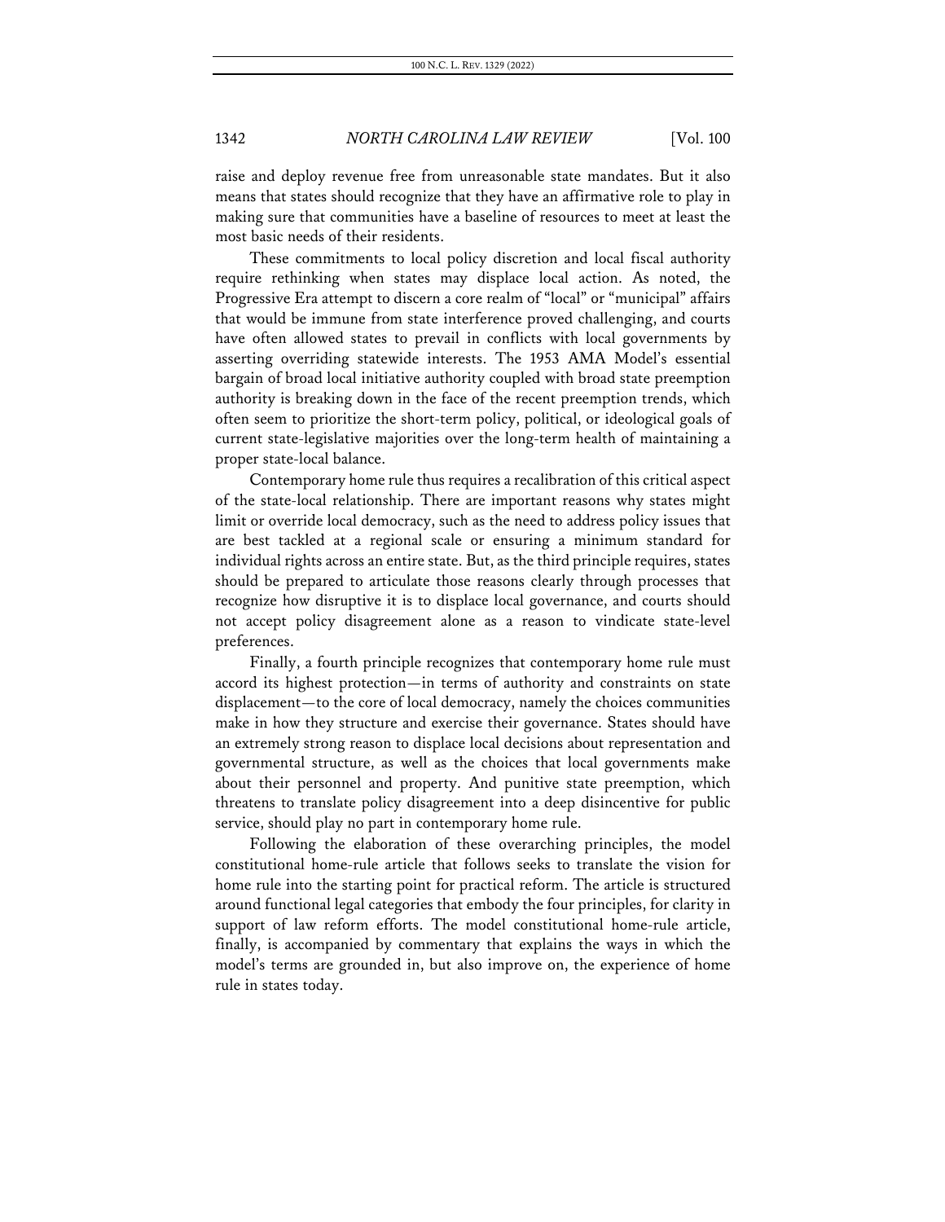raise and deploy revenue free from unreasonable state mandates. But it also means that states should recognize that they have an affirmative role to play in making sure that communities have a baseline of resources to meet at least the most basic needs of their residents.

These commitments to local policy discretion and local fiscal authority require rethinking when states may displace local action. As noted, the Progressive Era attempt to discern a core realm of "local" or "municipal" affairs that would be immune from state interference proved challenging, and courts have often allowed states to prevail in conflicts with local governments by asserting overriding statewide interests. The 1953 AMA Model's essential bargain of broad local initiative authority coupled with broad state preemption authority is breaking down in the face of the recent preemption trends, which often seem to prioritize the short-term policy, political, or ideological goals of current state-legislative majorities over the long-term health of maintaining a proper state-local balance.

Contemporary home rule thus requires a recalibration of this critical aspect of the state-local relationship. There are important reasons why states might limit or override local democracy, such as the need to address policy issues that are best tackled at a regional scale or ensuring a minimum standard for individual rights across an entire state. But, as the third principle requires, states should be prepared to articulate those reasons clearly through processes that recognize how disruptive it is to displace local governance, and courts should not accept policy disagreement alone as a reason to vindicate state-level preferences.

Finally, a fourth principle recognizes that contemporary home rule must accord its highest protection—in terms of authority and constraints on state displacement—to the core of local democracy, namely the choices communities make in how they structure and exercise their governance. States should have an extremely strong reason to displace local decisions about representation and governmental structure, as well as the choices that local governments make about their personnel and property. And punitive state preemption, which threatens to translate policy disagreement into a deep disincentive for public service, should play no part in contemporary home rule.

Following the elaboration of these overarching principles, the model constitutional home-rule article that follows seeks to translate the vision for home rule into the starting point for practical reform. The article is structured around functional legal categories that embody the four principles, for clarity in support of law reform efforts. The model constitutional home-rule article, finally, is accompanied by commentary that explains the ways in which the model's terms are grounded in, but also improve on, the experience of home rule in states today.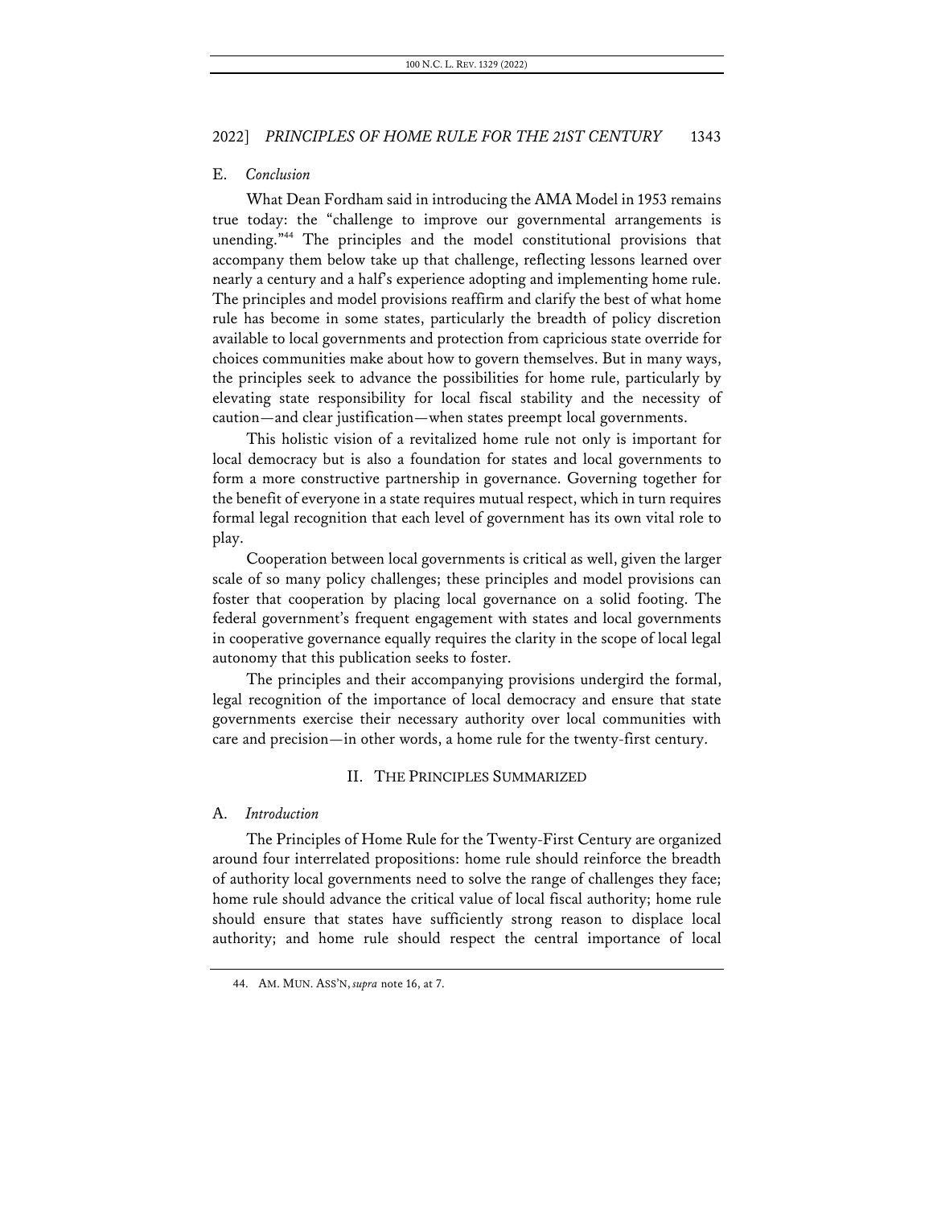### E. *Conclusion*

What Dean Fordham said in introducing the AMA Model in 1953 remains true today: the "challenge to improve our governmental arrangements is unending."[44] The principles and the model constitutional provisions that accompany them below take up that challenge, reflecting lessons learned over nearly a century and a half's experience adopting and implementing home rule. The principles and model provisions reaffirm and clarify the best of what home rule has become in some states, particularly the breadth of policy discretion available to local governments and protection from capricious state override for choices communities make about how to govern themselves. But in many ways, the principles seek to advance the possibilities for home rule, particularly by elevating state responsibility for local fiscal stability and the necessity of caution—and clear justification—when states preempt local governments.

This holistic vision of a revitalized home rule not only is important for local democracy but is also a foundation for states and local governments to form a more constructive partnership in governance. Governing together for the benefit of everyone in a state requires mutual respect, which in turn requires formal legal recognition that each level of government has its own vital role to play.

Cooperation between local governments is critical as well, given the larger scale of so many policy challenges; these principles and model provisions can foster that cooperation by placing local governance on a solid footing. The federal government's frequent engagement with states and local governments in cooperative governance equally requires the clarity in the scope of local legal autonomy that this publication seeks to foster.

The principles and their accompanying provisions undergird the formal, legal recognition of the importance of local democracy and ensure that state governments exercise their necessary authority over local communities with care and precision—in other words, a home rule for the twenty-first century.

## II. THE PRINCIPLES SUMMARIZED

### A. *Introduction*

The Principles of Home Rule for the Twenty-First Century are organized around four interrelated propositions: home rule should reinforce the breadth of authority local governments need to solve the range of challenges they face; home rule should advance the critical value of local fiscal authority; home rule should ensure that states have sufficiently strong reason to displace local authority; and home rule should respect the central importance of local

44. AM. MUN. ASS'N, *supra* note 16, at 7.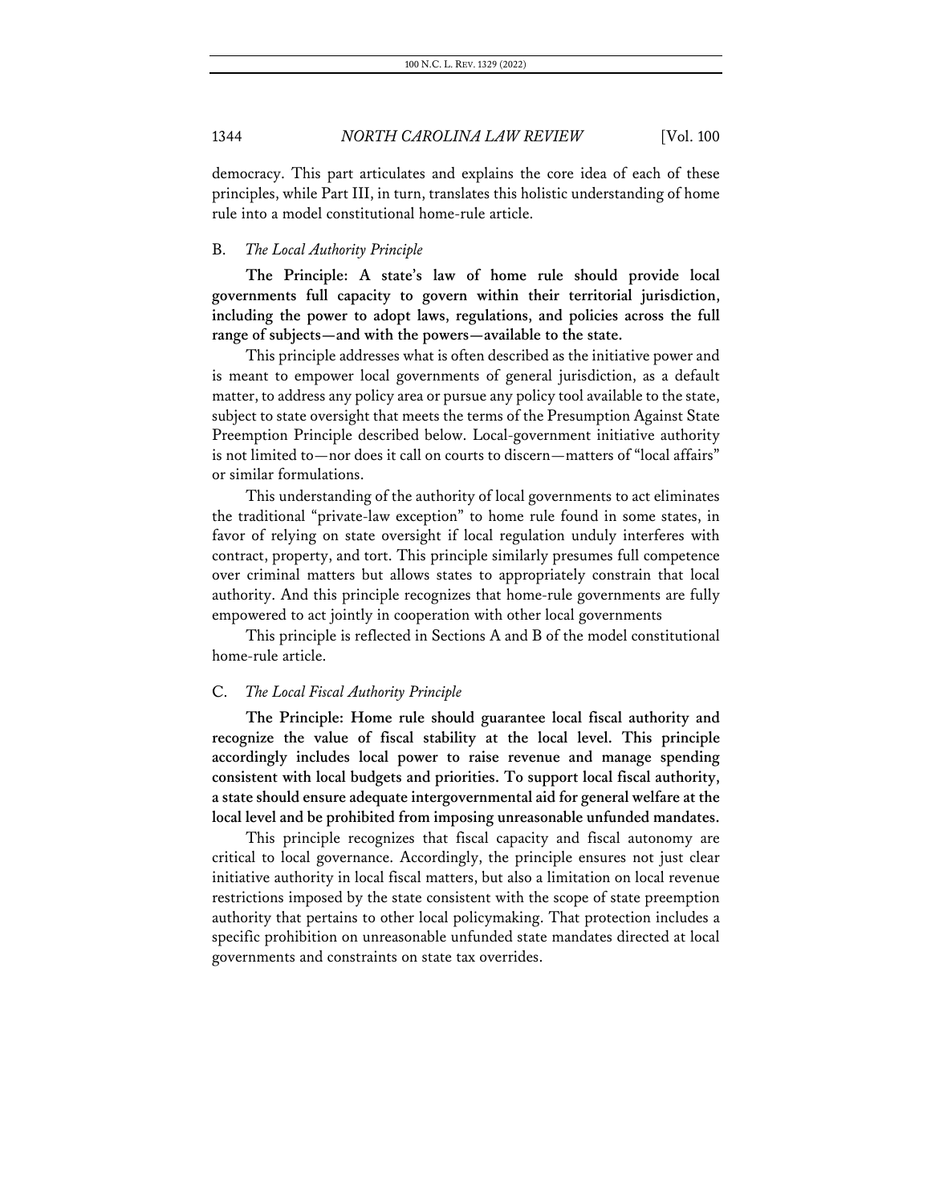democracy. This part articulates and explains the core idea of each of these principles, while Part III, in turn, translates this holistic understanding of home rule into a model constitutional home-rule article.

### B. *The Local Authority Principle*

**The Principle: A state's law of home rule should provide local governments full capacity to govern within their territorial jurisdiction, including the power to adopt laws, regulations, and policies across the full range of subjects—and with the powers—available to the state.**

This principle addresses what is often described as the initiative power and is meant to empower local governments of general jurisdiction, as a default matter, to address any policy area or pursue any policy tool available to the state, subject to state oversight that meets the terms of the Presumption Against State Preemption Principle described below. Local-government initiative authority is not limited to—nor does it call on courts to discern—matters of "local affairs" or similar formulations.

This understanding of the authority of local governments to act eliminates the traditional "private-law exception" to home rule found in some states, in favor of relying on state oversight if local regulation unduly interferes with contract, property, and tort. This principle similarly presumes full competence over criminal matters but allows states to appropriately constrain that local authority. And this principle recognizes that home-rule governments are fully empowered to act jointly in cooperation with other local governments

This principle is reflected in Sections A and B of the model constitutional home-rule article.

### C. *The Local Fiscal Authority Principle*

**The Principle: Home rule should guarantee local fiscal authority and recognize the value of fiscal stability at the local level. This principle accordingly includes local power to raise revenue and manage spending consistent with local budgets and priorities. To support local fiscal authority, a state should ensure adequate intergovernmental aid for general welfare at the local level and be prohibited from imposing unreasonable unfunded mandates.**

This principle recognizes that fiscal capacity and fiscal autonomy are critical to local governance. Accordingly, the principle ensures not just clear initiative authority in local fiscal matters, but also a limitation on local revenue restrictions imposed by the state consistent with the scope of state preemption authority that pertains to other local policymaking. That protection includes a specific prohibition on unreasonable unfunded state mandates directed at local governments and constraints on state tax overrides.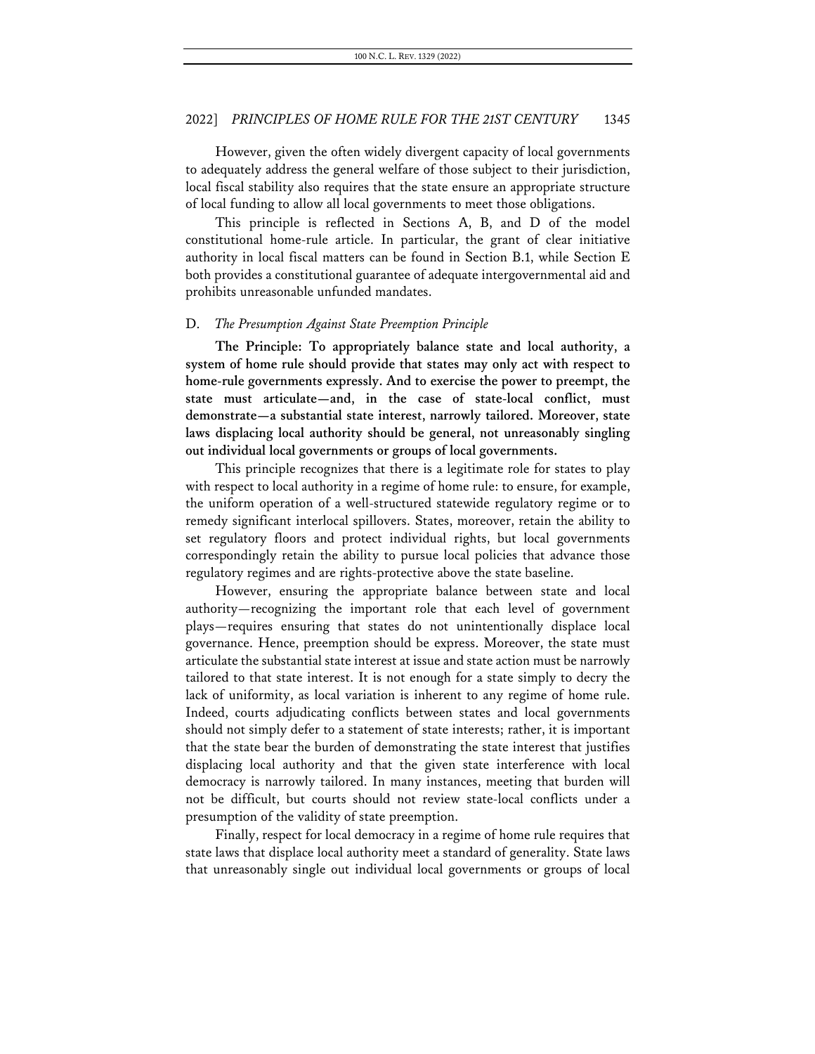However, given the often widely divergent capacity of local governments to adequately address the general welfare of those subject to their jurisdiction, local fiscal stability also requires that the state ensure an appropriate structure of local funding to allow all local governments to meet those obligations.

This principle is reflected in Sections A, B, and D of the model constitutional home-rule article. In particular, the grant of clear initiative authority in local fiscal matters can be found in Section B.1, while Section E both provides a constitutional guarantee of adequate intergovernmental aid and prohibits unreasonable unfunded mandates.

### D. *The Presumption Against State Preemption Principle*

**The Principle: To appropriately balance state and local authority, a system of home rule should provide that states may only act with respect to home-rule governments expressly. And to exercise the power to preempt, the state must articulate—and, in the case of state-local conflict, must demonstrate—a substantial state interest, narrowly tailored. Moreover, state laws displacing local authority should be general, not unreasonably singling out individual local governments or groups of local governments.**

This principle recognizes that there is a legitimate role for states to play with respect to local authority in a regime of home rule: to ensure, for example, the uniform operation of a well-structured statewide regulatory regime or to remedy significant interlocal spillovers. States, moreover, retain the ability to set regulatory floors and protect individual rights, but local governments correspondingly retain the ability to pursue local policies that advance those regulatory regimes and are rights-protective above the state baseline.

However, ensuring the appropriate balance between state and local authority—recognizing the important role that each level of government plays—requires ensuring that states do not unintentionally displace local governance. Hence, preemption should be express. Moreover, the state must articulate the substantial state interest at issue and state action must be narrowly tailored to that state interest. It is not enough for a state simply to decry the lack of uniformity, as local variation is inherent to any regime of home rule. Indeed, courts adjudicating conflicts between states and local governments should not simply defer to a statement of state interests; rather, it is important that the state bear the burden of demonstrating the state interest that justifies displacing local authority and that the given state interference with local democracy is narrowly tailored. In many instances, meeting that burden will not be difficult, but courts should not review state-local conflicts under a presumption of the validity of state preemption.

Finally, respect for local democracy in a regime of home rule requires that state laws that displace local authority meet a standard of generality. State laws that unreasonably single out individual local governments or groups of local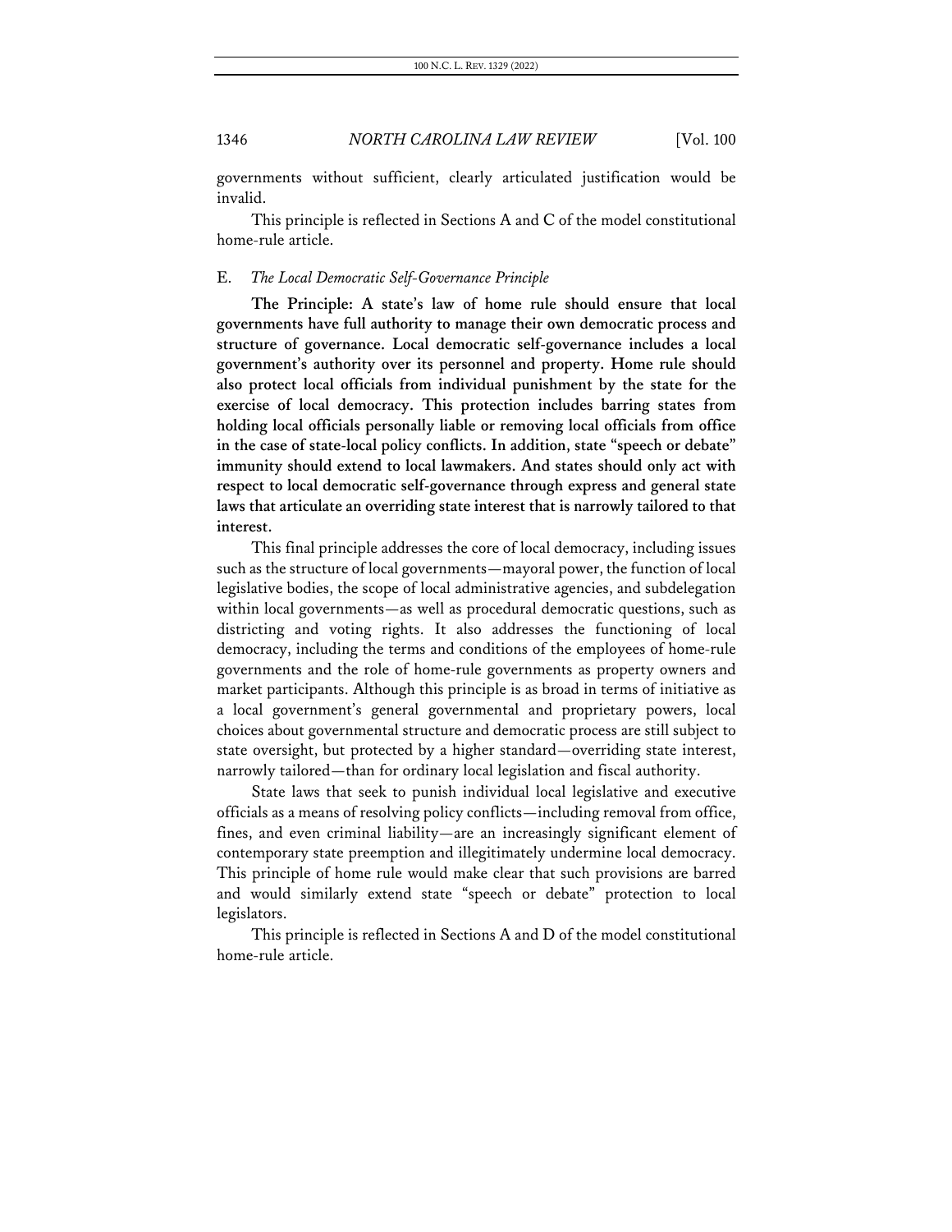governments without sufficient, clearly articulated justification would be invalid.

This principle is reflected in Sections A and C of the model constitutional home-rule article.

### E. *The Local Democratic Self-Governance Principle*

**The Principle: A state's law of home rule should ensure that local governments have full authority to manage their own democratic process and structure of governance. Local democratic self-governance includes a local government's authority over its personnel and property. Home rule should also protect local officials from individual punishment by the state for the exercise of local democracy. This protection includes barring states from holding local officials personally liable or removing local officials from office in the case of state-local policy conflicts. In addition, state "speech or debate" immunity should extend to local lawmakers. And states should only act with respect to local democratic self-governance through express and general state laws that articulate an overriding state interest that is narrowly tailored to that interest.**

This final principle addresses the core of local democracy, including issues such as the structure of local governments—mayoral power, the function of local legislative bodies, the scope of local administrative agencies, and subdelegation within local governments—as well as procedural democratic questions, such as districting and voting rights. It also addresses the functioning of local democracy, including the terms and conditions of the employees of home-rule governments and the role of home-rule governments as property owners and market participants. Although this principle is as broad in terms of initiative as a local government's general governmental and proprietary powers, local choices about governmental structure and democratic process are still subject to state oversight, but protected by a higher standard—overriding state interest, narrowly tailored—than for ordinary local legislation and fiscal authority.

State laws that seek to punish individual local legislative and executive officials as a means of resolving policy conflicts—including removal from office, fines, and even criminal liability—are an increasingly significant element of contemporary state preemption and illegitimately undermine local democracy. This principle of home rule would make clear that such provisions are barred and would similarly extend state "speech or debate" protection to local legislators.

This principle is reflected in Sections A and D of the model constitutional home-rule article.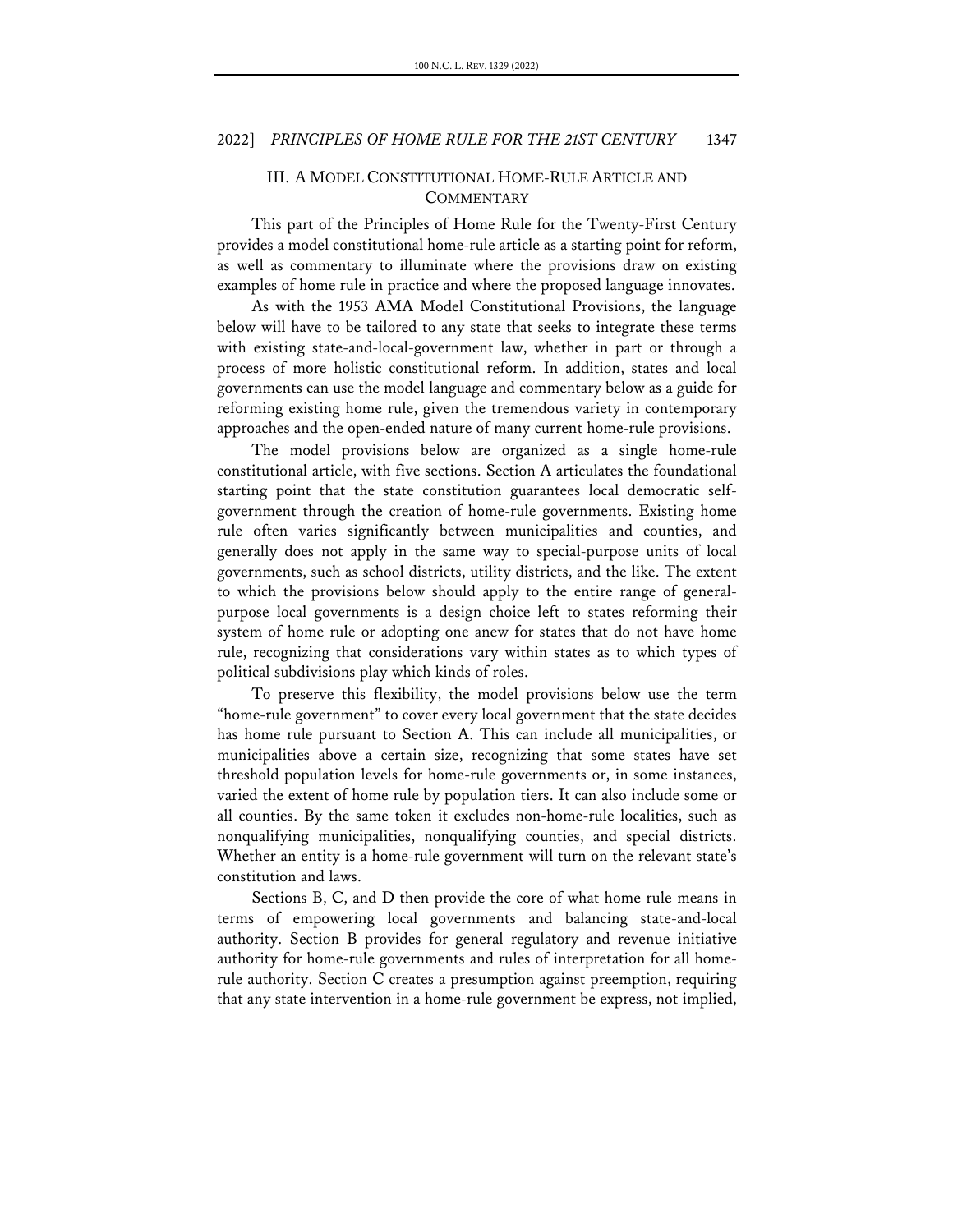## III. A MODEL CONSTITUTIONAL HOME-RULE ARTICLE AND COMMENTARY

This part of the Principles of Home Rule for the Twenty-First Century provides a model constitutional home-rule article as a starting point for reform, as well as commentary to illuminate where the provisions draw on existing examples of home rule in practice and where the proposed language innovates.

As with the 1953 AMA Model Constitutional Provisions, the language below will have to be tailored to any state that seeks to integrate these terms with existing state-and-local-government law, whether in part or through a process of more holistic constitutional reform. In addition, states and local governments can use the model language and commentary below as a guide for reforming existing home rule, given the tremendous variety in contemporary approaches and the open-ended nature of many current home-rule provisions.

The model provisions below are organized as a single home-rule constitutional article, with five sections. Section A articulates the foundational starting point that the state constitution guarantees local democratic self-government through the creation of home-rule governments. Existing home rule often varies significantly between municipalities and counties, and generally does not apply in the same way to special-purpose units of local governments, such as school districts, utility districts, and the like. The extent to which the provisions below should apply to the entire range of general-purpose local governments is a design choice left to states reforming their system of home rule or adopting one anew for states that do not have home rule, recognizing that considerations vary within states as to which types of political subdivisions play which kinds of roles.

To preserve this flexibility, the model provisions below use the term "home-rule government" to cover every local government that the state decides has home rule pursuant to Section A. This can include all municipalities, or municipalities above a certain size, recognizing that some states have set threshold population levels for home-rule governments or, in some instances, varied the extent of home rule by population tiers. It can also include some or all counties. By the same token it excludes non-home-rule localities, such as nonqualifying municipalities, nonqualifying counties, and special districts. Whether an entity is a home-rule government will turn on the relevant state's constitution and laws.

Sections B, C, and D then provide the core of what home rule means in terms of empowering local governments and balancing state-and-local authority. Section B provides for general regulatory and revenue initiative authority for home-rule governments and rules of interpretation for all home-rule authority. Section C creates a presumption against preemption, requiring that any state intervention in a home-rule government be express, not implied,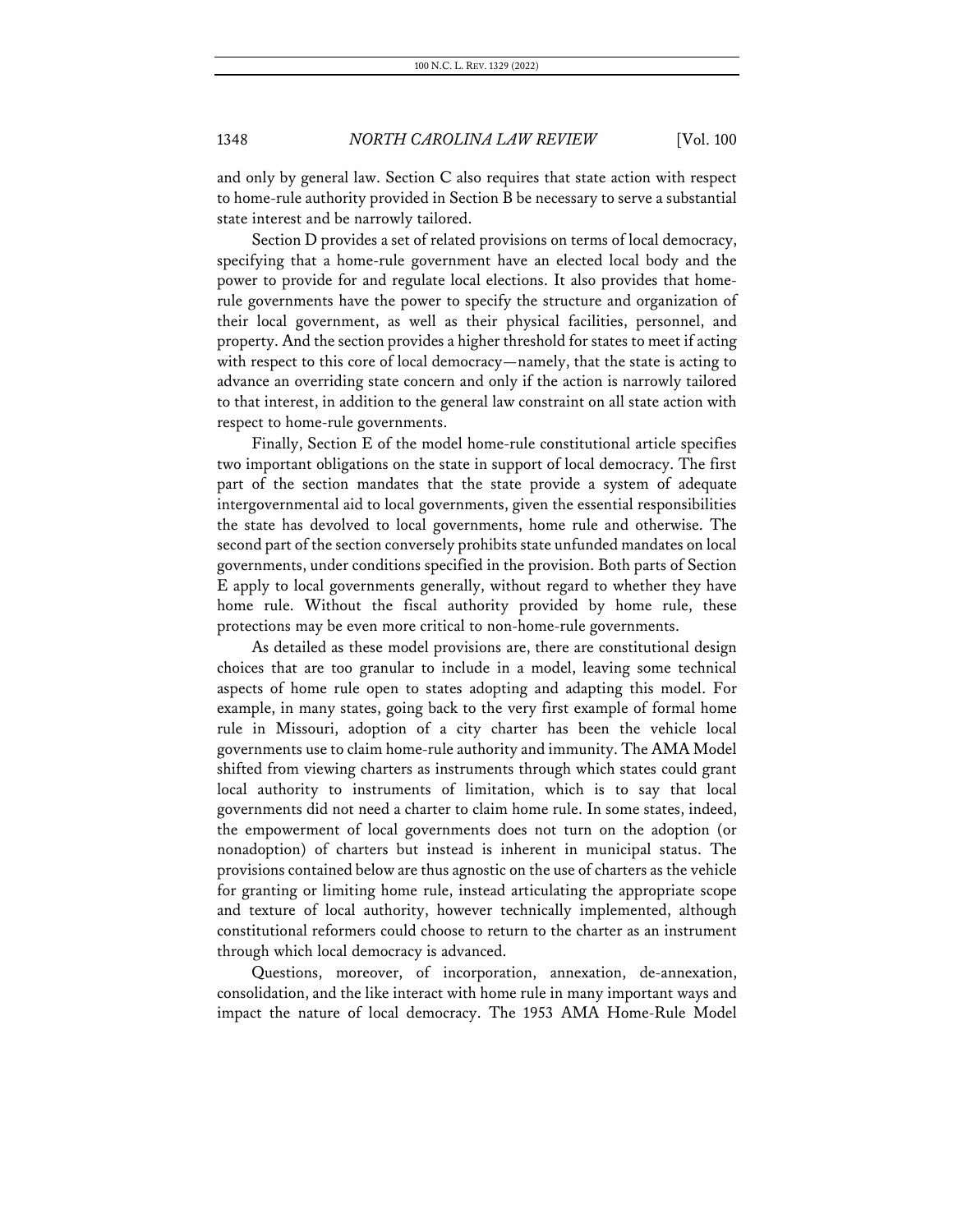and only by general law. Section C also requires that state action with respect to home-rule authority provided in Section B be necessary to serve a substantial state interest and be narrowly tailored.

Section D provides a set of related provisions on terms of local democracy, specifying that a home-rule government have an elected local body and the power to provide for and regulate local elections. It also provides that home-rule governments have the power to specify the structure and organization of their local government, as well as their physical facilities, personnel, and property. And the section provides a higher threshold for states to meet if acting with respect to this core of local democracy—namely, that the state is acting to advance an overriding state concern and only if the action is narrowly tailored to that interest, in addition to the general law constraint on all state action with respect to home-rule governments.

Finally, Section E of the model home-rule constitutional article specifies two important obligations on the state in support of local democracy. The first part of the section mandates that the state provide a system of adequate intergovernmental aid to local governments, given the essential responsibilities the state has devolved to local governments, home rule and otherwise. The second part of the section conversely prohibits state unfunded mandates on local governments, under conditions specified in the provision. Both parts of Section E apply to local governments generally, without regard to whether they have home rule. Without the fiscal authority provided by home rule, these protections may be even more critical to non-home-rule governments.

As detailed as these model provisions are, there are constitutional design choices that are too granular to include in a model, leaving some technical aspects of home rule open to states adopting and adapting this model. For example, in many states, going back to the very first example of formal home rule in Missouri, adoption of a city charter has been the vehicle local governments use to claim home-rule authority and immunity. The AMA Model shifted from viewing charters as instruments through which states could grant local authority to instruments of limitation, which is to say that local governments did not need a charter to claim home rule. In some states, indeed, the empowerment of local governments does not turn on the adoption (or nonadoption) of charters but instead is inherent in municipal status. The provisions contained below are thus agnostic on the use of charters as the vehicle for granting or limiting home rule, instead articulating the appropriate scope and texture of local authority, however technically implemented, although constitutional reformers could choose to return to the charter as an instrument through which local democracy is advanced.

Questions, moreover, of incorporation, annexation, de-annexation, consolidation, and the like interact with home rule in many important ways and impact the nature of local democracy. The 1953 AMA Home-Rule Model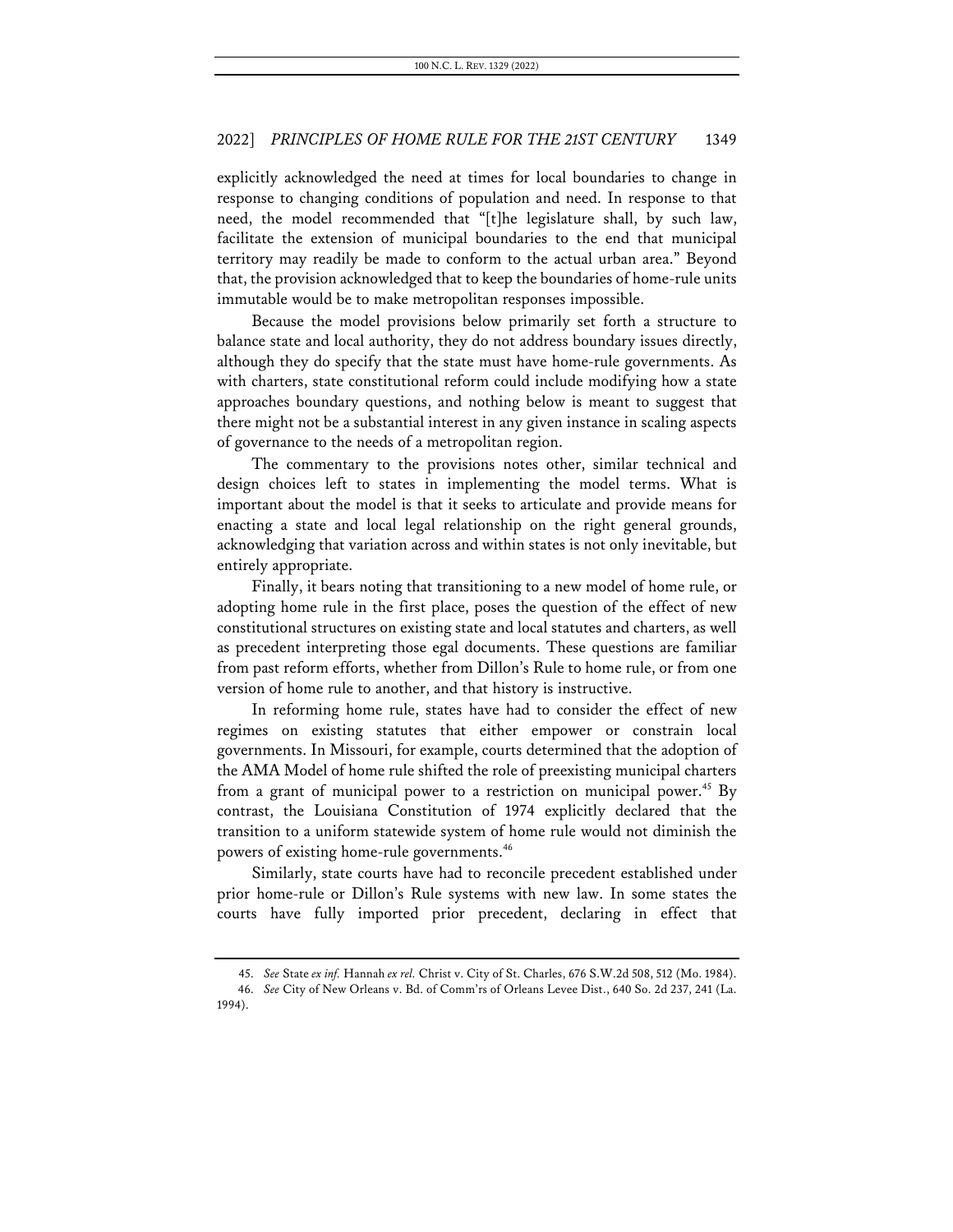explicitly acknowledged the need at times for local boundaries to change in response to changing conditions of population and need. In response to that need, the model recommended that "[t]he legislature shall, by such law, facilitate the extension of municipal boundaries to the end that municipal territory may readily be made to conform to the actual urban area." Beyond that, the provision acknowledged that to keep the boundaries of home-rule units immutable would be to make metropolitan responses impossible.

Because the model provisions below primarily set forth a structure to balance state and local authority, they do not address boundary issues directly, although they do specify that the state must have home-rule governments. As with charters, state constitutional reform could include modifying how a state approaches boundary questions, and nothing below is meant to suggest that there might not be a substantial interest in any given instance in scaling aspects of governance to the needs of a metropolitan region.

The commentary to the provisions notes other, similar technical and design choices left to states in implementing the model terms. What is important about the model is that it seeks to articulate and provide means for enacting a state and local legal relationship on the right general grounds, acknowledging that variation across and within states is not only inevitable, but entirely appropriate.

Finally, it bears noting that transitioning to a new model of home rule, or adopting home rule in the first place, poses the question of the effect of new constitutional structures on existing state and local statutes and charters, as well as precedent interpreting those legal documents. These questions are familiar from past reform efforts, whether from Dillon's Rule to home rule, or from one version of home rule to another, and that history is instructive.

In reforming home rule, states have had to consider the effect of new regimes on existing statutes that either empower or constrain local governments. In Missouri, for example, courts determined that the adoption of the AMA Model of home rule shifted the role of preexisting municipal charters from a grant of municipal power to a restriction on municipal power.[45] By contrast, the Louisiana Constitution of 1974 explicitly declared that the transition to a uniform statewide system of home rule would not diminish the powers of existing home-rule governments.[46]

Similarly, state courts have had to reconcile precedent established under prior home-rule or Dillon's Rule systems with new law. In some states the courts have fully imported prior precedent, declaring in effect that

45. *See* State *ex inf.* Hannah *ex rel.* Christ v. City of St. Charles, 676 S.W.2d 508, 512 (Mo. 1984).

46. *See* City of New Orleans v. Bd. of Comm'rs of Orleans Levee Dist., 640 So. 2d 237, 241 (La. 1994).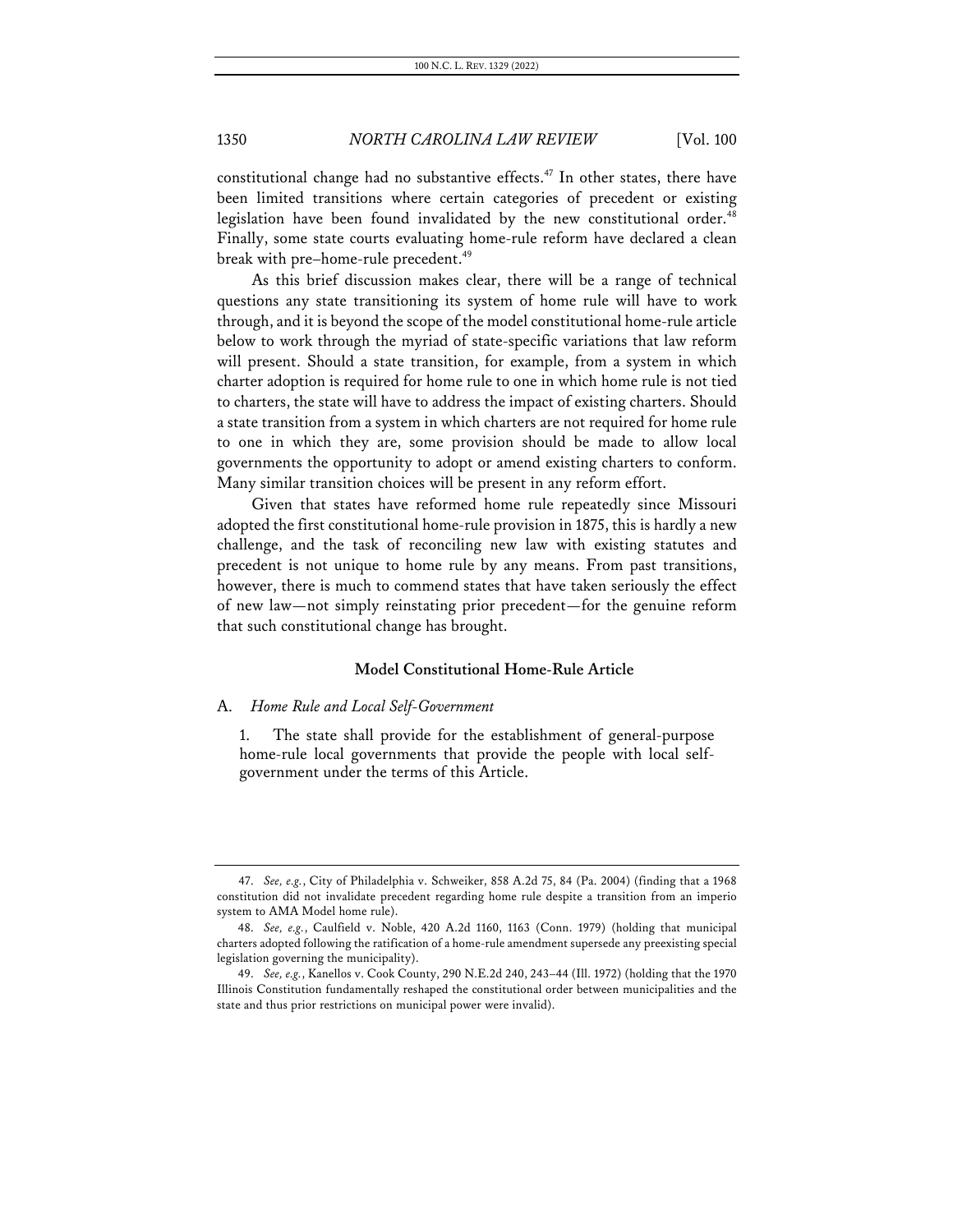constitutional change had no substantive effects.[47] In other states, there have been limited transitions where certain categories of precedent or existing legislation have been found invalidated by the new constitutional order.[48] Finally, some state courts evaluating home-rule reform have declared a clean break with pre–home-rule precedent.[49]

As this brief discussion makes clear, there will be a range of technical questions any state transitioning its system of home rule will have to work through, and it is beyond the scope of the model constitutional home-rule article below to work through the myriad of state-specific variations that law reform will present. Should a state transition, for example, from a system in which charter adoption is required for home rule to one in which home rule is not tied to charters, the state will have to address the impact of existing charters. Should a state transition from a system in which charters are not required for home rule to one in which they are, some provision should be made to allow local governments the opportunity to adopt or amend existing charters to conform. Many similar transition choices will be present in any reform effort.

Given that states have reformed home rule repeatedly since Missouri adopted the first constitutional home-rule provision in 1875, this is hardly a new challenge, and the task of reconciling new law with existing statutes and precedent is not unique to home rule by any means. From past transitions, however, there is much to commend states that have taken seriously the effect of new law—not simply reinstating prior precedent—for the genuine reform that such constitutional change has brought.

## Model Constitutional Home-Rule Article

### A. *Home Rule and Local Self-Government*

1. The state shall provide for the establishment of general-purpose home-rule local governments that provide the people with local self-government under the terms of this Article.

---

47. *See, e.g.*, City of Philadelphia v. Schweiker, 858 A.2d 75, 84 (Pa. 2004) (finding that a 1968 constitution did not invalidate precedent regarding home rule despite a transition from an imperio system to AMA Model home rule).

48. *See, e.g.*, Caulfield v. Noble, 420 A.2d 1160, 1163 (Conn. 1979) (holding that municipal charters adopted following the ratification of a home-rule amendment supersede any preexisting special legislation governing the municipality).

49. *See, e.g.*, Kanellos v. Cook County, 290 N.E.2d 240, 243–44 (Ill. 1972) (holding that the 1970 Illinois Constitution fundamentally reshaped the constitutional order between municipalities and the state and thus prior restrictions on municipal power were invalid).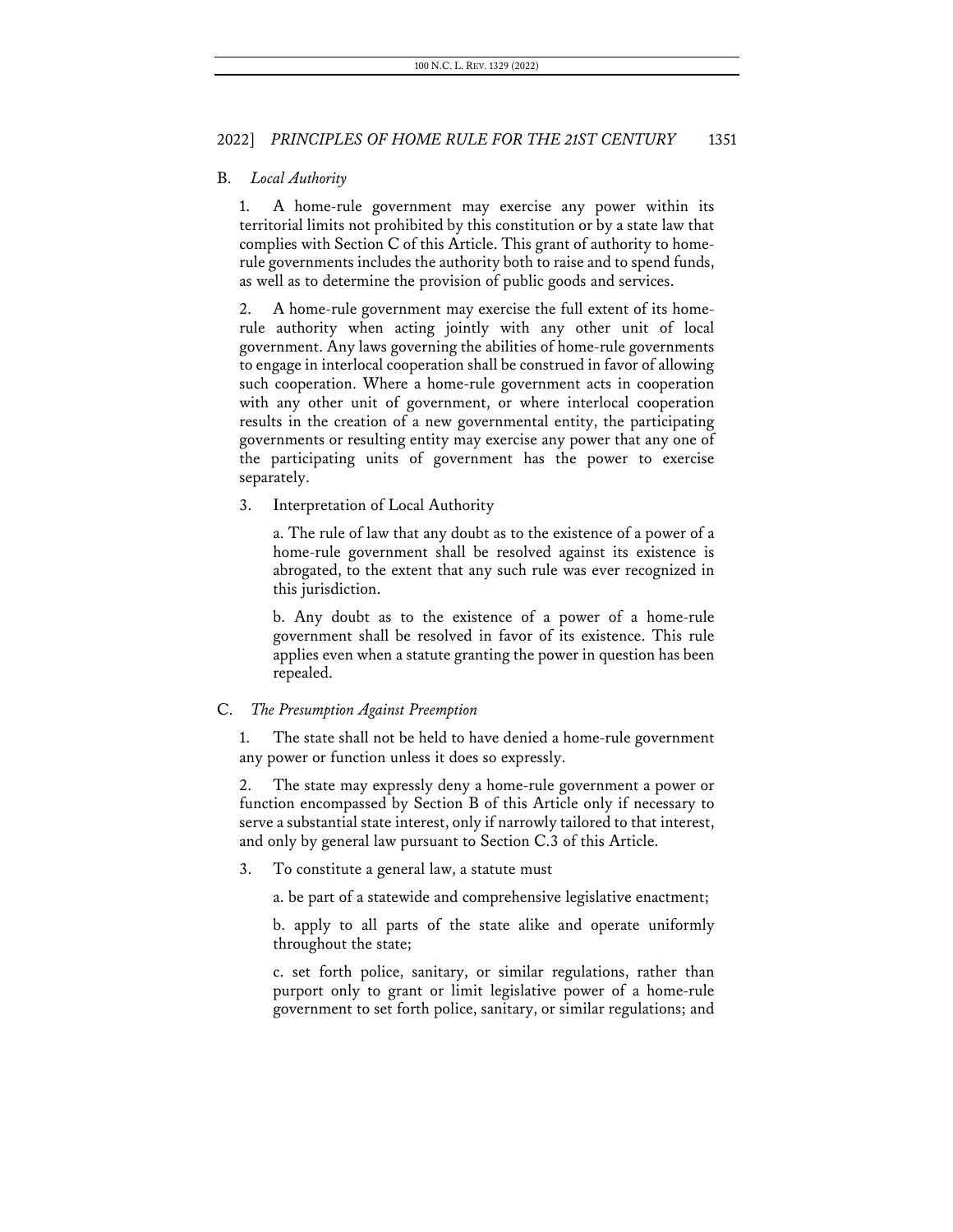## B. *Local Authority*

1. A home-rule government may exercise any power within its territorial limits not prohibited by this constitution or by a state law that complies with Section C of this Article. This grant of authority to home-rule governments includes the authority both to raise and to spend funds, as well as to determine the provision of public goods and services.

2. A home-rule government may exercise the full extent of its home-rule authority when acting jointly with any other unit of local government. Any laws governing the abilities of home-rule governments to engage in interlocal cooperation shall be construed in favor of allowing such cooperation. Where a home-rule government acts in cooperation with any other unit of government, or where interlocal cooperation results in the creation of a new governmental entity, the participating governments or resulting entity may exercise any power that any one of the participating units of government has the power to exercise separately.

3. Interpretation of Local Authority

   a. The rule of law that any doubt as to the existence of a power of a home-rule government shall be resolved against its existence is abrogated, to the extent that any such rule was ever recognized in this jurisdiction.

   b. Any doubt as to the existence of a power of a home-rule government shall be resolved in favor of its existence. This rule applies even when a statute granting the power in question has been repealed.

## C. *The Presumption Against Preemption*

1. The state shall not be held to have denied a home-rule government any power or function unless it does so expressly.

2. The state may expressly deny a home-rule government a power or function encompassed by Section B of this Article only if necessary to serve a substantial state interest, only if narrowly tailored to that interest, and only by general law pursuant to Section C.3 of this Article.

3. To constitute a general law, a statute must

   a. be part of a statewide and comprehensive legislative enactment;

   b. apply to all parts of the state alike and operate uniformly throughout the state;

   c. set forth police, sanitary, or similar regulations, rather than purport only to grant or limit legislative power of a home-rule government to set forth police, sanitary, or similar regulations; and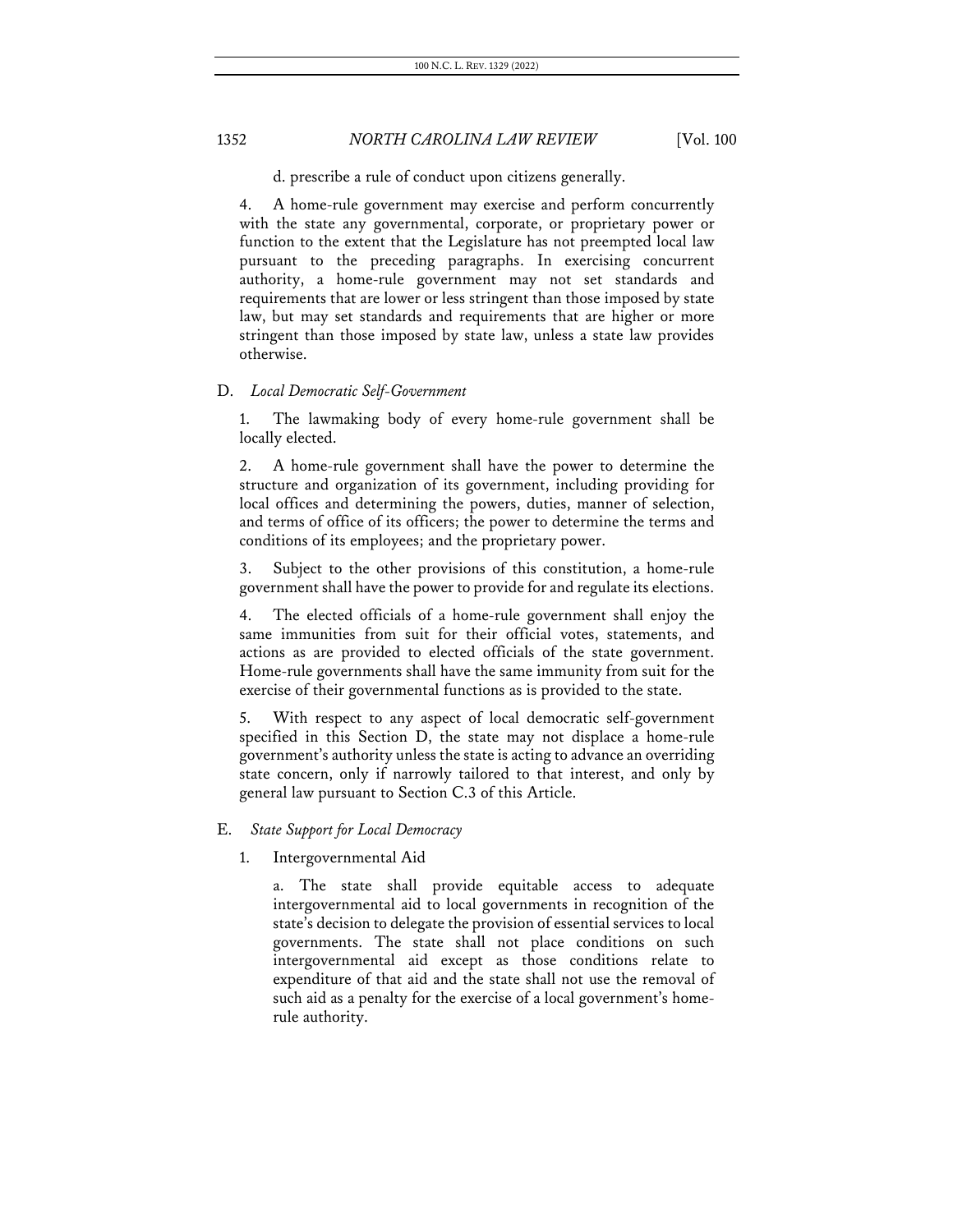d. prescribe a rule of conduct upon citizens generally.

4. A home-rule government may exercise and perform concurrently with the state any governmental, corporate, or proprietary power or function to the extent that the Legislature has not preempted local law pursuant to the preceding paragraphs. In exercising concurrent authority, a home-rule government may not set standards and requirements that are lower or less stringent than those imposed by state law, but may set standards and requirements that are higher or more stringent than those imposed by state law, unless a state law provides otherwise.

### D. *Local Democratic Self-Government*

1. The lawmaking body of every home-rule government shall be locally elected.

2. A home-rule government shall have the power to determine the structure and organization of its government, including providing for local offices and determining the powers, duties, manner of selection, and terms of office of its officers; the power to determine the terms and conditions of its employees; and the proprietary power.

3. Subject to the other provisions of this constitution, a home-rule government shall have the power to provide for and regulate its elections.

4. The elected officials of a home-rule government shall enjoy the same immunities from suit for their official votes, statements, and actions as are provided to elected officials of the state government. Home-rule governments shall have the same immunity from suit for the exercise of their governmental functions as is provided to the state.

5. With respect to any aspect of local democratic self-government specified in this Section D, the state may not displace a home-rule government's authority unless the state is acting to advance an overriding state concern, only if narrowly tailored to that interest, and only by general law pursuant to Section C.3 of this Article.

### E. *State Support for Local Democracy*

1. Intergovernmental Aid

a. The state shall provide equitable access to adequate intergovernmental aid to local governments in recognition of the state's decision to delegate the provision of essential services to local governments. The state shall not place conditions on such intergovernmental aid except as those conditions relate to expenditure of that aid and the state shall not use the removal of such aid as a penalty for the exercise of a local government's home-rule authority.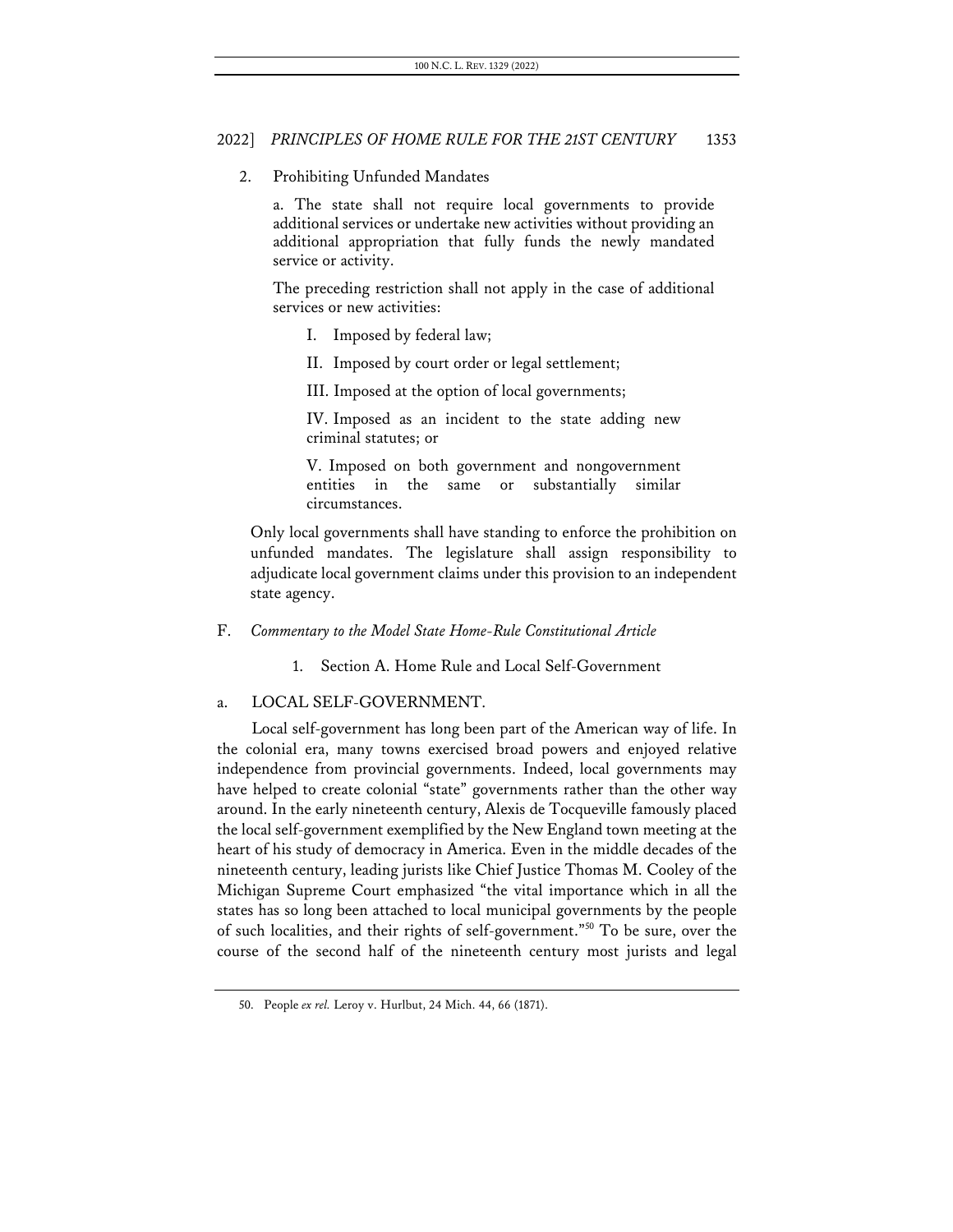2. Prohibiting Unfunded Mandates

> a. The state shall not require local governments to provide additional services or undertake new activities without providing an additional appropriation that fully funds the newly mandated service or activity.
>
> The preceding restriction shall not apply in the case of additional services or new activities:
>
> I. Imposed by federal law;
>
> II. Imposed by court order or legal settlement;
>
> III. Imposed at the option of local governments;
>
> IV. Imposed as an incident to the state adding new criminal statutes; or
>
> V. Imposed on both government and nongovernment entities in the same or substantially similar circumstances.

Only local governments shall have standing to enforce the prohibition on unfunded mandates. The legislature shall assign responsibility to adjudicate local government claims under this provision to an independent state agency.

## F. *Commentary to the Model State Home-Rule Constitutional Article*

### 1. Section A. Home Rule and Local Self-Government

#### a. LOCAL SELF-GOVERNMENT.

Local self-government has long been part of the American way of life. In the colonial era, many towns exercised broad powers and enjoyed relative independence from provincial governments. Indeed, local governments may have helped to create colonial "state" governments rather than the other way around. In the early nineteenth century, Alexis de Tocqueville famously placed the local self-government exemplified by the New England town meeting at the heart of his study of democracy in America. Even in the middle decades of the nineteenth century, leading jurists like Chief Justice Thomas M. Cooley of the Michigan Supreme Court emphasized "the vital importance which in all the states has so long been attached to local municipal governments by the people of such localities, and their rights of self-government."[50] To be sure, over the course of the second half of the nineteenth century most jurists and legal

50. People *ex rel.* Leroy v. Hurlbut, 24 Mich. 44, 66 (1871).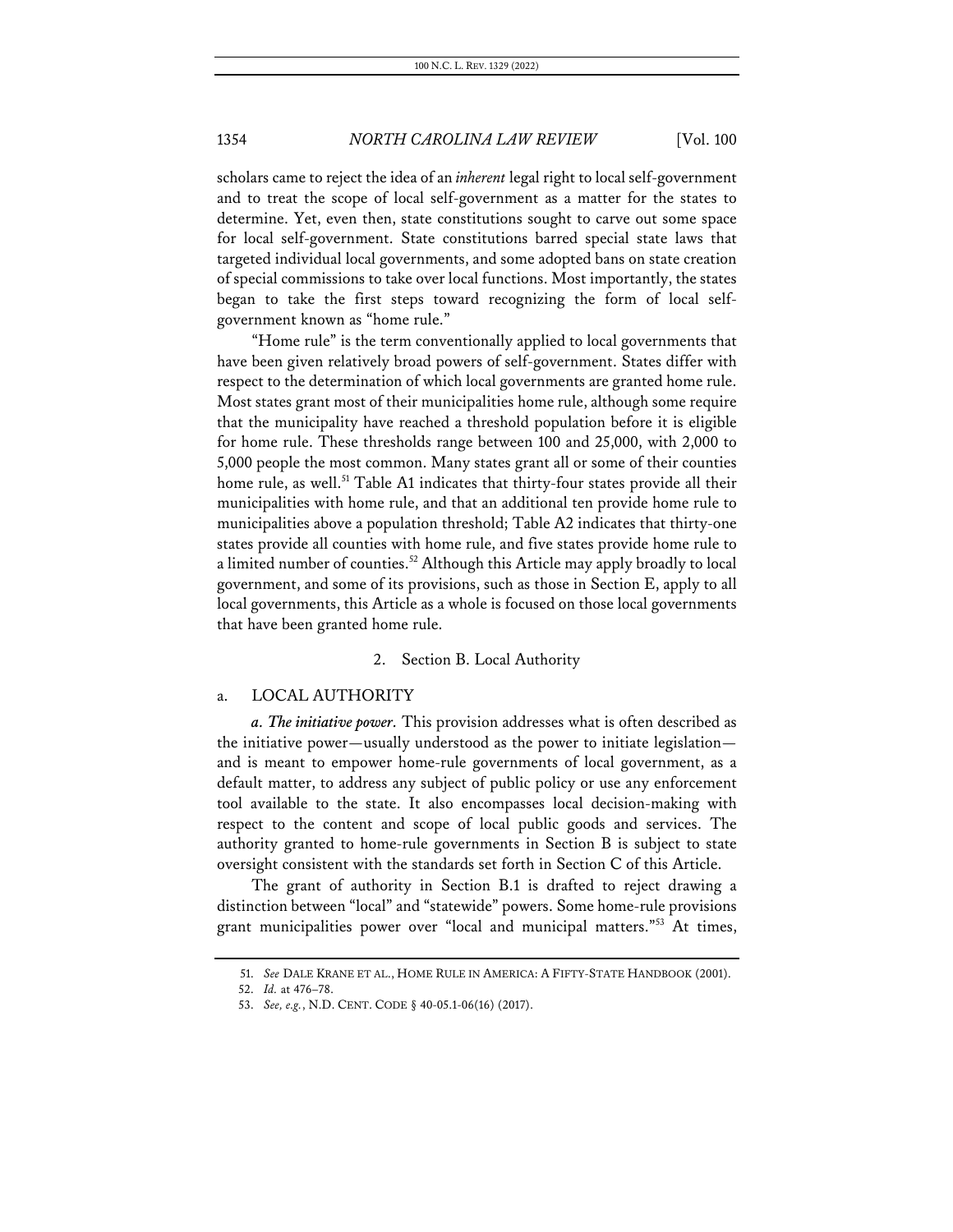scholars came to reject the idea of an *inherent* legal right to local self-government and to treat the scope of local self-government as a matter for the states to determine. Yet, even then, state constitutions sought to carve out some space for local self-government. State constitutions barred special state laws that targeted individual local governments, and some adopted bans on state creation of special commissions to take over local functions. Most importantly, the states began to take the first steps toward recognizing the form of local self-government known as "home rule."

"Home rule" is the term conventionally applied to local governments that have been given relatively broad powers of self-government. States differ with respect to the determination of which local governments are granted home rule. Most states grant most of their municipalities home rule, although some require that the municipality have reached a threshold population before it is eligible for home rule. These thresholds range between 100 and 25,000, with 2,000 to 5,000 people the most common. Many states grant all or some of their counties home rule, as well.[51] Table A1 indicates that thirty-four states provide all their municipalities with home rule, and that an additional ten provide home rule to municipalities above a population threshold; Table A2 indicates that thirty-one states provide all counties with home rule, and five states provide home rule to a limited number of counties.[52] Although this Article may apply broadly to local government, and some of its provisions, such as those in Section E, apply to all local governments, this Article as a whole is focused on those local governments that have been granted home rule.

### 2. Section B. Local Authority

#### a. LOCAL AUTHORITY

***a. The initiative power.*** This provision addresses what is often described as the initiative power—usually understood as the power to initiate legislation—and is meant to empower home-rule governments of local government, as a default matter, to address any subject of public policy or use any enforcement tool available to the state. It also encompasses local decision-making with respect to the content and scope of local public goods and services. The authority granted to home-rule governments in Section B is subject to state oversight consistent with the standards set forth in Section C of this Article.

The grant of authority in Section B.1 is drafted to reject drawing a distinction between "local" and "statewide" powers. Some home-rule provisions grant municipalities power over "local and municipal matters."[53] At times,

---

51. *See* DALE KRANE ET AL., HOME RULE IN AMERICA: A FIFTY-STATE HANDBOOK (2001).

52. *Id.* at 476–78.

53. *See, e.g.*, N.D. CENT. CODE § 40-05.1-06(16) (2017).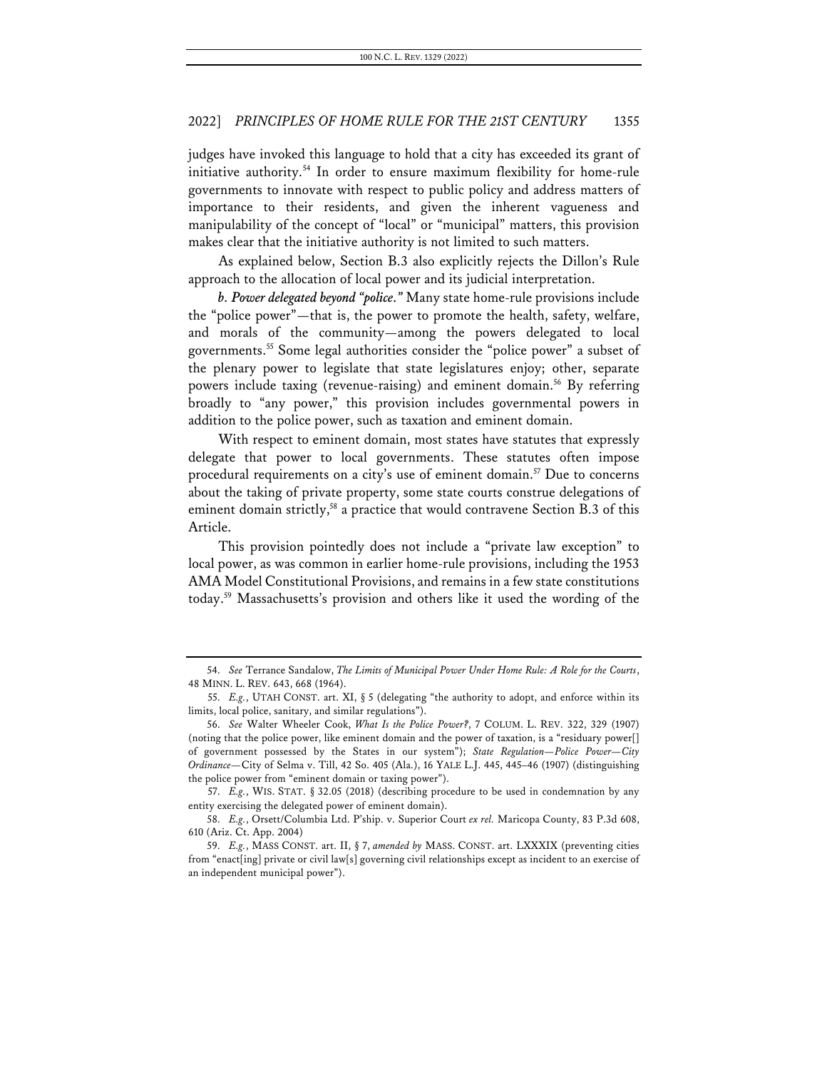judges have invoked this language to hold that a city has exceeded its grant of initiative authority.[54] In order to ensure maximum flexibility for home-rule governments to innovate with respect to public policy and address matters of importance to their residents, and given the inherent vagueness and manipulability of the concept of "local" or "municipal" matters, this provision makes clear that the initiative authority is not limited to such matters.

As explained below, Section B.3 also explicitly rejects the Dillon's Rule approach to the allocation of local power and its judicial interpretation.

*b. Power delegated beyond "police."* Many state home-rule provisions include the "police power"—that is, the power to promote the health, safety, welfare, and morals of the community—among the powers delegated to local governments.[55] Some legal authorities consider the "police power" a subset of the plenary power to legislate that state legislatures enjoy; other, separate powers include taxing (revenue-raising) and eminent domain.[56] By referring broadly to "any power," this provision includes governmental powers in addition to the police power, such as taxation and eminent domain.

With respect to eminent domain, most states have statutes that expressly delegate that power to local governments. These statutes often impose procedural requirements on a city's use of eminent domain.[57] Due to concerns about the taking of private property, some state courts construe delegations of eminent domain strictly,[58] a practice that would contravene Section B.3 of this Article.

This provision pointedly does not include a "private law exception" to local power, as was common in earlier home-rule provisions, including the 1953 AMA Model Constitutional Provisions, and remains in a few state constitutions today.[59] Massachusetts's provision and others like it used the wording of the

---

54. *See* Terrance Sandalow, *The Limits of Municipal Power Under Home Rule: A Role for the Courts*, 48 MINN. L. REV. 643, 668 (1964).

55. *E.g.*, UTAH CONST. art. XI, § 5 (delegating "the authority to adopt, and enforce within its limits, local police, sanitary, and similar regulations").

56. *See* Walter Wheeler Cook, *What Is the Police Power?*, 7 COLUM. L. REV. 322, 329 (1907) (noting that the police power, like eminent domain and the power of taxation, is a "residuary power[] of government possessed by the States in our system"); *State Regulation—Police Power—City Ordinance*—City of Selma v. Till, 42 So. 405 (Ala.), 16 YALE L.J. 445, 445–46 (1907) (distinguishing the police power from "eminent domain or taxing power").

57. *E.g.*, WIS. STAT. § 32.05 (2018) (describing procedure to be used in condemnation by any entity exercising the delegated power of eminent domain).

58. *E.g.*, Orsett/Columbia Ltd. P'ship. v. Superior Court *ex rel.* Maricopa County, 83 P.3d 608, 610 (Ariz. Ct. App. 2004)

59. *E.g.*, MASS CONST. art. II, § 7, *amended by* MASS. CONST. art. LXXXIX (preventing cities from "enact[ing] private or civil law[s] governing civil relationships except as incident to an exercise of an independent municipal power").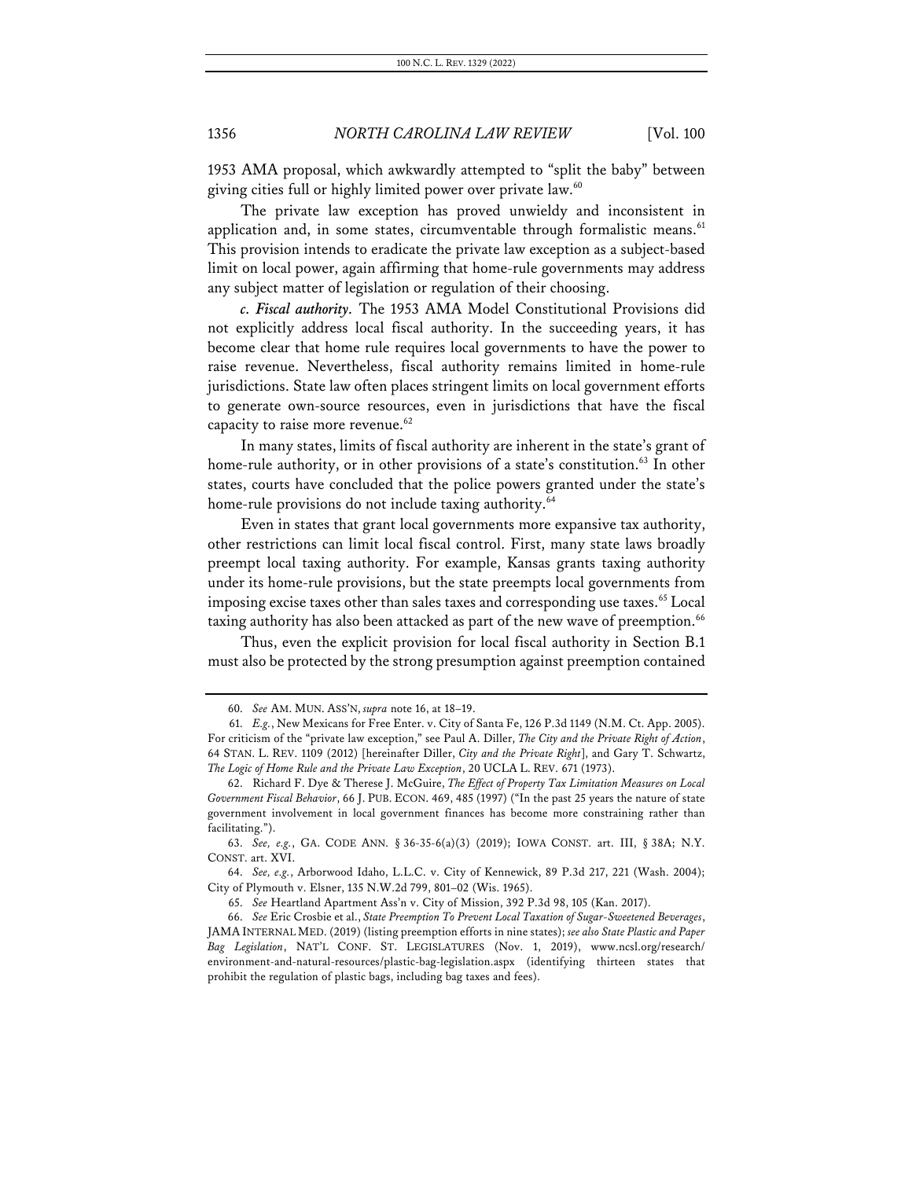1953 AMA proposal, which awkwardly attempted to "split the baby" between giving cities full or highly limited power over private law.[60]

The private law exception has proved unwieldy and inconsistent in application and, in some states, circumventable through formalistic means.[61] This provision intends to eradicate the private law exception as a subject-based limit on local power, again affirming that home-rule governments may address any subject matter of legislation or regulation of their choosing.

*c. Fiscal authority*. The 1953 AMA Model Constitutional Provisions did not explicitly address local fiscal authority. In the succeeding years, it has become clear that home rule requires local governments to have the power to raise revenue. Nevertheless, fiscal authority remains limited in home-rule jurisdictions. State law often places stringent limits on local government efforts to generate own-source resources, even in jurisdictions that have the fiscal capacity to raise more revenue.[62]

In many states, limits of fiscal authority are inherent in the state's grant of home-rule authority, or in other provisions of a state's constitution.[63] In other states, courts have concluded that the police powers granted under the state's home-rule provisions do not include taxing authority.[64]

Even in states that grant local governments more expansive tax authority, other restrictions can limit local fiscal control. First, many state laws broadly preempt local taxing authority. For example, Kansas grants taxing authority under its home-rule provisions, but the state preempts local governments from imposing excise taxes other than sales taxes and corresponding use taxes.[65] Local taxing authority has also been attacked as part of the new wave of preemption.[66]

Thus, even the explicit provision for local fiscal authority in Section B.1 must also be protected by the strong presumption against preemption contained

---

60. *See* AM. MUN. ASS'N, *supra* note 16, at 18–19.

61. *E.g.*, New Mexicans for Free Enter. v. City of Santa Fe, 126 P.3d 1149 (N.M. Ct. App. 2005). For criticism of the "private law exception," see Paul A. Diller, *The City and the Private Right of Action*, 64 STAN. L. REV. 1109 (2012) [hereinafter Diller, *City and the Private Right*], and Gary T. Schwartz, *The Logic of Home Rule and the Private Law Exception*, 20 UCLA L. REV. 671 (1973).

62. Richard F. Dye & Therese J. McGuire, *The Effect of Property Tax Limitation Measures on Local Government Fiscal Behavior*, 66 J. PUB. ECON. 469, 485 (1997) ("In the past 25 years the nature of state government involvement in local government finances has become more constraining rather than facilitating.").

63. *See, e.g.*, GA. CODE ANN. § 36-35-6(a)(3) (2019); IOWA CONST. art. III, § 38A; N.Y. CONST. art. XVI.

64. *See, e.g.*, Arborwood Idaho, L.L.C. v. City of Kennewick, 89 P.3d 217, 221 (Wash. 2004); City of Plymouth v. Elsner, 135 N.W.2d 799, 801–02 (Wis. 1965).

65. *See* Heartland Apartment Ass'n v. City of Mission, 392 P.3d 98, 105 (Kan. 2017).

66. *See* Eric Crosbie et al., *State Preemption To Prevent Local Taxation of Sugar-Sweetened Beverages*, JAMA INTERNAL MED. (2019) (listing preemption efforts in nine states); *see also State Plastic and Paper Bag Legislation*, NAT'L CONF. ST. LEGISLATURES (Nov. 1, 2019), www.ncsl.org/research/environment-and-natural-resources/plastic-bag-legislation.aspx (identifying thirteen states that prohibit the regulation of plastic bags, including bag taxes and fees).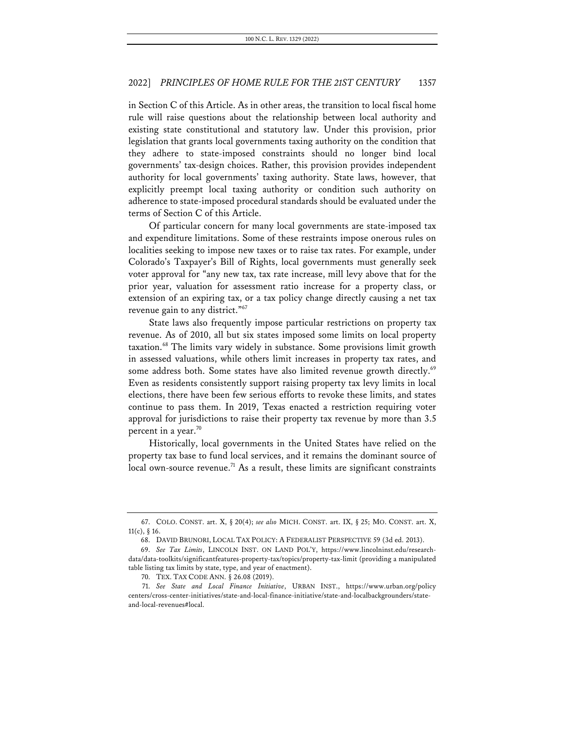in Section C of this Article. As in other areas, the transition to local fiscal home rule will raise questions about the relationship between local authority and existing state constitutional and statutory law. Under this provision, prior legislation that grants local governments taxing authority on the condition that they adhere to state-imposed constraints should no longer bind local governments' tax-design choices. Rather, this provision provides independent authority for local governments' taxing authority. State laws, however, that explicitly preempt local taxing authority or condition such authority on adherence to state-imposed procedural standards should be evaluated under the terms of Section C of this Article.

Of particular concern for many local governments are state-imposed tax and expenditure limitations. Some of these restraints impose onerous rules on localities seeking to impose new taxes or to raise tax rates. For example, under Colorado's Taxpayer's Bill of Rights, local governments must generally seek voter approval for "any new tax, tax rate increase, mill levy above that for the prior year, valuation for assessment ratio increase for a property class, or extension of an expiring tax, or a tax policy change directly causing a net tax revenue gain to any district."[67]

State laws also frequently impose particular restrictions on property tax revenue. As of 2010, all but six states imposed some limits on local property taxation.[68] The limits vary widely in substance. Some provisions limit growth in assessed valuations, while others limit increases in property tax rates, and some address both. Some states have also limited revenue growth directly.[69] Even as residents consistently support raising property tax levy limits in local elections, there have been few serious efforts to revoke these limits, and states continue to pass them. In 2019, Texas enacted a restriction requiring voter approval for jurisdictions to raise their property tax revenue by more than 3.5 percent in a year.[70]

Historically, local governments in the United States have relied on the property tax base to fund local services, and it remains the dominant source of local own-source revenue.[71] As a result, these limits are significant constraints

---

67. COLO. CONST. art. X, § 20(4); *see also* MICH. CONST. art. IX, § 25; MO. CONST. art. X, 11(c), § 16.

68. DAVID BRUNORI, LOCAL TAX POLICY: A FEDERALIST PERSPECTIVE 59 (3d ed. 2013).

69. *See Tax Limits*, LINCOLN INST. ON LAND POL'Y, https://www.lincolninst.edu/research-data/data-toolkits/significantfeatures-property-tax/topics/property-tax-limit (providing a manipulated table listing tax limits by state, type, and year of enactment).

70. TEX. TAX CODE ANN. § 26.08 (2019).

71. *See State and Local Finance Initiative*, URBAN INST., https://www.urban.org/policy centers/cross-center-initiatives/state-and-local-finance-initiative/state-and-localbackgrounders/state-and-local-revenues#local.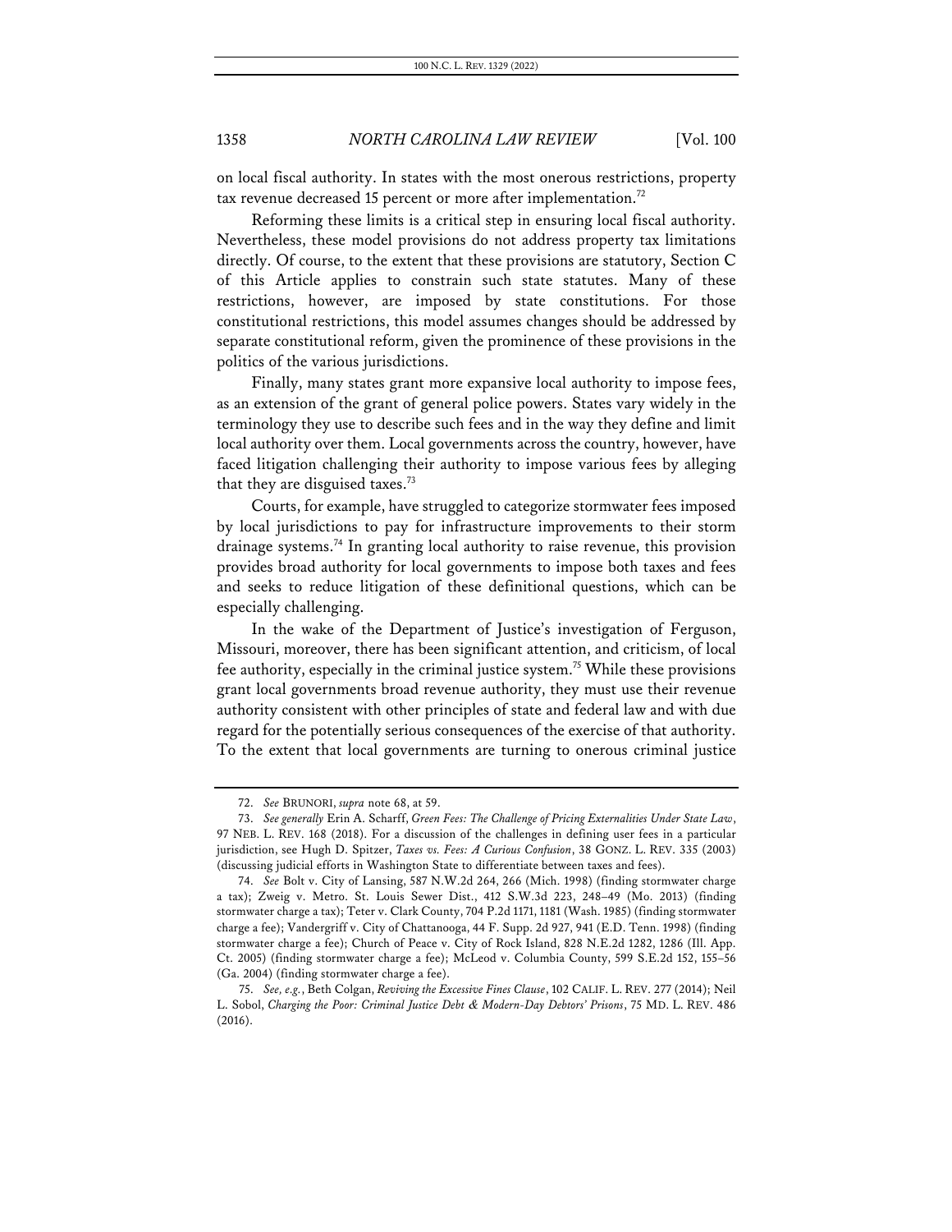on local fiscal authority. In states with the most onerous restrictions, property tax revenue decreased 15 percent or more after implementation.[72]

Reforming these limits is a critical step in ensuring local fiscal authority. Nevertheless, these model provisions do not address property tax limitations directly. Of course, to the extent that these provisions are statutory, Section C of this Article applies to constrain such state statutes. Many of these restrictions, however, are imposed by state constitutions. For those constitutional restrictions, this model assumes changes should be addressed by separate constitutional reform, given the prominence of these provisions in the politics of the various jurisdictions.

Finally, many states grant more expansive local authority to impose fees, as an extension of the grant of general police powers. States vary widely in the terminology they use to describe such fees and in the way they define and limit local authority over them. Local governments across the country, however, have faced litigation challenging their authority to impose various fees by alleging that they are disguised taxes.[73]

Courts, for example, have struggled to categorize stormwater fees imposed by local jurisdictions to pay for infrastructure improvements to their storm drainage systems.[74] In granting local authority to raise revenue, this provision provides broad authority for local governments to impose both taxes and fees and seeks to reduce litigation of these definitional questions, which can be especially challenging.

In the wake of the Department of Justice's investigation of Ferguson, Missouri, moreover, there has been significant attention, and criticism, of local fee authority, especially in the criminal justice system.[75] While these provisions grant local governments broad revenue authority, they must use their revenue authority consistent with other principles of state and federal law and with due regard for the potentially serious consequences of the exercise of that authority. To the extent that local governments are turning to onerous criminal justice

---

72. *See* BRUNORI, *supra* note 68, at 59.

73. *See generally* Erin A. Scharff, *Green Fees: The Challenge of Pricing Externalities Under State Law*, 97 NEB. L. REV. 168 (2018). For a discussion of the challenges in defining user fees in a particular jurisdiction, see Hugh D. Spitzer, *Taxes vs. Fees: A Curious Confusion*, 38 GONZ. L. REV. 335 (2003) (discussing judicial efforts in Washington State to differentiate between taxes and fees).

74. *See* Bolt v. City of Lansing, 587 N.W.2d 264, 266 (Mich. 1998) (finding stormwater charge a tax); Zweig v. Metro. St. Louis Sewer Dist., 412 S.W.3d 223, 248–49 (Mo. 2013) (finding stormwater charge a tax); Teter v. Clark County, 704 P.2d 1171, 1181 (Wash. 1985) (finding stormwater charge a fee); Vandergriff v. City of Chattanooga, 44 F. Supp. 2d 927, 941 (E.D. Tenn. 1998) (finding stormwater charge a fee); Church of Peace v. City of Rock Island, 828 N.E.2d 1282, 1286 (Ill. App. Ct. 2005) (finding stormwater charge a fee); McLeod v. Columbia County, 599 S.E.2d 152, 155–56 (Ga. 2004) (finding stormwater charge a fee).

75. *See, e.g.*, Beth Colgan, *Reviving the Excessive Fines Clause*, 102 CALIF. L. REV. 277 (2014); Neil L. Sobol, *Charging the Poor: Criminal Justice Debt & Modern-Day Debtors' Prisons*, 75 MD. L. REV. 486 (2016).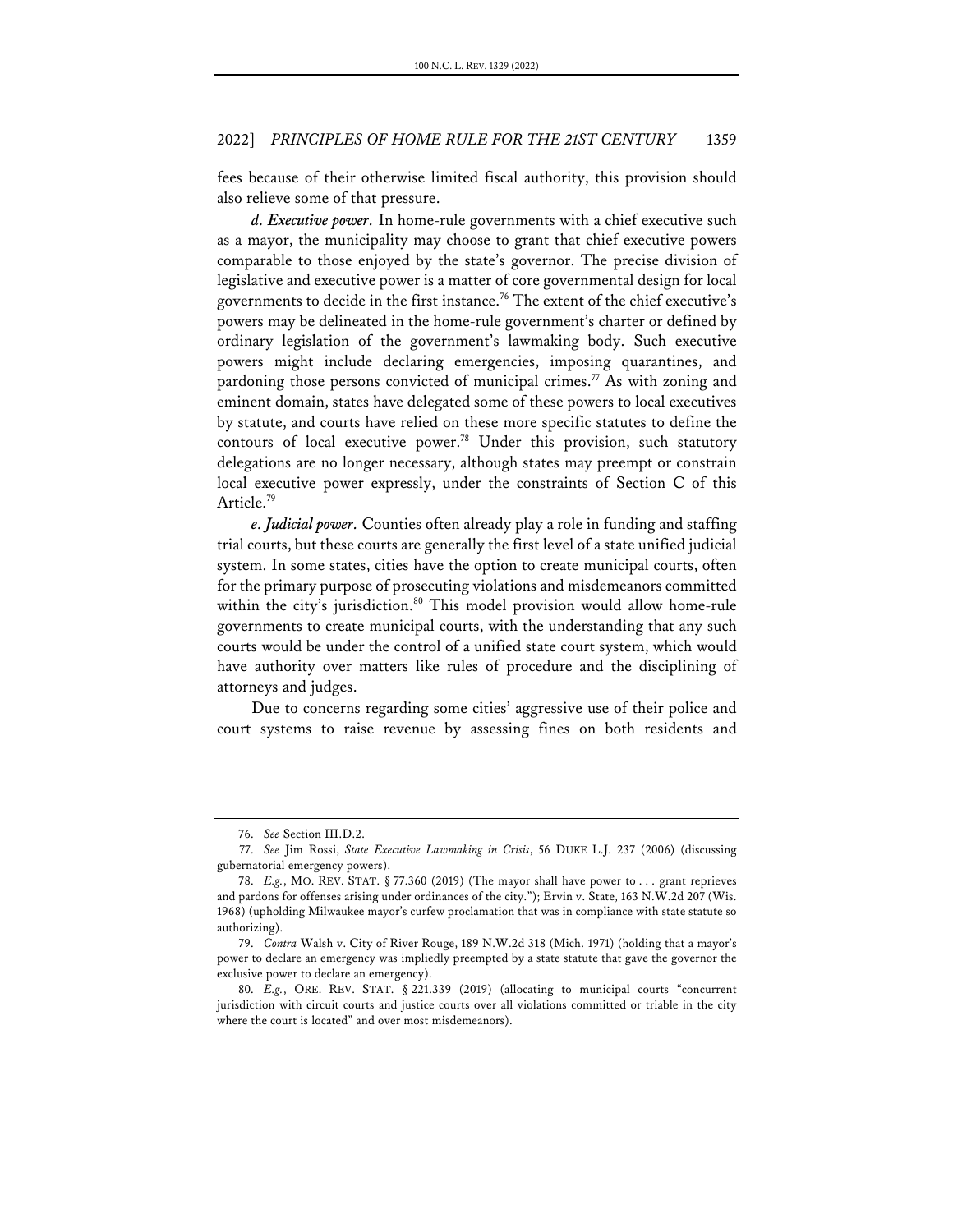fees because of their otherwise limited fiscal authority, this provision should also relieve some of that pressure.

***d. Executive power.*** In home-rule governments with a chief executive such as a mayor, the municipality may choose to grant that chief executive powers comparable to those enjoyed by the state's governor. The precise division of legislative and executive power is a matter of core governmental design for local governments to decide in the first instance.[76] The extent of the chief executive's powers may be delineated in the home-rule government's charter or defined by ordinary legislation of the government's lawmaking body. Such executive powers might include declaring emergencies, imposing quarantines, and pardoning those persons convicted of municipal crimes.[77] As with zoning and eminent domain, states have delegated some of these powers to local executives by statute, and courts have relied on these more specific statutes to define the contours of local executive power.[78] Under this provision, such statutory delegations are no longer necessary, although states may preempt or constrain local executive power expressly, under the constraints of Section C of this Article.[79]

***e. Judicial power.*** Counties often already play a role in funding and staffing trial courts, but these courts are generally the first level of a state unified judicial system. In some states, cities have the option to create municipal courts, often for the primary purpose of prosecuting violations and misdemeanors committed within the city's jurisdiction.[80] This model provision would allow home-rule governments to create municipal courts, with the understanding that any such courts would be under the control of a unified state court system, which would have authority over matters like rules of procedure and the disciplining of attorneys and judges.

Due to concerns regarding some cities' aggressive use of their police and court systems to raise revenue by assessing fines on both residents and

---

76. *See* Section III.D.2.

77. *See* Jim Rossi, *State Executive Lawmaking in Crisis*, 56 DUKE L.J. 237 (2006) (discussing gubernatorial emergency powers).

78. *E.g.*, MO. REV. STAT. § 77.360 (2019) (The mayor shall have power to . . . grant reprieves and pardons for offenses arising under ordinances of the city."); Ervin v. State, 163 N.W.2d 207 (Wis. 1968) (upholding Milwaukee mayor's curfew proclamation that was in compliance with state statute so authorizing).

79. *Contra* Walsh v. City of River Rouge, 189 N.W.2d 318 (Mich. 1971) (holding that a mayor's power to declare an emergency was impliedly preempted by a state statute that gave the governor the exclusive power to declare an emergency).

80. *E.g.*, ORE. REV. STAT. § 221.339 (2019) (allocating to municipal courts "concurrent jurisdiction with circuit courts and justice courts over all violations committed or triable in the city where the court is located" and over most misdemeanors).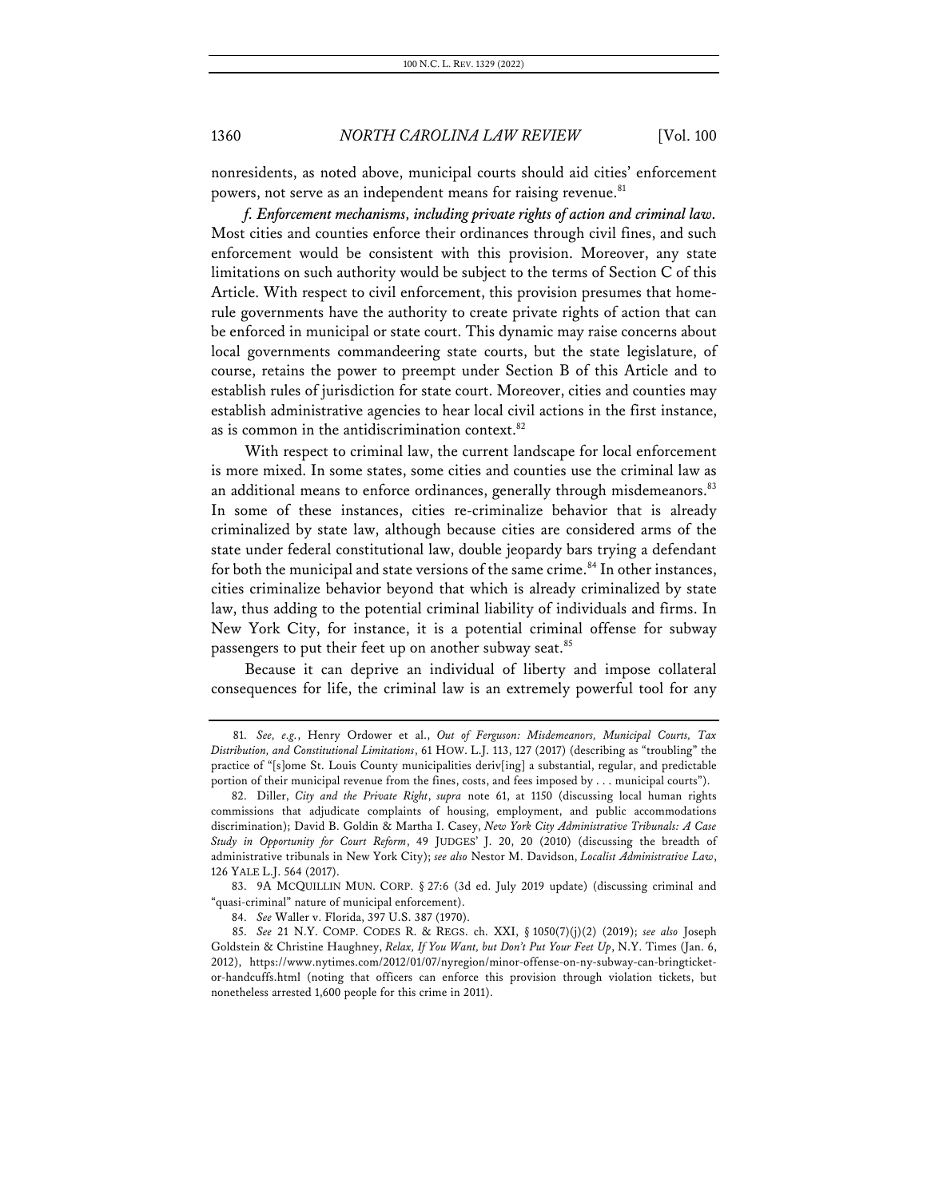nonresidents, as noted above, municipal courts should aid cities' enforcement powers, not serve as an independent means for raising revenue.[81]

***f. Enforcement mechanisms, including private rights of action and criminal law.*** Most cities and counties enforce their ordinances through civil fines, and such enforcement would be consistent with this provision. Moreover, any state limitations on such authority would be subject to the terms of Section C of this Article. With respect to civil enforcement, this provision presumes that home-rule governments have the authority to create private rights of action that can be enforced in municipal or state court. This dynamic may raise concerns about local governments commandeering state courts, but the state legislature, of course, retains the power to preempt under Section B of this Article and to establish rules of jurisdiction for state court. Moreover, cities and counties may establish administrative agencies to hear local civil actions in the first instance, as is common in the antidiscrimination context.[82]

With respect to criminal law, the current landscape for local enforcement is more mixed. In some states, some cities and counties use the criminal law as an additional means to enforce ordinances, generally through misdemeanors.[83] In some of these instances, cities re-criminalize behavior that is already criminalized by state law, although because cities are considered arms of the state under federal constitutional law, double jeopardy bars trying a defendant for both the municipal and state versions of the same crime.[84] In other instances, cities criminalize behavior beyond that which is already criminalized by state law, thus adding to the potential criminal liability of individuals and firms. In New York City, for instance, it is a potential criminal offense for subway passengers to put their feet up on another subway seat.[85]

Because it can deprive an individual of liberty and impose collateral consequences for life, the criminal law is an extremely powerful tool for any

---

81. *See, e.g.*, Henry Ordower et al., *Out of Ferguson: Misdemeanors, Municipal Courts, Tax Distribution, and Constitutional Limitations*, 61 HOW. L.J. 113, 127 (2017) (describing as "troubling" the practice of "[s]ome St. Louis County municipalities deriv[ing] a substantial, regular, and predictable portion of their municipal revenue from the fines, costs, and fees imposed by . . . municipal courts").

82. Diller, *City and the Private Right*, *supra* note 61, at 1150 (discussing local human rights commissions that adjudicate complaints of housing, employment, and public accommodations discrimination); David B. Goldin & Martha I. Casey, *New York City Administrative Tribunals: A Case Study in Opportunity for Court Reform*, 49 JUDGES' J. 20, 20 (2010) (discussing the breadth of administrative tribunals in New York City); *see also* Nestor M. Davidson, *Localist Administrative Law*, 126 YALE L.J. 564 (2017).

83. 9A MCQUILLIN MUN. CORP. § 27:6 (3d ed. July 2019 update) (discussing criminal and "quasi-criminal" nature of municipal enforcement).

84. *See* Waller v. Florida, 397 U.S. 387 (1970).

85. *See* 21 N.Y. COMP. CODES R. & REGS. ch. XXI, § 1050(7)(j)(2) (2019); *see also* Joseph Goldstein & Christine Haughney, *Relax, If You Want, but Don't Put Your Feet Up*, N.Y. Times (Jan. 6, 2012), https://www.nytimes.com/2012/01/07/nyregion/minor-offense-on-ny-subway-can-bringticket-or-handcuffs.html (noting that officers can enforce this provision through violation tickets, but nonetheless arrested 1,600 people for this crime in 2011).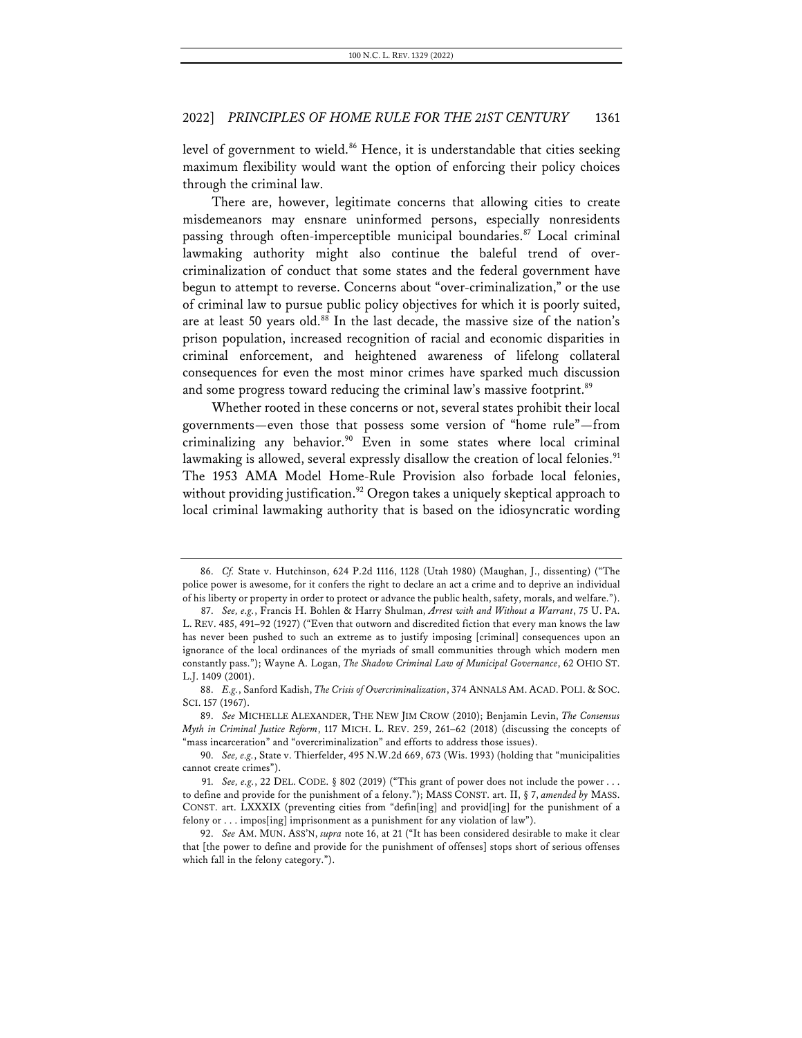level of government to wield.[86] Hence, it is understandable that cities seeking maximum flexibility would want the option of enforcing their policy choices through the criminal law.

There are, however, legitimate concerns that allowing cities to create misdemeanors may ensnare uninformed persons, especially nonresidents passing through often-imperceptible municipal boundaries.[87] Local criminal lawmaking authority might also continue the baleful trend of over-criminalization of conduct that some states and the federal government have begun to attempt to reverse. Concerns about "over-criminalization," or the use of criminal law to pursue public policy objectives for which it is poorly suited, are at least 50 years old.[88] In the last decade, the massive size of the nation's prison population, increased recognition of racial and economic disparities in criminal enforcement, and heightened awareness of lifelong collateral consequences for even the most minor crimes have sparked much discussion and some progress toward reducing the criminal law's massive footprint.[89]

Whether rooted in these concerns or not, several states prohibit their local governments—even those that possess some version of "home rule"—from criminalizing any behavior.[90] Even in some states where local criminal lawmaking is allowed, several expressly disallow the creation of local felonies.[91] The 1953 AMA Model Home-Rule Provision also forbade local felonies, without providing justification.[92] Oregon takes a uniquely skeptical approach to local criminal lawmaking authority that is based on the idiosyncratic wording

---

86. *Cf.* State v. Hutchinson, 624 P.2d 1116, 1128 (Utah 1980) (Maughan, J., dissenting) ("The police power is awesome, for it confers the right to declare an act a crime and to deprive an individual of his liberty or property in order to protect or advance the public health, safety, morals, and welfare.").

87. *See, e.g.*, Francis H. Bohlen & Harry Shulman, *Arrest with and Without a Warrant*, 75 U. PA. L. REV. 485, 491–92 (1927) ("Even that outworn and discredited fiction that every man knows the law has never been pushed to such an extreme as to justify imposing [criminal] consequences upon an ignorance of the local ordinances of the myriads of small communities through which modern men constantly pass."); Wayne A. Logan, *The Shadow Criminal Law of Municipal Governance*, 62 OHIO ST. L.J. 1409 (2001).

88. *E.g.*, Sanford Kadish, *The Crisis of Overcriminalization*, 374 ANNALS AM. ACAD. POLI. & SOC. SCI. 157 (1967).

89. *See* MICHELLE ALEXANDER, THE NEW JIM CROW (2010); Benjamin Levin, *The Consensus Myth in Criminal Justice Reform*, 117 MICH. L. REV. 259, 261–62 (2018) (discussing the concepts of "mass incarceration" and "overcriminalization" and efforts to address those issues).

90. *See, e.g.*, State v. Thierfelder, 495 N.W.2d 669, 673 (Wis. 1993) (holding that "municipalities cannot create crimes").

91. *See, e.g.*, 22 DEL. CODE. § 802 (2019) ("This grant of power does not include the power . . . to define and provide for the punishment of a felony."); MASS CONST. art. II, § 7, *amended by* MASS. CONST. art. LXXXIX (preventing cities from "defin[ing] and provid[ing] for the punishment of a felony or . . . impos[ing] imprisonment as a punishment for any violation of law").

92. *See* AM. MUN. ASS'N, *supra* note 16, at 21 ("It has been considered desirable to make it clear that [the power to define and provide for the punishment of offenses] stops short of serious offenses which fall in the felony category.").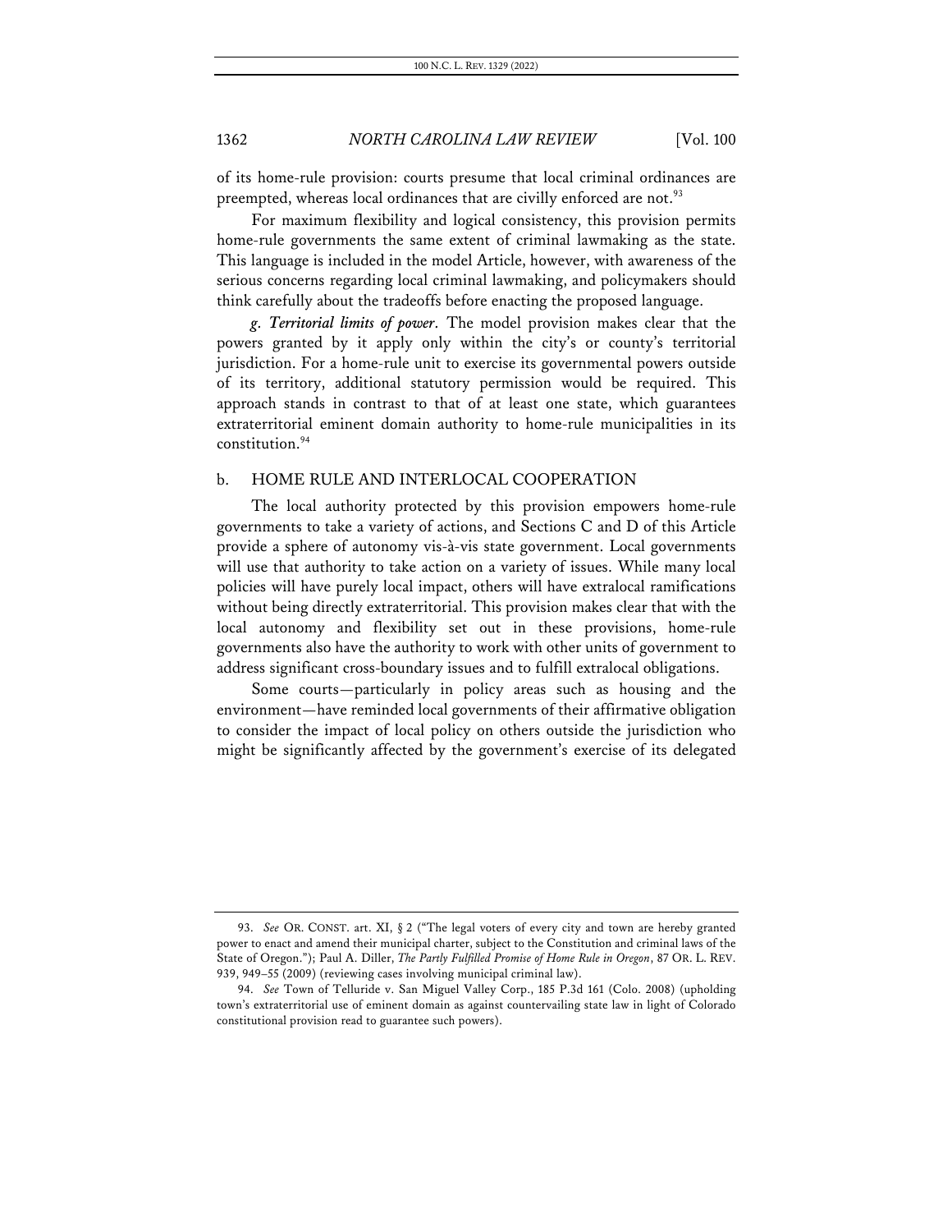of its home-rule provision: courts presume that local criminal ordinances are preempted, whereas local ordinances that are civilly enforced are not.[93]

For maximum flexibility and logical consistency, this provision permits home-rule governments the same extent of criminal lawmaking as the state. This language is included in the model Article, however, with awareness of the serious concerns regarding local criminal lawmaking, and policymakers should think carefully about the tradeoffs before enacting the proposed language.

*g. Territorial limits of power*. The model provision makes clear that the powers granted by it apply only within the city's or county's territorial jurisdiction. For a home-rule unit to exercise its governmental powers outside of its territory, additional statutory permission would be required. This approach stands in contrast to that of at least one state, which guarantees extraterritorial eminent domain authority to home-rule municipalities in its constitution.[94]

### b. HOME RULE AND INTERLOCAL COOPERATION

The local authority protected by this provision empowers home-rule governments to take a variety of actions, and Sections C and D of this Article provide a sphere of autonomy vis-à-vis state government. Local governments will use that authority to take action on a variety of issues. While many local policies will have purely local impact, others will have extralocal ramifications without being directly extraterritorial. This provision makes clear that with the local autonomy and flexibility set out in these provisions, home-rule governments also have the authority to work with other units of government to address significant cross-boundary issues and to fulfill extralocal obligations.

Some courts—particularly in policy areas such as housing and the environment—have reminded local governments of their affirmative obligation to consider the impact of local policy on others outside the jurisdiction who might be significantly affected by the government's exercise of its delegated

---

93. *See* OR. CONST. art. XI, § 2 ("The legal voters of every city and town are hereby granted power to enact and amend their municipal charter, subject to the Constitution and criminal laws of the State of Oregon."); Paul A. Diller, *The Partly Fulfilled Promise of Home Rule in Oregon*, 87 OR. L. REV. 939, 949–55 (2009) (reviewing cases involving municipal criminal law).

94. *See* Town of Telluride v. San Miguel Valley Corp., 185 P.3d 161 (Colo. 2008) (upholding town's extraterritorial use of eminent domain as against countervailing state law in light of Colorado constitutional provision read to guarantee such powers).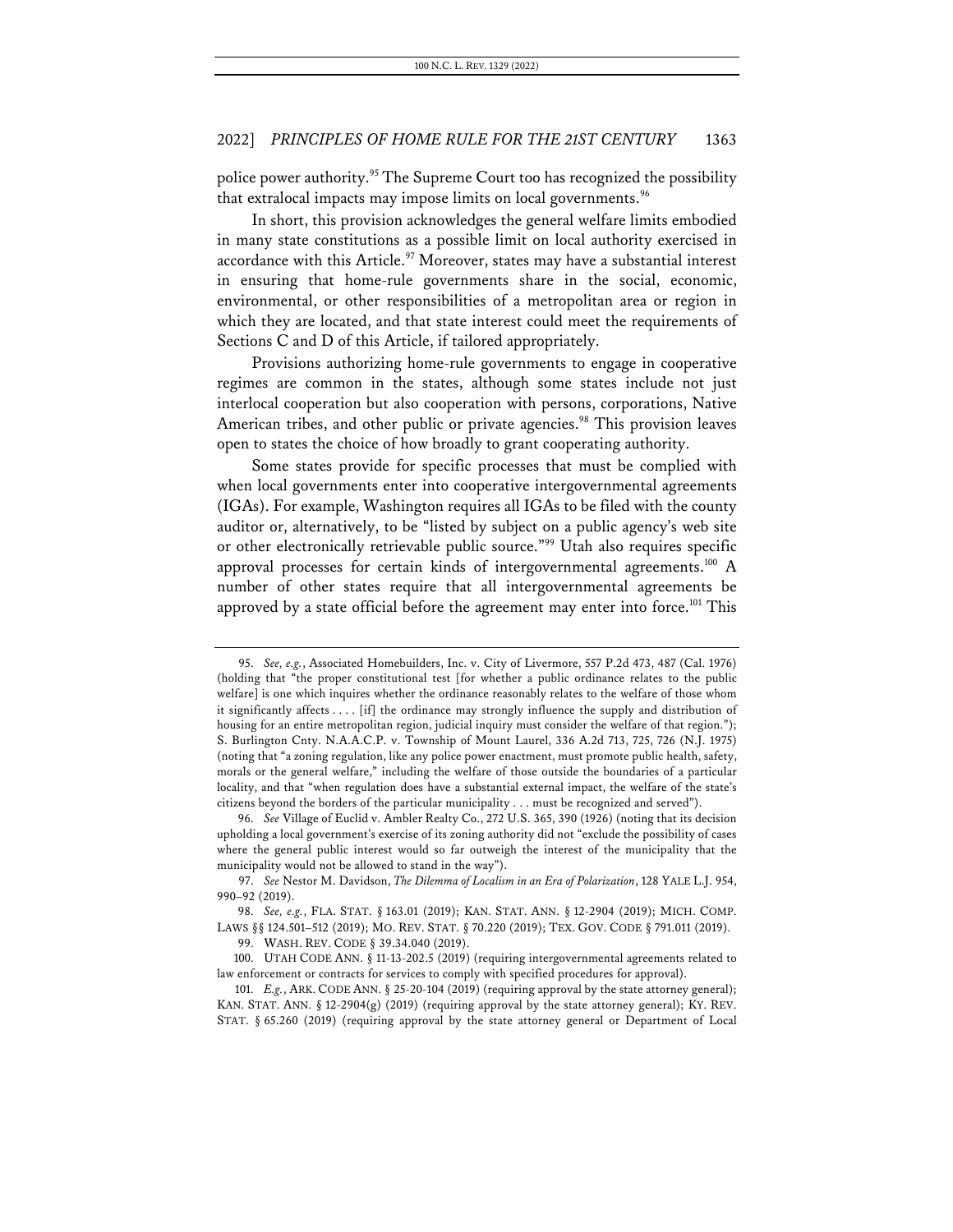police power authority.[95] The Supreme Court too has recognized the possibility that extralocal impacts may impose limits on local governments.[96]

In short, this provision acknowledges the general welfare limits embodied in many state constitutions as a possible limit on local authority exercised in accordance with this Article.[97] Moreover, states may have a substantial interest in ensuring that home-rule governments share in the social, economic, environmental, or other responsibilities of a metropolitan area or region in which they are located, and that state interest could meet the requirements of Sections C and D of this Article, if tailored appropriately.

Provisions authorizing home-rule governments to engage in cooperative regimes are common in the states, although some states include not just interlocal cooperation but also cooperation with persons, corporations, Native American tribes, and other public or private agencies.[98] This provision leaves open to states the choice of how broadly to grant cooperating authority.

Some states provide for specific processes that must be complied with when local governments enter into cooperative intergovernmental agreements (IGAs). For example, Washington requires all IGAs to be filed with the county auditor or, alternatively, to be "listed by subject on a public agency's web site or other electronically retrievable public source."[99] Utah also requires specific approval processes for certain kinds of intergovernmental agreements.[100] A number of other states require that all intergovernmental agreements be approved by a state official before the agreement may enter into force.[101] This

---

95. *See, e.g.*, Associated Homebuilders, Inc. v. City of Livermore, 557 P.2d 473, 487 (Cal. 1976) (holding that "the proper constitutional test [for whether a public ordinance relates to the public welfare] is one which inquires whether the ordinance reasonably relates to the welfare of those whom it significantly affects . . . . [if] the ordinance may strongly influence the supply and distribution of housing for an entire metropolitan region, judicial inquiry must consider the welfare of that region."); S. Burlington Cnty. N.A.A.C.P. v. Township of Mount Laurel, 336 A.2d 713, 725, 726 (N.J. 1975) (noting that "a zoning regulation, like any police power enactment, must promote public health, safety, morals or the general welfare," including the welfare of those outside the boundaries of a particular locality, and that "when regulation does have a substantial external impact, the welfare of the state's citizens beyond the borders of the particular municipality . . . must be recognized and served").

96. *See* Village of Euclid v. Ambler Realty Co., 272 U.S. 365, 390 (1926) (noting that its decision upholding a local government's exercise of its zoning authority did not "exclude the possibility of cases where the general public interest would so far outweigh the interest of the municipality that the municipality would not be allowed to stand in the way").

97. *See* Nestor M. Davidson, *The Dilemma of Localism in an Era of Polarization*, 128 YALE L.J. 954, 990–92 (2019).

98. *See, e.g.*, FLA. STAT. § 163.01 (2019); KAN. STAT. ANN. § 12-2904 (2019); MICH. COMP. LAWS §§ 124.501–512 (2019); MO. REV. STAT. § 70.220 (2019); TEX. GOV. CODE § 791.011 (2019).

99. WASH. REV. CODE § 39.34.040 (2019).

100. UTAH CODE ANN. § 11-13-202.5 (2019) (requiring intergovernmental agreements related to law enforcement or contracts for services to comply with specified procedures for approval).

101. *E.g.*, ARK. CODE ANN. § 25-20-104 (2019) (requiring approval by the state attorney general); KAN. STAT. ANN. § 12-2904(g) (2019) (requiring approval by the state attorney general); KY. REV. STAT. § 65.260 (2019) (requiring approval by the state attorney general or Department of Local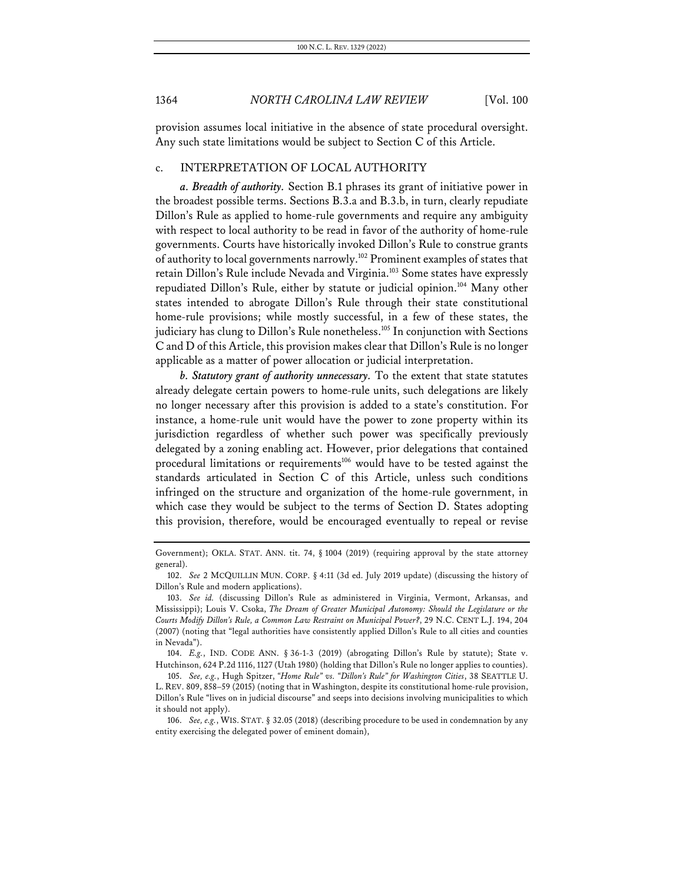provision assumes local initiative in the absence of state procedural oversight. Any such state limitations would be subject to Section C of this Article.

### c. INTERPRETATION OF LOCAL AUTHORITY

*a. Breadth of authority.* Section B.1 phrases its grant of initiative power in the broadest possible terms. Sections B.3.a and B.3.b, in turn, clearly repudiate Dillon's Rule as applied to home-rule governments and require any ambiguity with respect to local authority to be read in favor of the authority of home-rule governments. Courts have historically invoked Dillon's Rule to construe grants of authority to local governments narrowly.[102] Prominent examples of states that retain Dillon's Rule include Nevada and Virginia.[103] Some states have expressly repudiated Dillon's Rule, either by statute or judicial opinion.[104] Many other states intended to abrogate Dillon's Rule through their state constitutional home-rule provisions; while mostly successful, in a few of these states, the judiciary has clung to Dillon's Rule nonetheless.[105] In conjunction with Sections C and D of this Article, this provision makes clear that Dillon's Rule is no longer applicable as a matter of power allocation or judicial interpretation.

*b. Statutory grant of authority unnecessary.* To the extent that state statutes already delegate certain powers to home-rule units, such delegations are likely no longer necessary after this provision is added to a state's constitution. For instance, a home-rule unit would have the power to zone property within its jurisdiction regardless of whether such power was specifically previously delegated by a zoning enabling act. However, prior delegations that contained procedural limitations or requirements[106] would have to be tested against the standards articulated in Section C of this Article, unless such conditions infringed on the structure and organization of the home-rule government, in which case they would be subject to the terms of Section D. States adopting this provision, therefore, would be encouraged eventually to repeal or revise

---

Government); OKLA. STAT. ANN. tit. 74, § 1004 (2019) (requiring approval by the state attorney general).

102. *See* 2 MCQUILLIN MUN. CORP. § 4:11 (3d ed. July 2019 update) (discussing the history of Dillon's Rule and modern applications).

103. *See id.* (discussing Dillon's Rule as administered in Virginia, Vermont, Arkansas, and Mississippi); Louis V. Csoka, *The Dream of Greater Municipal Autonomy: Should the Legislature or the Courts Modify Dillon's Rule, a Common Law Restraint on Municipal Power?*, 29 N.C. CENT L.J. 194, 204 (2007) (noting that "legal authorities have consistently applied Dillon's Rule to all cities and counties in Nevada").

104. *E.g.*, IND. CODE ANN. § 36-1-3 (2019) (abrogating Dillon's Rule by statute); State v. Hutchinson, 624 P.2d 1116, 1127 (Utah 1980) (holding that Dillon's Rule no longer applies to counties).

105. *See, e.g.*, Hugh Spitzer, *"Home Rule" vs. "Dillon's Rule" for Washington Cities*, 38 SEATTLE U. L. REV. 809, 858–59 (2015) (noting that in Washington, despite its constitutional home-rule provision, Dillon's Rule "lives on in judicial discourse" and seeps into decisions involving municipalities to which it should not apply).

106. *See, e.g.*, WIS. STAT. § 32.05 (2018) (describing procedure to be used in condemnation by any entity exercising the delegated power of eminent domain),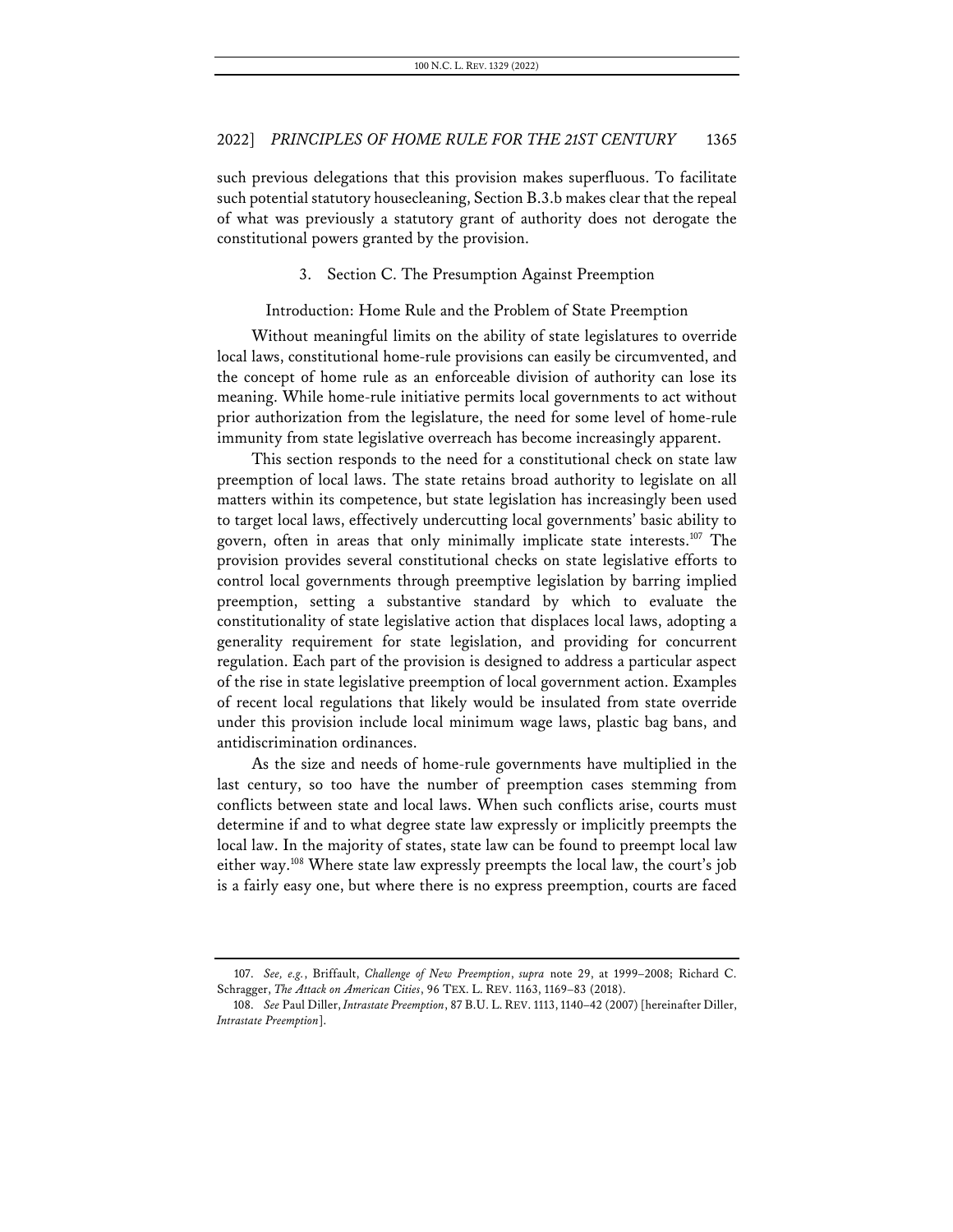such previous delegations that this provision makes superfluous. To facilitate such potential statutory housecleaning, Section B.3.b makes clear that the repeal of what was previously a statutory grant of authority does not derogate the constitutional powers granted by the provision.

### 3. Section C. The Presumption Against Preemption

Introduction: Home Rule and the Problem of State Preemption

Without meaningful limits on the ability of state legislatures to override local laws, constitutional home-rule provisions can easily be circumvented, and the concept of home rule as an enforceable division of authority can lose its meaning. While home-rule initiative permits local governments to act without prior authorization from the legislature, the need for some level of home-rule immunity from state legislative overreach has become increasingly apparent.

This section responds to the need for a constitutional check on state law preemption of local laws. The state retains broad authority to legislate on all matters within its competence, but state legislation has increasingly been used to target local laws, effectively undercutting local governments' basic ability to govern, often in areas that only minimally implicate state interests.[107] The provision provides several constitutional checks on state legislative efforts to control local governments through preemptive legislation by barring implied preemption, setting a substantive standard by which to evaluate the constitutionality of state legislative action that displaces local laws, adopting a generality requirement for state legislation, and providing for concurrent regulation. Each part of the provision is designed to address a particular aspect of the rise in state legislative preemption of local government action. Examples of recent local regulations that likely would be insulated from state override under this provision include local minimum wage laws, plastic bag bans, and antidiscrimination ordinances.

As the size and needs of home-rule governments have multiplied in the last century, so too have the number of preemption cases stemming from conflicts between state and local laws. When such conflicts arise, courts must determine if and to what degree state law expressly or implicitly preempts the local law. In the majority of states, state law can be found to preempt local law either way.[108] Where state law expressly preempts the local law, the court's job is a fairly easy one, but where there is no express preemption, courts are faced

---

107. *See, e.g.*, Briffault, *Challenge of New Preemption*, *supra* note 29, at 1999–2008; Richard C. Schragger, *The Attack on American Cities*, 96 TEX. L. REV. 1163, 1169–83 (2018).

108. *See* Paul Diller, *Intrastate Preemption*, 87 B.U. L. REV. 1113, 1140–42 (2007) [hereinafter Diller, *Intrastate Preemption*].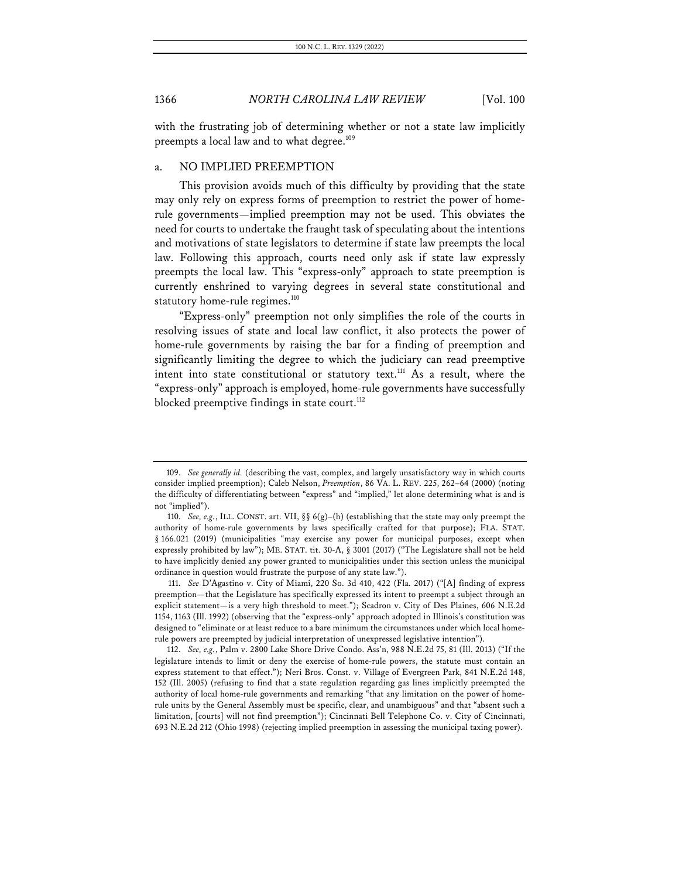with the frustrating job of determining whether or not a state law implicitly preempts a local law and to what degree.[109]

### a. NO IMPLIED PREEMPTION

This provision avoids much of this difficulty by providing that the state may only rely on express forms of preemption to restrict the power of home-rule governments—implied preemption may not be used. This obviates the need for courts to undertake the fraught task of speculating about the intentions and motivations of state legislators to determine if state law preempts the local law. Following this approach, courts need only ask if state law expressly preempts the local law. This "express-only" approach to state preemption is currently enshrined to varying degrees in several state constitutional and statutory home-rule regimes.[110]

"Express-only" preemption not only simplifies the role of the courts in resolving issues of state and local law conflict, it also protects the power of home-rule governments by raising the bar for a finding of preemption and significantly limiting the degree to which the judiciary can read preemptive intent into state constitutional or statutory text.[111] As a result, where the "express-only" approach is employed, home-rule governments have successfully blocked preemptive findings in state court.[112]

---

109. *See generally id.* (describing the vast, complex, and largely unsatisfactory way in which courts consider implied preemption); Caleb Nelson, *Preemption*, 86 VA. L. REV. 225, 262–64 (2000) (noting the difficulty of differentiating between "express" and "implied," let alone determining what is and is not "implied").

110. *See, e.g.*, ILL. CONST. art. VII, §§ 6(g)–(h) (establishing that the state may only preempt the authority of home-rule governments by laws specifically crafted for that purpose); FLA. STAT. § 166.021 (2019) (municipalities "may exercise any power for municipal purposes, except when expressly prohibited by law"); ME. STAT. tit. 30-A, § 3001 (2017) ("The Legislature shall not be held to have implicitly denied any power granted to municipalities under this section unless the municipal ordinance in question would frustrate the purpose of any state law.").

111. *See* D'Agastino v. City of Miami, 220 So. 3d 410, 422 (Fla. 2017) ("[A] finding of express preemption—that the Legislature has specifically expressed its intent to preempt a subject through an explicit statement—is a very high threshold to meet."); Scadron v. City of Des Plaines, 606 N.E.2d 1154, 1163 (Ill. 1992) (observing that the "express-only" approach adopted in Illinois's constitution was designed to "eliminate or at least reduce to a bare minimum the circumstances under which local home-rule powers are preempted by judicial interpretation of unexpressed legislative intention").

112. *See, e.g.*, Palm v. 2800 Lake Shore Drive Condo. Ass'n, 988 N.E.2d 75, 81 (Ill. 2013) ("If the legislature intends to limit or deny the exercise of home-rule powers, the statute must contain an express statement to that effect."); Neri Bros. Const. v. Village of Evergreen Park, 841 N.E.2d 148, 152 (Ill. 2005) (refusing to find that a state regulation regarding gas lines implicitly preempted the authority of local home-rule governments and remarking "that any limitation on the power of home-rule units by the General Assembly must be specific, clear, and unambiguous" and that "absent such a limitation, [courts] will not find preemption"); Cincinnati Bell Telephone Co. v. City of Cincinnati, 693 N.E.2d 212 (Ohio 1998) (rejecting implied preemption in assessing the municipal taxing power).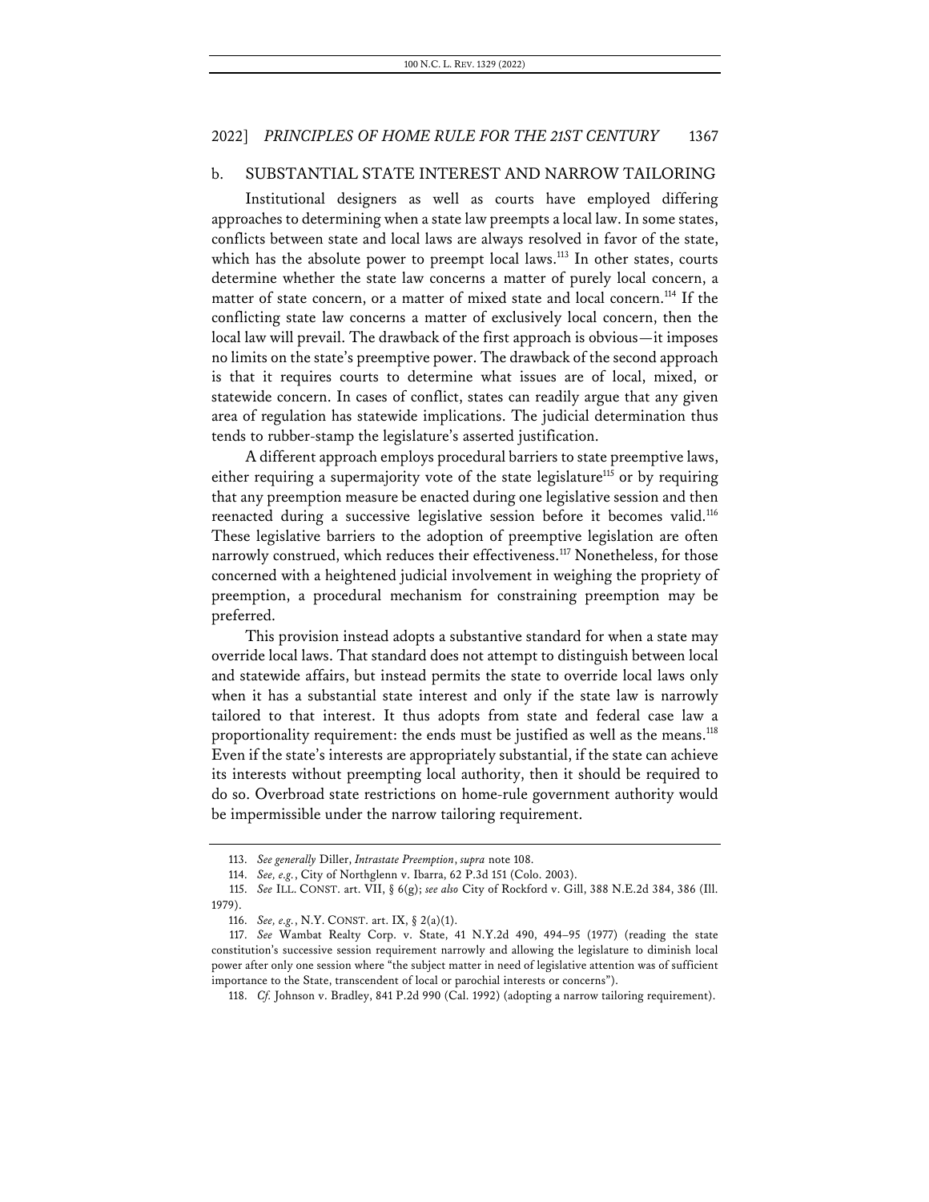### b. SUBSTANTIAL STATE INTEREST AND NARROW TAILORING

Institutional designers as well as courts have employed differing approaches to determining when a state law preempts a local law. In some states, conflicts between state and local laws are always resolved in favor of the state, which has the absolute power to preempt local laws.[113] In other states, courts determine whether the state law concerns a matter of purely local concern, a matter of state concern, or a matter of mixed state and local concern.[114] If the conflicting state law concerns a matter of exclusively local concern, then the local law will prevail. The drawback of the first approach is obvious—it imposes no limits on the state's preemptive power. The drawback of the second approach is that it requires courts to determine what issues are of local, mixed, or statewide concern. In cases of conflict, states can readily argue that any given area of regulation has statewide implications. The judicial determination thus tends to rubber-stamp the legislature's asserted justification.

A different approach employs procedural barriers to state preemptive laws, either requiring a supermajority vote of the state legislature[115] or by requiring that any preemption measure be enacted during one legislative session and then reenacted during a successive legislative session before it becomes valid.[116] These legislative barriers to the adoption of preemptive legislation are often narrowly construed, which reduces their effectiveness.[117] Nonetheless, for those concerned with a heightened judicial involvement in weighing the propriety of preemption, a procedural mechanism for constraining preemption may be preferred.

This provision instead adopts a substantive standard for when a state may override local laws. That standard does not attempt to distinguish between local and statewide affairs, but instead permits the state to override local laws only when it has a substantial state interest and only if the state law is narrowly tailored to that interest. It thus adopts from state and federal case law a proportionality requirement: the ends must be justified as well as the means.[118] Even if the state's interests are appropriately substantial, if the state can achieve its interests without preempting local authority, then it should be required to do so. Overbroad state restrictions on home-rule government authority would be impermissible under the narrow tailoring requirement.

---

113. *See generally* Diller, *Intrastate Preemption*, *supra* note 108.

114. *See, e.g.*, City of Northglenn v. Ibarra, 62 P.3d 151 (Colo. 2003).

115. *See* ILL. CONST. art. VII, § 6(g); *see also* City of Rockford v. Gill, 388 N.E.2d 384, 386 (Ill. 1979).

116. *See, e.g.*, N.Y. CONST. art. IX, § 2(a)(1).

117. *See* Wambat Realty Corp. v. State, 41 N.Y.2d 490, 494–95 (1977) (reading the state constitution's successive session requirement narrowly and allowing the legislature to diminish local power after only one session where "the subject matter in need of legislative attention was of sufficient importance to the State, transcendent of local or parochial interests or concerns").

118. *Cf.* Johnson v. Bradley, 841 P.2d 990 (Cal. 1992) (adopting a narrow tailoring requirement).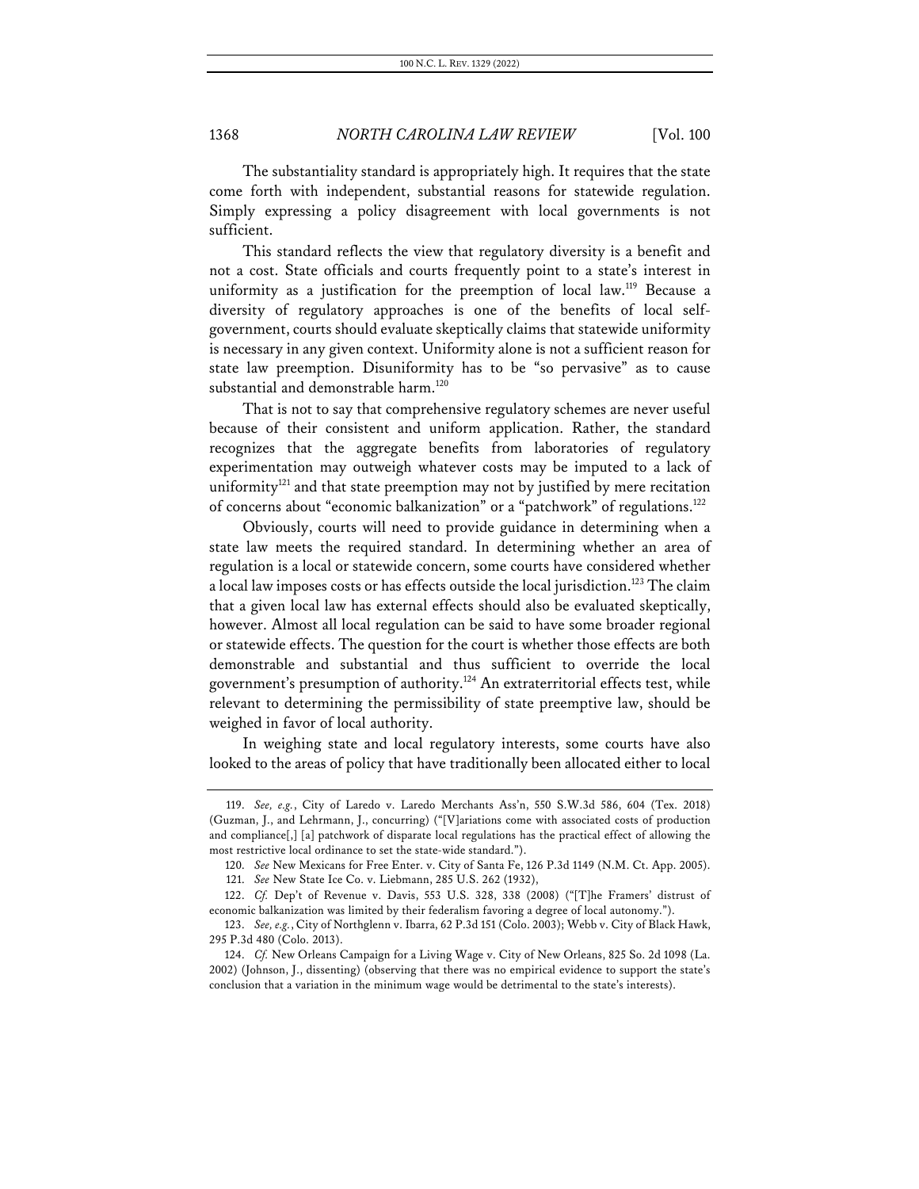The substantiality standard is appropriately high. It requires that the state come forth with independent, substantial reasons for statewide regulation. Simply expressing a policy disagreement with local governments is not sufficient.

This standard reflects the view that regulatory diversity is a benefit and not a cost. State officials and courts frequently point to a state's interest in uniformity as a justification for the preemption of local law.[119] Because a diversity of regulatory approaches is one of the benefits of local self-government, courts should evaluate skeptically claims that statewide uniformity is necessary in any given context. Uniformity alone is not a sufficient reason for state law preemption. Disuniformity has to be "so pervasive" as to cause substantial and demonstrable harm.[120]

That is not to say that comprehensive regulatory schemes are never useful because of their consistent and uniform application. Rather, the standard recognizes that the aggregate benefits from laboratories of regulatory experimentation may outweigh whatever costs may be imputed to a lack of uniformity[121] and that state preemption may not by justified by mere recitation of concerns about "economic balkanization" or a "patchwork" of regulations.[122]

Obviously, courts will need to provide guidance in determining when a state law meets the required standard. In determining whether an area of regulation is a local or statewide concern, some courts have considered whether a local law imposes costs or has effects outside the local jurisdiction.[123] The claim that a given local law has external effects should also be evaluated skeptically, however. Almost all local regulation can be said to have some broader regional or statewide effects. The question for the court is whether those effects are both demonstrable and substantial and thus sufficient to override the local government's presumption of authority.[124] An extraterritorial effects test, while relevant to determining the permissibility of state preemptive law, should be weighed in favor of local authority.

In weighing state and local regulatory interests, some courts have also looked to the areas of policy that have traditionally been allocated either to local

---

119. *See, e.g.*, City of Laredo v. Laredo Merchants Ass'n, 550 S.W.3d 586, 604 (Tex. 2018) (Guzman, J., and Lehrmann, J., concurring) ("[V]ariations come with associated costs of production and compliance[,] [a] patchwork of disparate local regulations has the practical effect of allowing the most restrictive local ordinance to set the state-wide standard.").

120. *See* New Mexicans for Free Enter. v. City of Santa Fe, 126 P.3d 1149 (N.M. Ct. App. 2005).

121. *See* New State Ice Co. v. Liebmann, 285 U.S. 262 (1932),

122. *Cf.* Dep't of Revenue v. Davis, 553 U.S. 328, 338 (2008) ("[T]he Framers' distrust of economic balkanization was limited by their federalism favoring a degree of local autonomy.").

123. *See, e.g.*, City of Northglenn v. Ibarra, 62 P.3d 151 (Colo. 2003); Webb v. City of Black Hawk, 295 P.3d 480 (Colo. 2013).

124. *Cf.* New Orleans Campaign for a Living Wage v. City of New Orleans, 825 So. 2d 1098 (La. 2002) (Johnson, J., dissenting) (observing that there was no empirical evidence to support the state's conclusion that a variation in the minimum wage would be detrimental to the state's interests).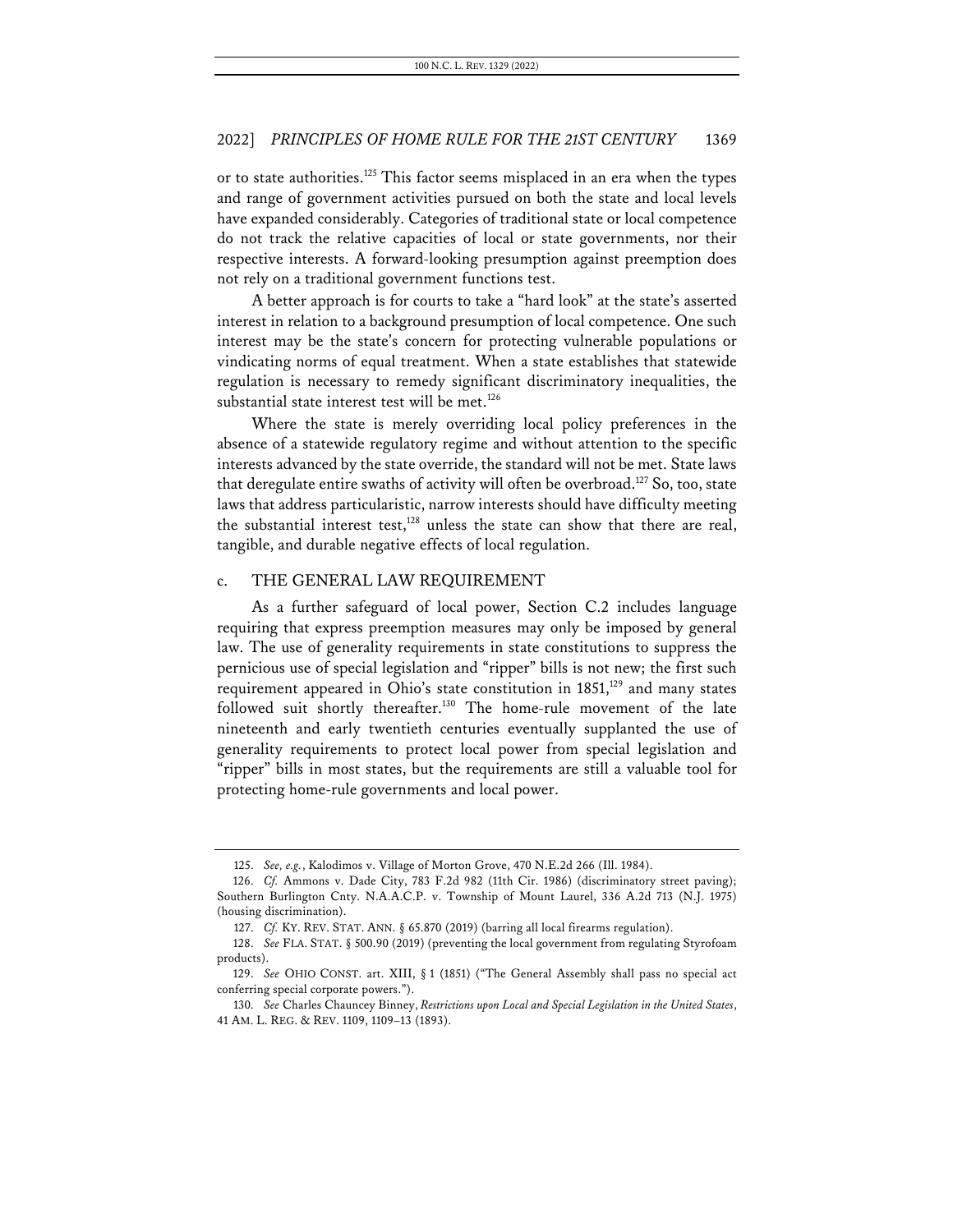or to state authorities.[125] This factor seems misplaced in an era when the types and range of government activities pursued on both the state and local levels have expanded considerably. Categories of traditional state or local competence do not track the relative capacities of local or state governments, nor their respective interests. A forward-looking presumption against preemption does not rely on a traditional government functions test.

A better approach is for courts to take a "hard look" at the state's asserted interest in relation to a background presumption of local competence. One such interest may be the state's concern for protecting vulnerable populations or vindicating norms of equal treatment. When a state establishes that statewide regulation is necessary to remedy significant discriminatory inequalities, the substantial state interest test will be met.[126]

Where the state is merely overriding local policy preferences in the absence of a statewide regulatory regime and without attention to the specific interests advanced by the state override, the standard will not be met. State laws that deregulate entire swaths of activity will often be overbroad.[127] So, too, state laws that address particularistic, narrow interests should have difficulty meeting the substantial interest test,[128] unless the state can show that there are real, tangible, and durable negative effects of local regulation.

### c. THE GENERAL LAW REQUIREMENT

As a further safeguard of local power, Section C.2 includes language requiring that express preemption measures may only be imposed by general law. The use of generality requirements in state constitutions to suppress the pernicious use of special legislation and "ripper" bills is not new; the first such requirement appeared in Ohio's state constitution in 1851,[129] and many states followed suit shortly thereafter.[130] The home-rule movement of the late nineteenth and early twentieth centuries eventually supplanted the use of generality requirements to protect local power from special legislation and "ripper" bills in most states, but the requirements are still a valuable tool for protecting home-rule governments and local power.

---

125. *See, e.g.*, Kalodimos v. Village of Morton Grove, 470 N.E.2d 266 (Ill. 1984).

126. *Cf.* Ammons v. Dade City, 783 F.2d 982 (11th Cir. 1986) (discriminatory street paving); Southern Burlington Cnty. N.A.A.C.P. v. Township of Mount Laurel, 336 A.2d 713 (N.J. 1975) (housing discrimination).

127. *Cf.* KY. REV. STAT. ANN. § 65.870 (2019) (barring all local firearms regulation).

128. *See* FLA. STAT. § 500.90 (2019) (preventing the local government from regulating Styrofoam products).

129. *See* OHIO CONST. art. XIII, § 1 (1851) ("The General Assembly shall pass no special act conferring special corporate powers.").

130. *See* Charles Chauncey Binney, *Restrictions upon Local and Special Legislation in the United States*, 41 AM. L. REG. & REV. 1109, 1109–13 (1893).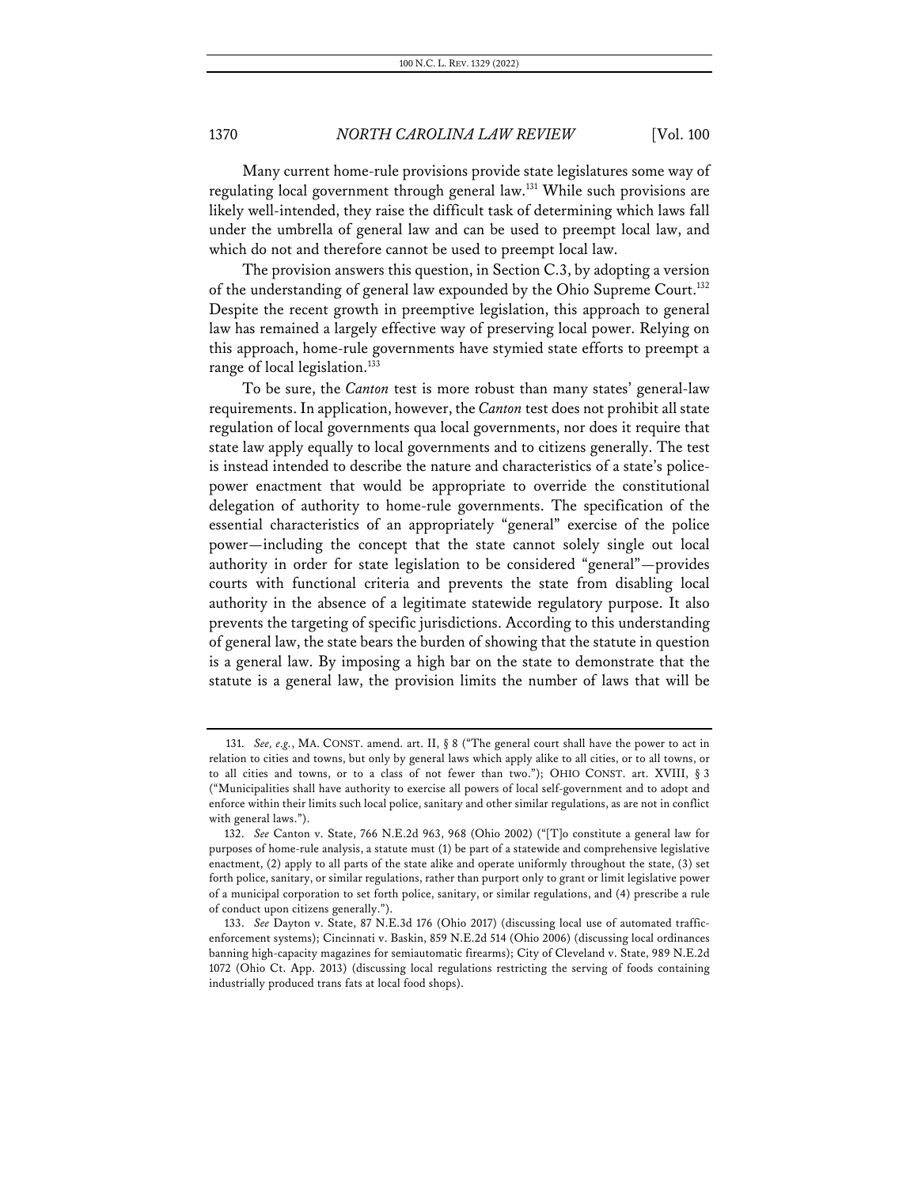Many current home-rule provisions provide state legislatures some way of regulating local government through general law.[131] While such provisions are likely well-intended, they raise the difficult task of determining which laws fall under the umbrella of general law and can be used to preempt local law, and which do not and therefore cannot be used to preempt local law.

The provision answers this question, in Section C.3, by adopting a version of the understanding of general law expounded by the Ohio Supreme Court.[132] Despite the recent growth in preemptive legislation, this approach to general law has remained a largely effective way of preserving local power. Relying on this approach, home-rule governments have stymied state efforts to preempt a range of local legislation.[133]

To be sure, the *Canton* test is more robust than many states' general-law requirements. In application, however, the *Canton* test does not prohibit all state regulation of local governments qua local governments, nor does it require that state law apply equally to local governments and to citizens generally. The test is instead intended to describe the nature and characteristics of a state's police-power enactment that would be appropriate to override the constitutional delegation of authority to home-rule governments. The specification of the essential characteristics of an appropriately "general" exercise of the police power—including the concept that the state cannot solely single out local authority in order for state legislation to be considered "general"—provides courts with functional criteria and prevents the state from disabling local authority in the absence of a legitimate statewide regulatory purpose. It also prevents the targeting of specific jurisdictions. According to this understanding of general law, the state bears the burden of showing that the statute in question is a general law. By imposing a high bar on the state to demonstrate that the statute is a general law, the provision limits the number of laws that will be

---

131. *See, e.g.*, MA. CONST. amend. art. II, § 8 ("The general court shall have the power to act in relation to cities and towns, but only by general laws which apply alike to all cities, or to all towns, or to all cities and towns, or to a class of not fewer than two."); OHIO CONST. art. XVIII, § 3 ("Municipalities shall have authority to exercise all powers of local self-government and to adopt and enforce within their limits such local police, sanitary and other similar regulations, as are not in conflict with general laws.").

132. *See* Canton v. State, 766 N.E.2d 963, 968 (Ohio 2002) ("[T]o constitute a general law for purposes of home-rule analysis, a statute must (1) be part of a statewide and comprehensive legislative enactment, (2) apply to all parts of the state alike and operate uniformly throughout the state, (3) set forth police, sanitary, or similar regulations, rather than purport only to grant or limit legislative power of a municipal corporation to set forth police, sanitary, or similar regulations, and (4) prescribe a rule of conduct upon citizens generally.").

133. *See* Dayton v. State, 87 N.E.3d 176 (Ohio 2017) (discussing local use of automated traffic-enforcement systems); Cincinnati v. Baskin, 859 N.E.2d 514 (Ohio 2006) (discussing local ordinances banning high-capacity magazines for semiautomatic firearms); City of Cleveland v. State, 989 N.E.2d 1072 (Ohio Ct. App. 2013) (discussing local regulations restricting the serving of foods containing industrially produced trans fats at local food shops).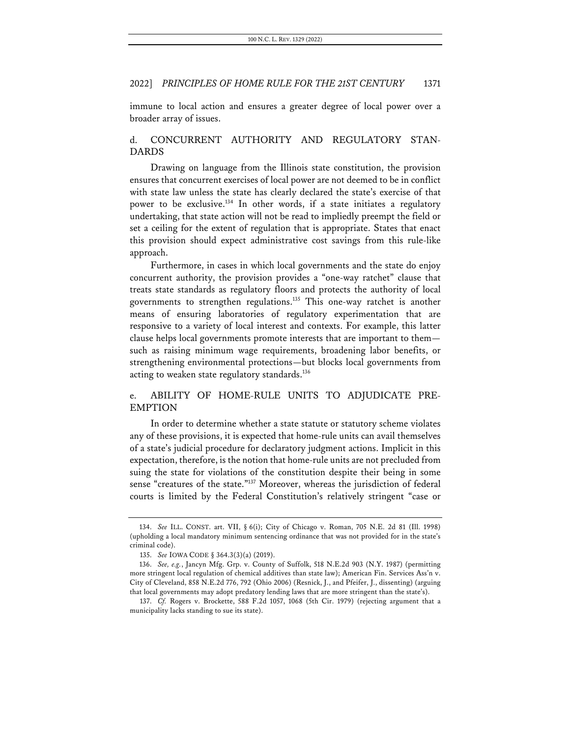immune to local action and ensures a greater degree of local power over a broader array of issues.

#### d. CONCURRENT AUTHORITY AND REGULATORY STANDARDS

Drawing on language from the Illinois state constitution, the provision ensures that concurrent exercises of local power are not deemed to be in conflict with state law unless the state has clearly declared the state's exercise of that power to be exclusive.[134] In other words, if a state initiates a regulatory undertaking, that state action will not be read to impliedly preempt the field or set a ceiling for the extent of regulation that is appropriate. States that enact this provision should expect administrative cost savings from this rule-like approach.

Furthermore, in cases in which local governments and the state do enjoy concurrent authority, the provision provides a "one-way ratchet" clause that treats state standards as regulatory floors and protects the authority of local governments to strengthen regulations.[135] This one-way ratchet is another means of ensuring laboratories of regulatory experimentation that are responsive to a variety of local interest and contexts. For example, this latter clause helps local governments promote interests that are important to them—such as raising minimum wage requirements, broadening labor benefits, or strengthening environmental protections—but blocks local governments from acting to weaken state regulatory standards.[136]

#### e. ABILITY OF HOME-RULE UNITS TO ADJUDICATE PREEMPTION

In order to determine whether a state statute or statutory scheme violates any of these provisions, it is expected that home-rule units can avail themselves of a state's judicial procedure for declaratory judgment actions. Implicit in this expectation, therefore, is the notion that home-rule units are not precluded from suing the state for violations of the constitution despite their being in some sense "creatures of the state."[137] Moreover, whereas the jurisdiction of federal courts is limited by the Federal Constitution's relatively stringent "case or

---

134. *See* ILL. CONST. art. VII, § 6(i); City of Chicago v. Roman, 705 N.E. 2d 81 (Ill. 1998) (upholding a local mandatory minimum sentencing ordinance that was not provided for in the state's criminal code).

135. *See* IOWA CODE § 364.3(3)(a) (2019).

136. *See, e.g.*, Jancyn Mfg. Grp. v. County of Suffolk, 518 N.E.2d 903 (N.Y. 1987) (permitting more stringent local regulation of chemical additives than state law); American Fin. Services Ass'n v. City of Cleveland, 858 N.E.2d 776, 792 (Ohio 2006) (Resnick, J., and Pfeifer, J., dissenting) (arguing that local governments may adopt predatory lending laws that are more stringent than the state's).

137. *Cf.* Rogers v. Brockette, 588 F.2d 1057, 1068 (5th Cir. 1979) (rejecting argument that a municipality lacks standing to sue its state).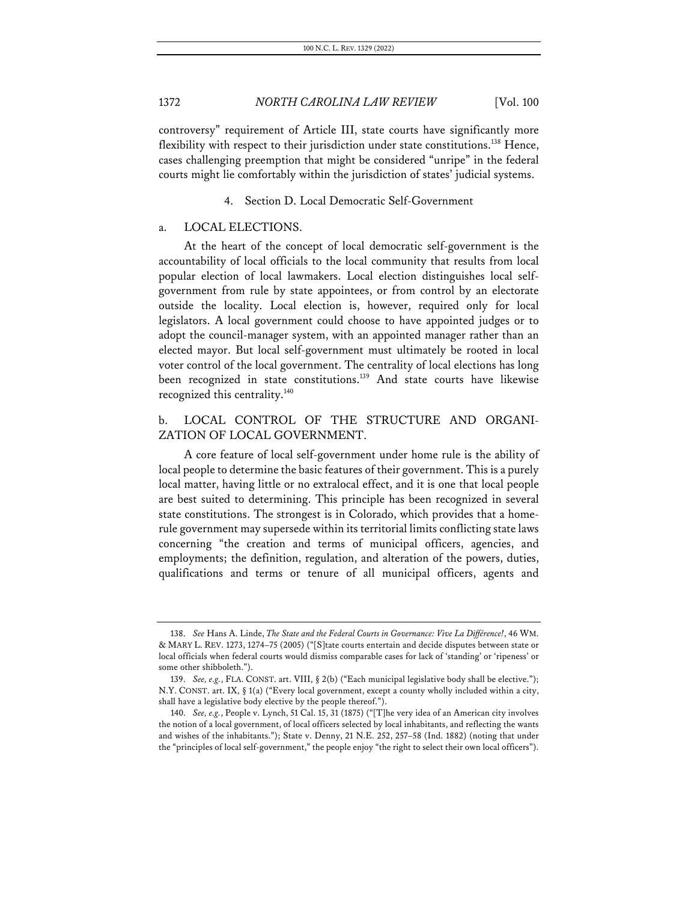controversy" requirement of Article III, state courts have significantly more flexibility with respect to their jurisdiction under state constitutions.[138] Hence, cases challenging preemption that might be considered "unripe" in the federal courts might lie comfortably within the jurisdiction of states' judicial systems.

### 4. Section D. Local Democratic Self-Government

#### a. LOCAL ELECTIONS.

At the heart of the concept of local democratic self-government is the accountability of local officials to the local community that results from local popular election of local lawmakers. Local election distinguishes local self-government from rule by state appointees, or from control by an electorate outside the locality. Local election is, however, required only for local legislators. A local government could choose to have appointed judges or to adopt the council-manager system, with an appointed manager rather than an elected mayor. But local self-government must ultimately be rooted in local voter control of the local government. The centrality of local elections has long been recognized in state constitutions.[139] And state courts have likewise recognized this centrality.[140]

#### b. LOCAL CONTROL OF THE STRUCTURE AND ORGANIZATION OF LOCAL GOVERNMENT.

A core feature of local self-government under home rule is the ability of local people to determine the basic features of their government. This is a purely local matter, having little or no extralocal effect, and it is one that local people are best suited to determining. This principle has been recognized in several state constitutions. The strongest is in Colorado, which provides that a home-rule government may supersede within its territorial limits conflicting state laws concerning "the creation and terms of municipal officers, agencies, and employments; the definition, regulation, and alteration of the powers, duties, qualifications and terms or tenure of all municipal officers, agents and

---

138. *See* Hans A. Linde, *The State and the Federal Courts in Governance: Vive La Différence!*, 46 WM. & MARY L. REV. 1273, 1274–75 (2005) ("[S]tate courts entertain and decide disputes between state or local officials when federal courts would dismiss comparable cases for lack of 'standing' or 'ripeness' or some other shibboleth.").

139. *See, e.g.*, FLA. CONST. art. VIII, § 2(b) ("Each municipal legislative body shall be elective."); N.Y. CONST. art. IX, § 1(a) ("Every local government, except a county wholly included within a city, shall have a legislative body elective by the people thereof.").

140. *See, e.g.*, People v. Lynch, 51 Cal. 15, 31 (1875) ("[T]he very idea of an American city involves the notion of a local government, of local officers selected by local inhabitants, and reflecting the wants and wishes of the inhabitants."); State v. Denny, 21 N.E. 252, 257–58 (Ind. 1882) (noting that under the "principles of local self-government," the people enjoy "the right to select their own local officers").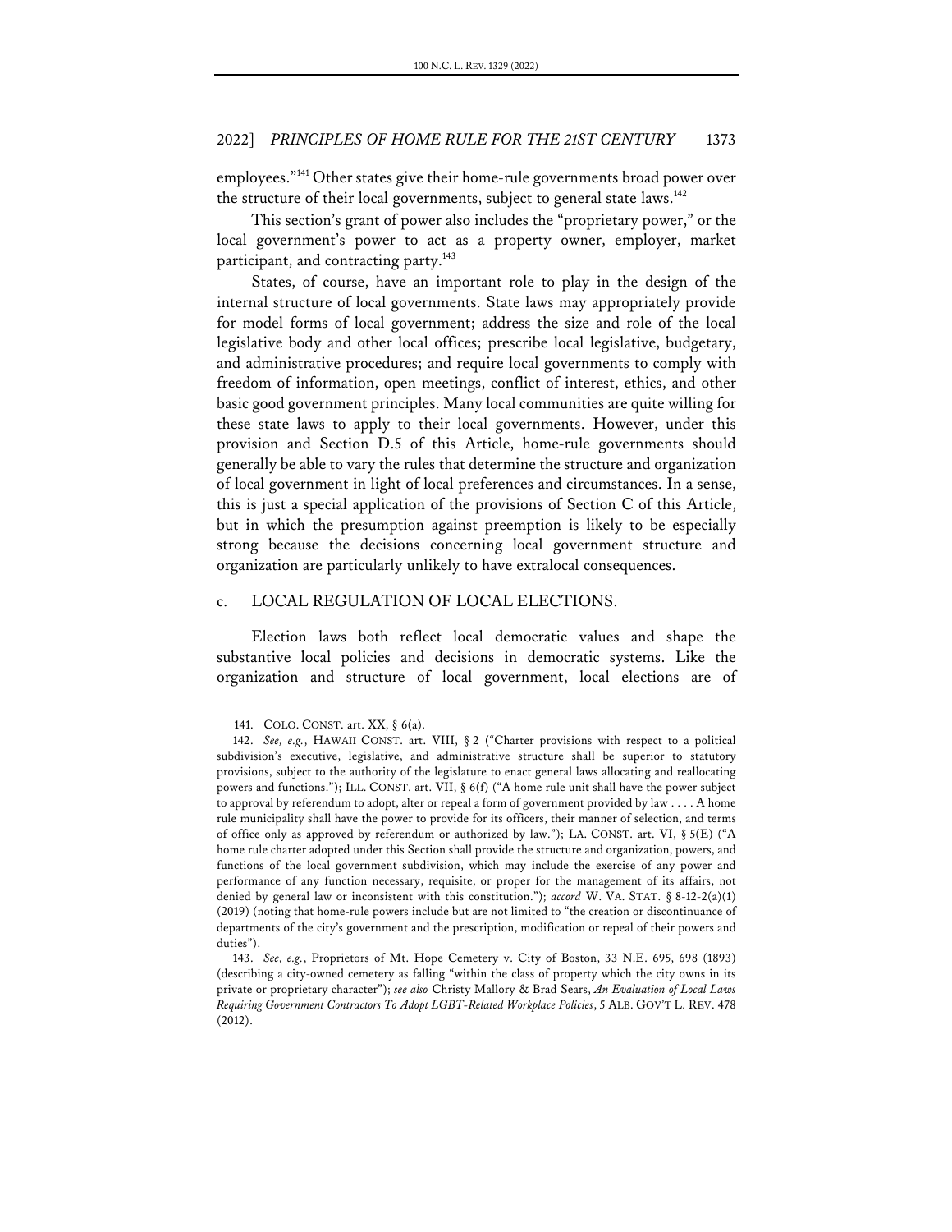employees."[141] Other states give their home-rule governments broad power over the structure of their local governments, subject to general state laws.[142]

This section's grant of power also includes the "proprietary power," or the local government's power to act as a property owner, employer, market participant, and contracting party.[143]

States, of course, have an important role to play in the design of the internal structure of local governments. State laws may appropriately provide for model forms of local government; address the size and role of the local legislative body and other local offices; prescribe local legislative, budgetary, and administrative procedures; and require local governments to comply with freedom of information, open meetings, conflict of interest, ethics, and other basic good government principles. Many local communities are quite willing for these state laws to apply to their local governments. However, under this provision and Section D.5 of this Article, home-rule governments should generally be able to vary the rules that determine the structure and organization of local government in light of local preferences and circumstances. In a sense, this is just a special application of the provisions of Section C of this Article, but in which the presumption against preemption is likely to be especially strong because the decisions concerning local government structure and organization are particularly unlikely to have extralocal consequences.

### c. LOCAL REGULATION OF LOCAL ELECTIONS.

Election laws both reflect local democratic values and shape the substantive local policies and decisions in democratic systems. Like the organization and structure of local government, local elections are of

---

141. COLO. CONST. art. XX, § 6(a).

142. *See, e.g.*, HAWAII CONST. art. VIII, § 2 ("Charter provisions with respect to a political subdivision's executive, legislative, and administrative structure shall be superior to statutory provisions, subject to the authority of the legislature to enact general laws allocating and reallocating powers and functions."); ILL. CONST. art. VII, § 6(f) ("A home rule unit shall have the power subject to approval by referendum to adopt, alter or repeal a form of government provided by law . . . . A home rule municipality shall have the power to provide for its officers, their manner of selection, and terms of office only as approved by referendum or authorized by law."); LA. CONST. art. VI, § 5(E) ("A home rule charter adopted under this Section shall provide the structure and organization, powers, and functions of the local government subdivision, which may include the exercise of any power and performance of any function necessary, requisite, or proper for the management of its affairs, not denied by general law or inconsistent with this constitution."); *accord* W. VA. STAT. § 8-12-2(a)(1) (2019) (noting that home-rule powers include but are not limited to "the creation or discontinuance of departments of the city's government and the prescription, modification or repeal of their powers and duties").

143. *See, e.g.*, Proprietors of Mt. Hope Cemetery v. City of Boston, 33 N.E. 695, 698 (1893) (describing a city-owned cemetery as falling "within the class of property which the city owns in its private or proprietary character"); *see also* Christy Mallory & Brad Sears, *An Evaluation of Local Laws Requiring Government Contractors To Adopt LGBT-Related Workplace Policies*, 5 ALB. GOV'T L. REV. 478 (2012).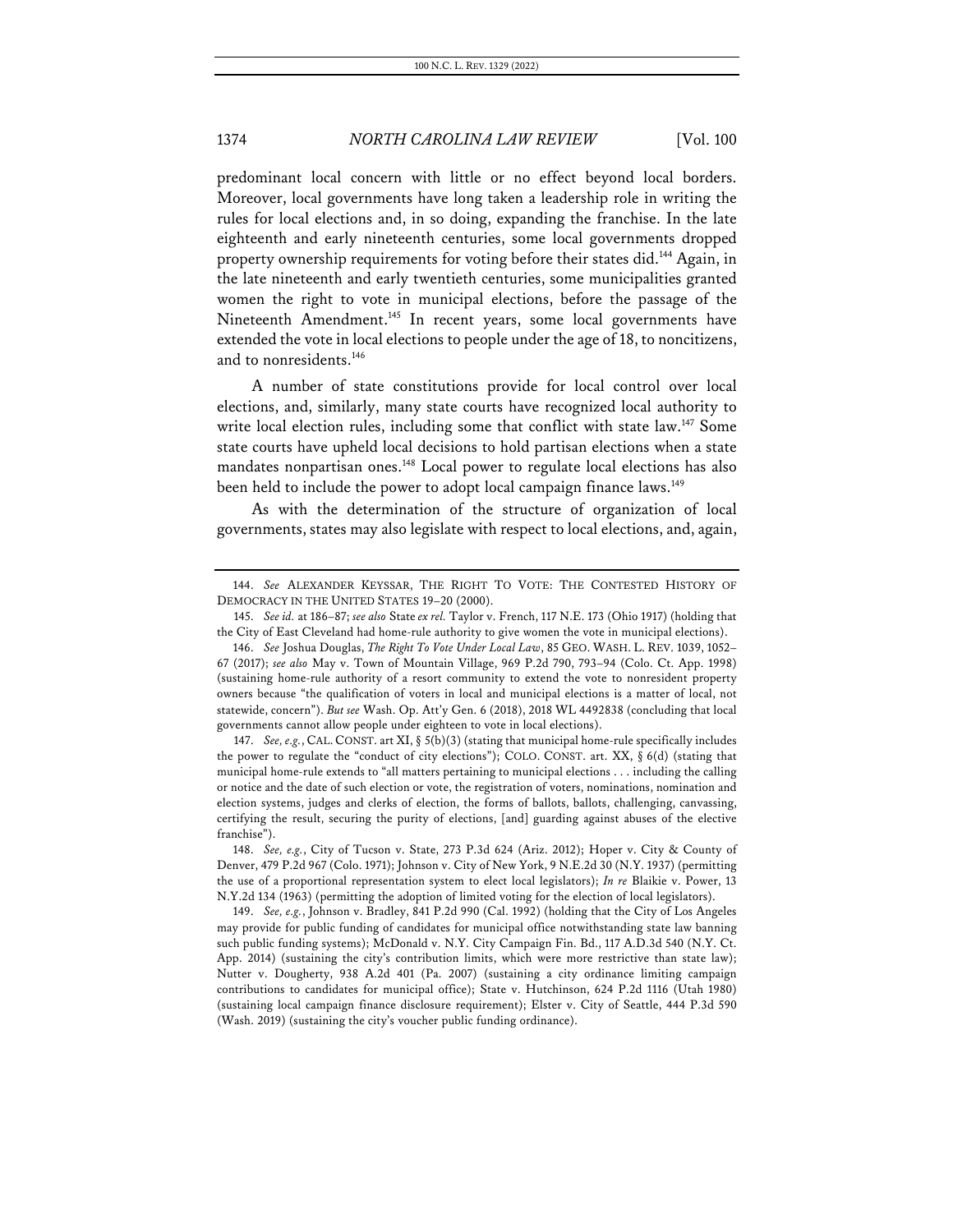predominant local concern with little or no effect beyond local borders. Moreover, local governments have long taken a leadership role in writing the rules for local elections and, in so doing, expanding the franchise. In the late eighteenth and early nineteenth centuries, some local governments dropped property ownership requirements for voting before their states did.[144] Again, in the late nineteenth and early twentieth centuries, some municipalities granted women the right to vote in municipal elections, before the passage of the Nineteenth Amendment.[145] In recent years, some local governments have extended the vote in local elections to people under the age of 18, to noncitizens, and to nonresidents.[146]

A number of state constitutions provide for local control over local elections, and, similarly, many state courts have recognized local authority to write local election rules, including some that conflict with state law.[147] Some state courts have upheld local decisions to hold partisan elections when a state mandates nonpartisan ones.[148] Local power to regulate local elections has also been held to include the power to adopt local campaign finance laws.[149]

As with the determination of the structure of organization of local governments, states may also legislate with respect to local elections, and, again,

---

144. *See* ALEXANDER KEYSSAR, THE RIGHT TO VOTE: THE CONTESTED HISTORY OF DEMOCRACY IN THE UNITED STATES 19–20 (2000).

145. *See id.* at 186–87; *see also* State *ex rel.* Taylor v. French, 117 N.E. 173 (Ohio 1917) (holding that the City of East Cleveland had home-rule authority to give women the vote in municipal elections).

146. *See* Joshua Douglas, *The Right To Vote Under Local Law*, 85 GEO. WASH. L. REV. 1039, 1052–67 (2017); *see also* May v. Town of Mountain Village, 969 P.2d 790, 793–94 (Colo. Ct. App. 1998) (sustaining home-rule authority of a resort community to extend the vote to nonresident property owners because "the qualification of voters in local and municipal elections is a matter of local, not statewide, concern"). *But see* Wash. Op. Att'y Gen. 6 (2018), 2018 WL 4492838 (concluding that local governments cannot allow people under eighteen to vote in local elections).

147. *See, e.g.*, CAL. CONST. art XI, § 5(b)(3) (stating that municipal home-rule specifically includes the power to regulate the "conduct of city elections"); COLO. CONST. art. XX, § 6(d) (stating that municipal home-rule extends to "all matters pertaining to municipal elections . . . including the calling or notice and the date of such election or vote, the registration of voters, nominations, nomination and election systems, judges and clerks of election, the forms of ballots, ballots, challenging, canvassing, certifying the result, securing the purity of elections, [and] guarding against abuses of the elective franchise").

148. *See, e.g.*, City of Tucson v. State, 273 P.3d 624 (Ariz. 2012); Hoper v. City & County of Denver, 479 P.2d 967 (Colo. 1971); Johnson v. City of New York, 9 N.E.2d 30 (N.Y. 1937) (permitting the use of a proportional representation system to elect local legislators); *In re* Blaikie v. Power, 13 N.Y.2d 134 (1963) (permitting the adoption of limited voting for the election of local legislators).

149. *See, e.g.*, Johnson v. Bradley, 841 P.2d 990 (Cal. 1992) (holding that the City of Los Angeles may provide for public funding of candidates for municipal office notwithstanding state law banning such public funding systems); McDonald v. N.Y. City Campaign Fin. Bd., 117 A.D.3d 540 (N.Y. Ct. App. 2014) (sustaining the city's contribution limits, which were more restrictive than state law); Nutter v. Dougherty, 938 A.2d 401 (Pa. 2007) (sustaining a city ordinance limiting campaign contributions to candidates for municipal office); State v. Hutchinson, 624 P.2d 1116 (Utah 1980) (sustaining local campaign finance disclosure requirement); Elster v. City of Seattle, 444 P.3d 590 (Wash. 2019) (sustaining the city's voucher public funding ordinance).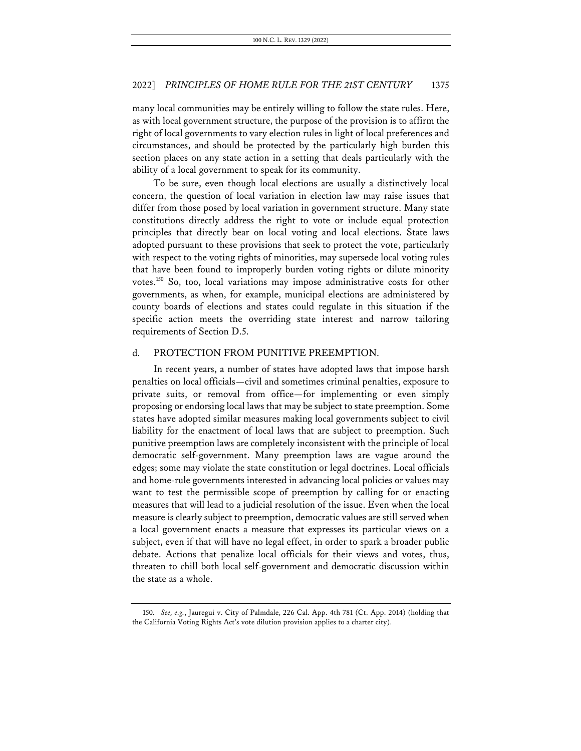many local communities may be entirely willing to follow the state rules. Here, as with local government structure, the purpose of the provision is to affirm the right of local governments to vary election rules in light of local preferences and circumstances, and should be protected by the particularly high burden this section places on any state action in a setting that deals particularly with the ability of a local government to speak for its community.

To be sure, even though local elections are usually a distinctively local concern, the question of local variation in election law may raise issues that differ from those posed by local variation in government structure. Many state constitutions directly address the right to vote or include equal protection principles that directly bear on local voting and local elections. State laws adopted pursuant to these provisions that seek to protect the vote, particularly with respect to the voting rights of minorities, may supersede local voting rules that have been found to improperly burden voting rights or dilute minority votes.[150] So, too, local variations may impose administrative costs for other governments, as when, for example, municipal elections are administered by county boards of elections and states could regulate in this situation if the specific action meets the overriding state interest and narrow tailoring requirements of Section D.5.

#### d. PROTECTION FROM PUNITIVE PREEMPTION.

In recent years, a number of states have adopted laws that impose harsh penalties on local officials—civil and sometimes criminal penalties, exposure to private suits, or removal from office—for implementing or even simply proposing or endorsing local laws that may be subject to state preemption. Some states have adopted similar measures making local governments subject to civil liability for the enactment of local laws that are subject to preemption. Such punitive preemption laws are completely inconsistent with the principle of local democratic self-government. Many preemption laws are vague around the edges; some may violate the state constitution or legal doctrines. Local officials and home-rule governments interested in advancing local policies or values may want to test the permissible scope of preemption by calling for or enacting measures that will lead to a judicial resolution of the issue. Even when the local measure is clearly subject to preemption, democratic values are still served when a local government enacts a measure that expresses its particular views on a subject, even if that will have no legal effect, in order to spark a broader public debate. Actions that penalize local officials for their views and votes, thus, threaten to chill both local self-government and democratic discussion within the state as a whole.

150. *See, e.g.*, Jauregui v. City of Palmdale, 226 Cal. App. 4th 781 (Ct. App. 2014) (holding that the California Voting Rights Act's vote dilution provision applies to a charter city).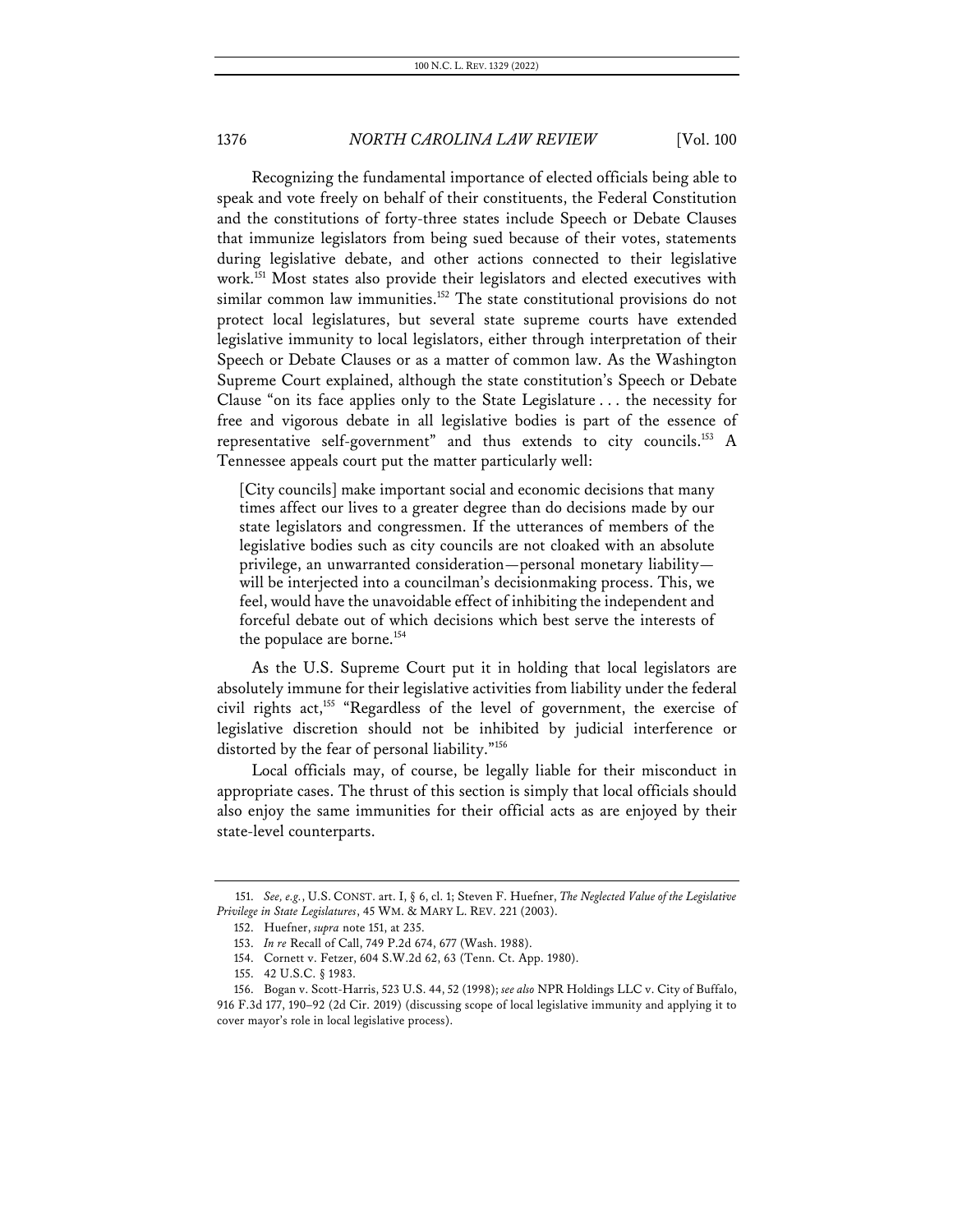Recognizing the fundamental importance of elected officials being able to speak and vote freely on behalf of their constituents, the Federal Constitution and the constitutions of forty-three states include Speech or Debate Clauses that immunize legislators from being sued because of their votes, statements during legislative debate, and other actions connected to their legislative work.[151] Most states also provide their legislators and elected executives with similar common law immunities.[152] The state constitutional provisions do not protect local legislatures, but several state supreme courts have extended legislative immunity to local legislators, either through interpretation of their Speech or Debate Clauses or as a matter of common law. As the Washington Supreme Court explained, although the state constitution's Speech or Debate Clause "on its face applies only to the State Legislature . . . the necessity for free and vigorous debate in all legislative bodies is part of the essence of representative self-government" and thus extends to city councils.[153] A Tennessee appeals court put the matter particularly well:

> [City councils] make important social and economic decisions that many times affect our lives to a greater degree than do decisions made by our state legislators and congressmen. If the utterances of members of the legislative bodies such as city councils are not cloaked with an absolute privilege, an unwarranted consideration—personal monetary liability—will be interjected into a councilman's decisionmaking process. This, we feel, would have the unavoidable effect of inhibiting the independent and forceful debate out of which decisions which best serve the interests of the populace are borne.[154]

As the U.S. Supreme Court put it in holding that local legislators are absolutely immune for their legislative activities from liability under the federal civil rights act,[155] "Regardless of the level of government, the exercise of legislative discretion should not be inhibited by judicial interference or distorted by the fear of personal liability."[156]

Local officials may, of course, be legally liable for their misconduct in appropriate cases. The thrust of this section is simply that local officials should also enjoy the same immunities for their official acts as are enjoyed by their state-level counterparts.

---

151. *See, e.g.*, U.S. CONST. art. I, § 6, cl. 1; Steven F. Huefner, *The Neglected Value of the Legislative Privilege in State Legislatures*, 45 WM. & MARY L. REV. 221 (2003).

152. Huefner, *supra* note 151, at 235.

153. *In re* Recall of Call, 749 P.2d 674, 677 (Wash. 1988).

154. Cornett v. Fetzer, 604 S.W.2d 62, 63 (Tenn. Ct. App. 1980).

155. 42 U.S.C. § 1983.

156. Bogan v. Scott-Harris, 523 U.S. 44, 52 (1998); *see also* NPR Holdings LLC v. City of Buffalo, 916 F.3d 177, 190–92 (2d Cir. 2019) (discussing scope of local legislative immunity and applying it to cover mayor's role in local legislative process).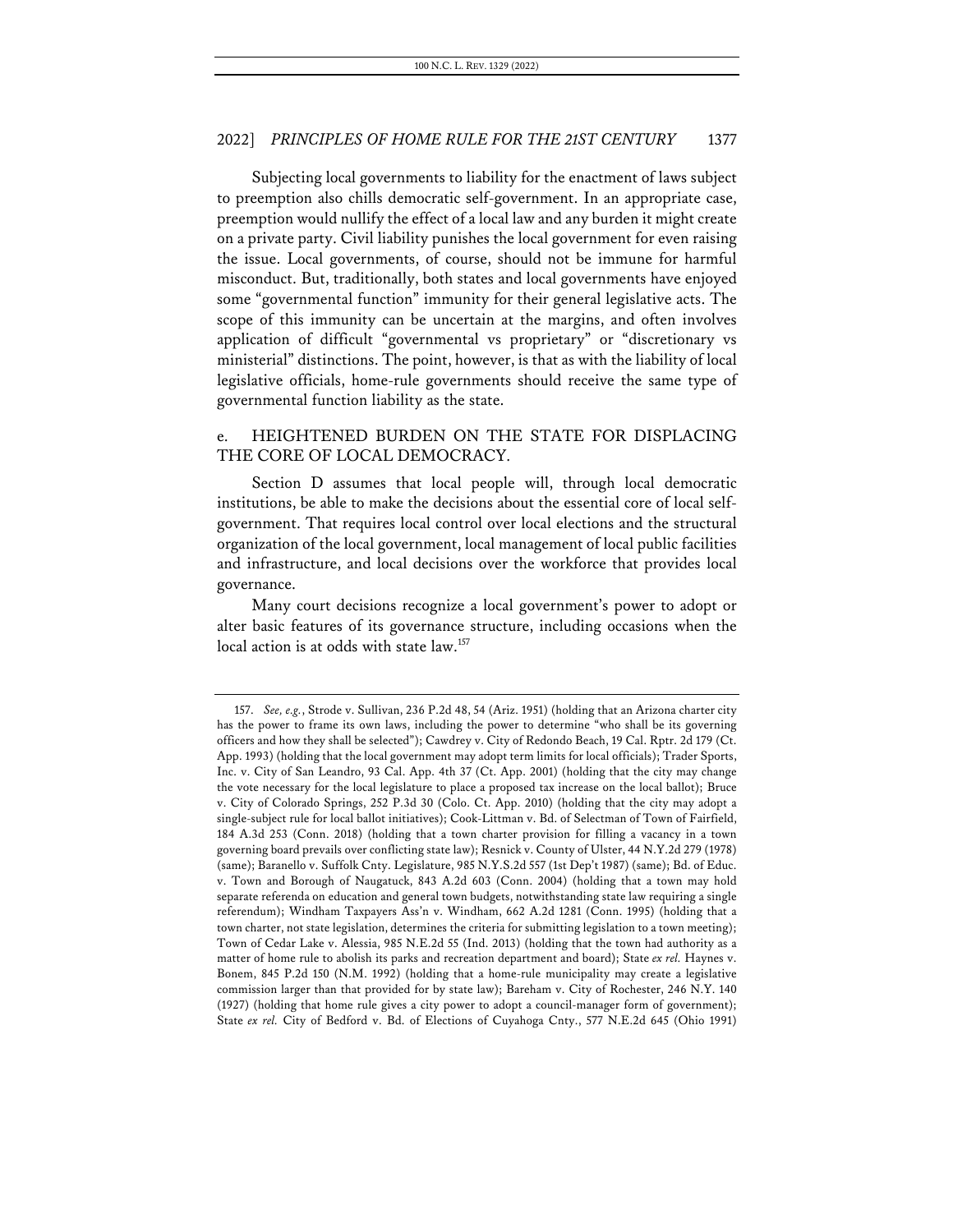Subjecting local governments to liability for the enactment of laws subject to preemption also chills democratic self-government. In an appropriate case, preemption would nullify the effect of a local law and any burden it might create on a private party. Civil liability punishes the local government for even raising the issue. Local governments, of course, should not be immune for harmful misconduct. But, traditionally, both states and local governments have enjoyed some "governmental function" immunity for their general legislative acts. The scope of this immunity can be uncertain at the margins, and often involves application of difficult "governmental vs proprietary" or "discretionary vs ministerial" distinctions. The point, however, is that as with the liability of local legislative officials, home-rule governments should receive the same type of governmental function liability as the state.

### e. HEIGHTENED BURDEN ON THE STATE FOR DISPLACING THE CORE OF LOCAL DEMOCRACY.

Section D assumes that local people will, through local democratic institutions, be able to make the decisions about the essential core of local self-government. That requires local control over local elections and the structural organization of the local government, local management of local public facilities and infrastructure, and local decisions over the workforce that provides local governance.

Many court decisions recognize a local government's power to adopt or alter basic features of its governance structure, including occasions when the local action is at odds with state law.[157]

---

157. *See, e.g.*, Strode v. Sullivan, 236 P.2d 48, 54 (Ariz. 1951) (holding that an Arizona charter city has the power to frame its own laws, including the power to determine "who shall be its governing officers and how they shall be selected"); Cawdrey v. City of Redondo Beach, 19 Cal. Rptr. 2d 179 (Ct. App. 1993) (holding that the local government may adopt term limits for local officials); Trader Sports, Inc. v. City of San Leandro, 93 Cal. App. 4th 37 (Ct. App. 2001) (holding that the city may change the vote necessary for the local legislature to place a proposed tax increase on the local ballot); Bruce v. City of Colorado Springs, 252 P.3d 30 (Colo. Ct. App. 2010) (holding that the city may adopt a single-subject rule for local ballot initiatives); Cook-Littman v. Bd. of Selectman of Town of Fairfield, 184 A.3d 253 (Conn. 2018) (holding that a town charter provision for filling a vacancy in a town governing board prevails over conflicting state law); Resnick v. County of Ulster, 44 N.Y.2d 279 (1978) (same); Baranello v. Suffolk Cnty. Legislature, 985 N.Y.S.2d 557 (1st Dep't 1987) (same); Bd. of Educ. v. Town and Borough of Naugatuck, 843 A.2d 603 (Conn. 2004) (holding that a town may hold separate referenda on education and general town budgets, notwithstanding state law requiring a single referendum); Windham Taxpayers Ass'n v. Windham, 662 A.2d 1281 (Conn. 1995) (holding that a town charter, not state legislation, determines the criteria for submitting legislation to a town meeting); Town of Cedar Lake v. Alessia, 985 N.E.2d 55 (Ind. 2013) (holding that the town had authority as a matter of home rule to abolish its parks and recreation department and board); State *ex rel.* Haynes v. Bonem, 845 P.2d 150 (N.M. 1992) (holding that a home-rule municipality may create a legislative commission larger than that provided for by state law); Bareham v. City of Rochester, 246 N.Y. 140 (1927) (holding that home rule gives a city power to adopt a council-manager form of government); State *ex rel.* City of Bedford v. Bd. of Elections of Cuyahoga Cnty., 577 N.E.2d 645 (Ohio 1991)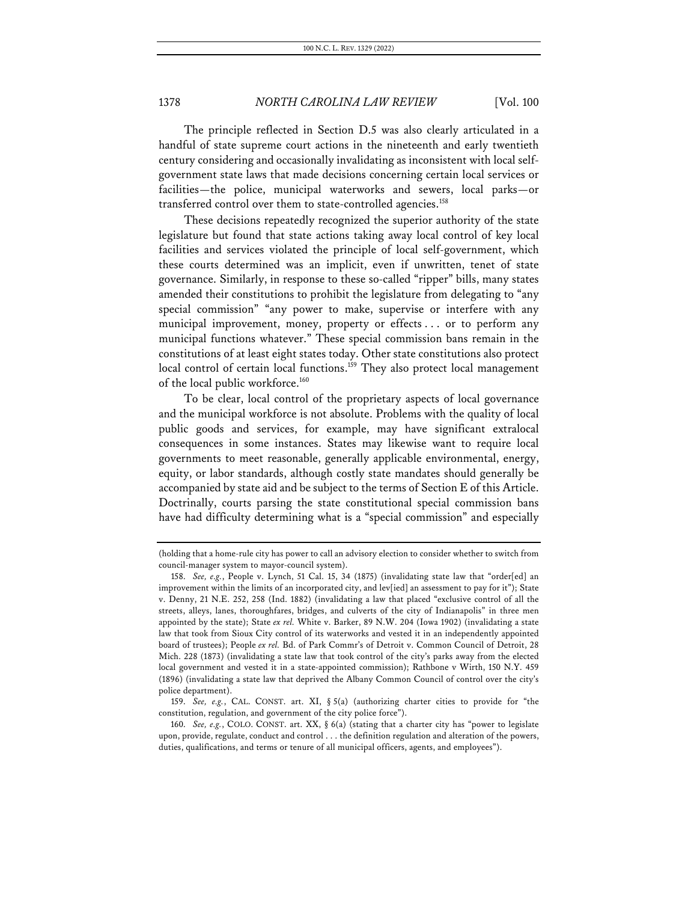The principle reflected in Section D.5 was also clearly articulated in a handful of state supreme court actions in the nineteenth and early twentieth century considering and occasionally invalidating as inconsistent with local self-government state laws that made decisions concerning certain local services or facilities—the police, municipal waterworks and sewers, local parks—or transferred control over them to state-controlled agencies.[158]

These decisions repeatedly recognized the superior authority of the state legislature but found that state actions taking away local control of key local facilities and services violated the principle of local self-government, which these courts determined was an implicit, even if unwritten, tenet of state governance. Similarly, in response to these so-called "ripper" bills, many states amended their constitutions to prohibit the legislature from delegating to "any special commission" "any power to make, supervise or interfere with any municipal improvement, money, property or effects . . . or to perform any municipal functions whatever." These special commission bans remain in the constitutions of at least eight states today. Other state constitutions also protect local control of certain local functions.[159] They also protect local management of the local public workforce.[160]

To be clear, local control of the proprietary aspects of local governance and the municipal workforce is not absolute. Problems with the quality of local public goods and services, for example, may have significant extralocal consequences in some instances. States may likewise want to require local governments to meet reasonable, generally applicable environmental, energy, equity, or labor standards, although costly state mandates should generally be accompanied by state aid and be subject to the terms of Section E of this Article. Doctrinally, courts parsing the state constitutional special commission bans have had difficulty determining what is a "special commission" and especially

---

(holding that a home-rule city has power to call an advisory election to consider whether to switch from council-manager system to mayor-council system).

158. *See, e.g.*, People v. Lynch, 51 Cal. 15, 34 (1875) (invalidating state law that "order[ed] an improvement within the limits of an incorporated city, and lev[ied] an assessment to pay for it"); State v. Denny, 21 N.E. 252, 258 (Ind. 1882) (invalidating a law that placed "exclusive control of all the streets, alleys, lanes, thoroughfares, bridges, and culverts of the city of Indianapolis" in three men appointed by the state); State *ex rel.* White v. Barker, 89 N.W. 204 (Iowa 1902) (invalidating a state law that took from Sioux City control of its waterworks and vested it in an independently appointed board of trustees); People *ex rel.* Bd. of Park Comm'r's of Detroit v. Common Council of Detroit, 28 Mich. 228 (1873) (invalidating a state law that took control of the city's parks away from the elected local government and vested it in a state-appointed commission); Rathbone v Wirth, 150 N.Y. 459 (1896) (invalidating a state law that deprived the Albany Common Council of control over the city's police department).

159. *See, e.g.*, CAL. CONST. art. XI, § 5(a) (authorizing charter cities to provide for "the constitution, regulation, and government of the city police force").

160. *See, e.g.*, COLO. CONST. art. XX, § 6(a) (stating that a charter city has "power to legislate upon, provide, regulate, conduct and control . . . the definition regulation and alteration of the powers, duties, qualifications, and terms or tenure of all municipal officers, agents, and employees").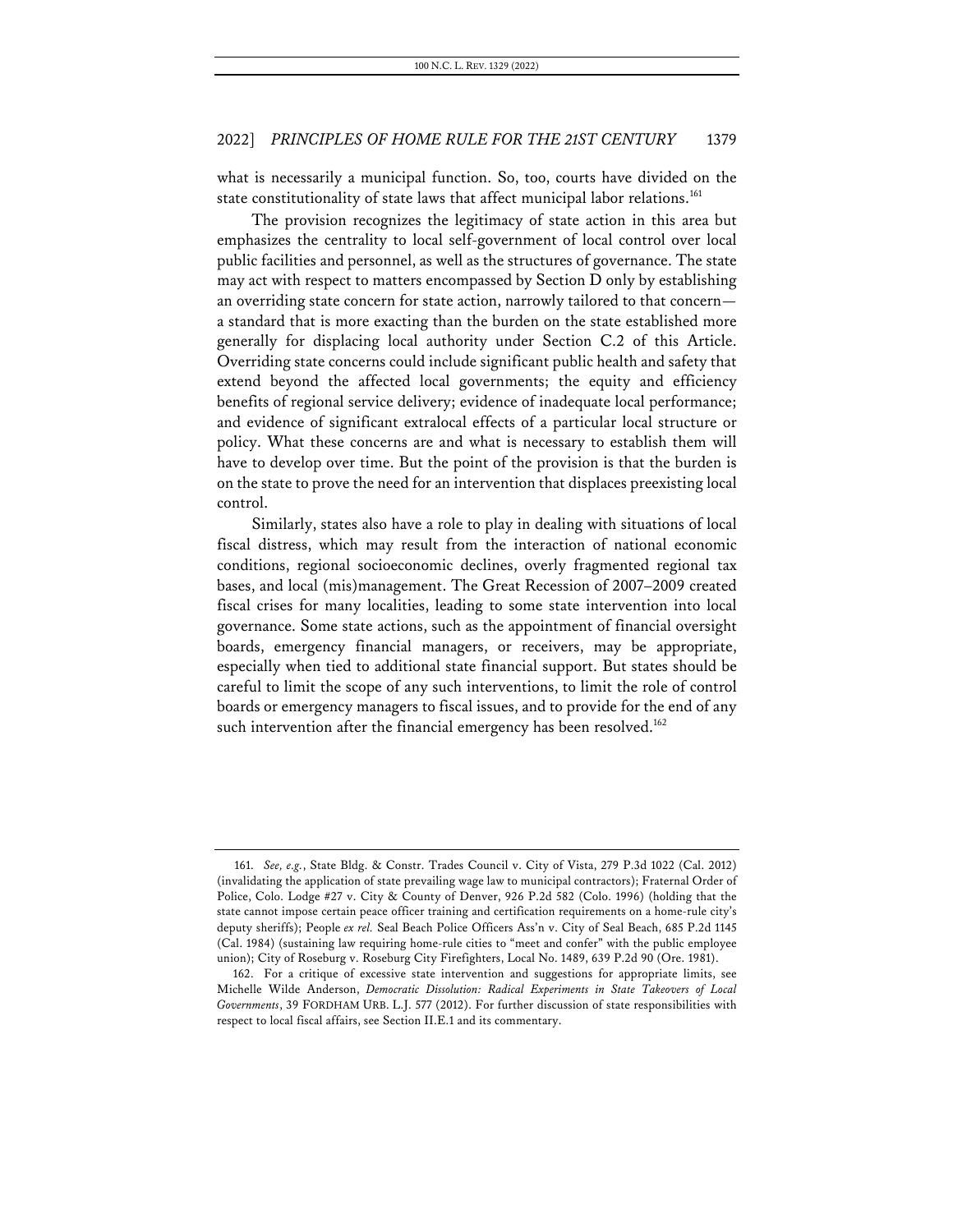what is necessarily a municipal function. So, too, courts have divided on the state constitutionality of state laws that affect municipal labor relations.[161]

The provision recognizes the legitimacy of state action in this area but emphasizes the centrality to local self-government of local control over local public facilities and personnel, as well as the structures of governance. The state may act with respect to matters encompassed by Section D only by establishing an overriding state concern for state action, narrowly tailored to that concern—a standard that is more exacting than the burden on the state established more generally for displacing local authority under Section C.2 of this Article. Overriding state concerns could include significant public health and safety that extend beyond the affected local governments; the equity and efficiency benefits of regional service delivery; evidence of inadequate local performance; and evidence of significant extralocal effects of a particular local structure or policy. What these concerns are and what is necessary to establish them will have to develop over time. But the point of the provision is that the burden is on the state to prove the need for an intervention that displaces preexisting local control.

Similarly, states also have a role to play in dealing with situations of local fiscal distress, which may result from the interaction of national economic conditions, regional socioeconomic declines, overly fragmented regional tax bases, and local (mis)management. The Great Recession of 2007–2009 created fiscal crises for many localities, leading to some state intervention into local governance. Some state actions, such as the appointment of financial oversight boards, emergency financial managers, or receivers, may be appropriate, especially when tied to additional state financial support. But states should be careful to limit the scope of any such interventions, to limit the role of control boards or emergency managers to fiscal issues, and to provide for the end of any such intervention after the financial emergency has been resolved.[162]

---

161. *See, e.g.*, State Bldg. & Constr. Trades Council v. City of Vista, 279 P.3d 1022 (Cal. 2012) (invalidating the application of state prevailing wage law to municipal contractors); Fraternal Order of Police, Colo. Lodge #27 v. City & County of Denver, 926 P.2d 582 (Colo. 1996) (holding that the state cannot impose certain peace officer training and certification requirements on a home-rule city's deputy sheriffs); People *ex rel.* Seal Beach Police Officers Ass'n v. City of Seal Beach, 685 P.2d 1145 (Cal. 1984) (sustaining law requiring home-rule cities to "meet and confer" with the public employee union); City of Roseburg v. Roseburg City Firefighters, Local No. 1489, 639 P.2d 90 (Ore. 1981).

162. For a critique of excessive state intervention and suggestions for appropriate limits, see Michelle Wilde Anderson, *Democratic Dissolution: Radical Experiments in State Takeovers of Local Governments*, 39 FORDHAM URB. L.J. 577 (2012). For further discussion of state responsibilities with respect to local fiscal affairs, see Section II.E.1 and its commentary.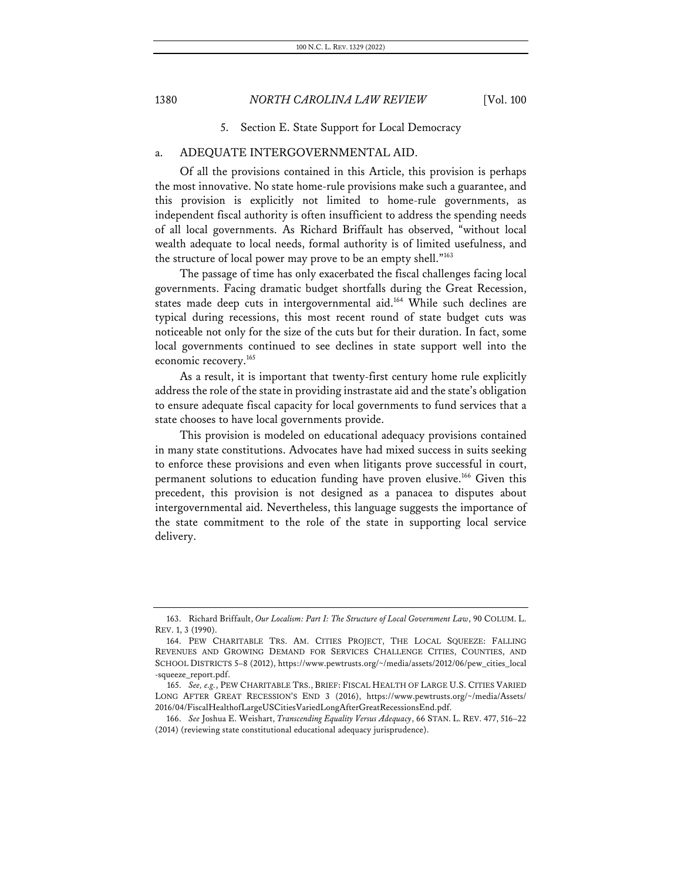### 5. Section E. State Support for Local Democracy

#### a. ADEQUATE INTERGOVERNMENTAL AID.

Of all the provisions contained in this Article, this provision is perhaps the most innovative. No state home-rule provisions make such a guarantee, and this provision is explicitly not limited to home-rule governments, as independent fiscal authority is often insufficient to address the spending needs of all local governments. As Richard Briffault has observed, "without local wealth adequate to local needs, formal authority is of limited usefulness, and the structure of local power may prove to be an empty shell."[163]

The passage of time has only exacerbated the fiscal challenges facing local governments. Facing dramatic budget shortfalls during the Great Recession, states made deep cuts in intergovernmental aid.[164] While such declines are typical during recessions, this most recent round of state budget cuts was noticeable not only for the size of the cuts but for their duration. In fact, some local governments continued to see declines in state support well into the economic recovery.[165]

As a result, it is important that twenty-first century home rule explicitly address the role of the state in providing instrastate aid and the state's obligation to ensure adequate fiscal capacity for local governments to fund services that a state chooses to have local governments provide.

This provision is modeled on educational adequacy provisions contained in many state constitutions. Advocates have had mixed success in suits seeking to enforce these provisions and even when litigants prove successful in court, permanent solutions to education funding have proven elusive.[166] Given this precedent, this provision is not designed as a panacea to disputes about intergovernmental aid. Nevertheless, this language suggests the importance of the state commitment to the role of the state in supporting local service delivery.

---

163. Richard Briffault, *Our Localism: Part I: The Structure of Local Government Law*, 90 COLUM. L. REV. 1, 3 (1990).

164. PEW CHARITABLE TRS. AM. CITIES PROJECT, THE LOCAL SQUEEZE: FALLING REVENUES AND GROWING DEMAND FOR SERVICES CHALLENGE CITIES, COUNTIES, AND SCHOOL DISTRICTS 5–8 (2012), https://www.pewtrusts.org/~/media/assets/2012/06/pew_cities_local-squeeze_report.pdf.

165. *See, e.g.*, PEW CHARITABLE TRS., BRIEF: FISCAL HEALTH OF LARGE U.S. CITIES VARIED LONG AFTER GREAT RECESSION'S END 3 (2016), https://www.pewtrusts.org/~/media/Assets/2016/04/FiscalHealthofLargeUSCitiesVariedLongAfterGreatRecessionsEnd.pdf.

166. *See* Joshua E. Weishart, *Transcending Equality Versus Adequacy*, 66 STAN. L. REV. 477, 516–22 (2014) (reviewing state constitutional educational adequacy jurisprudence).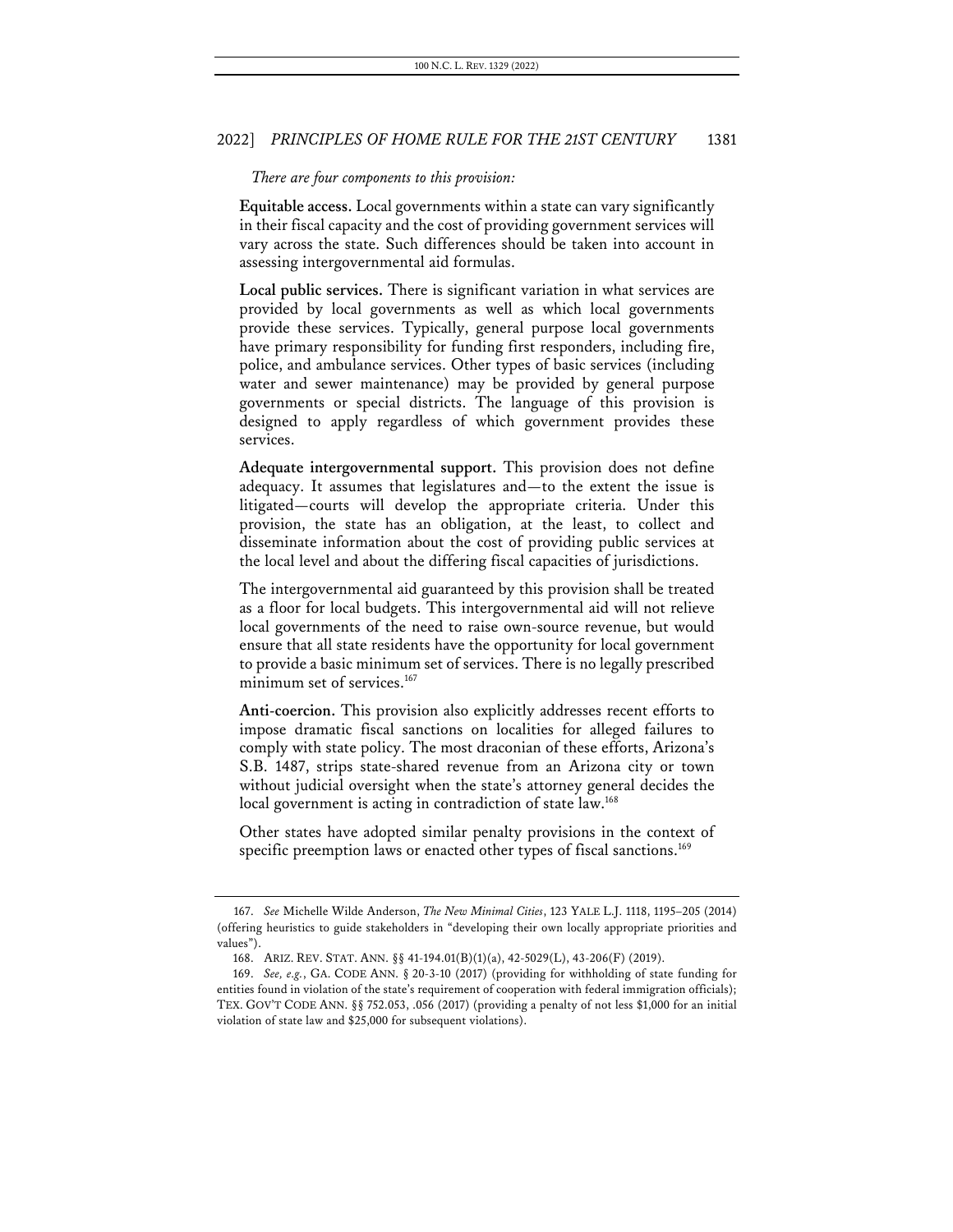*There are four components to this provision:*

**Equitable access.** Local governments within a state can vary significantly in their fiscal capacity and the cost of providing government services will vary across the state. Such differences should be taken into account in assessing intergovernmental aid formulas.

**Local public services.** There is significant variation in what services are provided by local governments as well as which local governments provide these services. Typically, general purpose local governments have primary responsibility for funding first responders, including fire, police, and ambulance services. Other types of basic services (including water and sewer maintenance) may be provided by general purpose governments or special districts. The language of this provision is designed to apply regardless of which government provides these services.

**Adequate intergovernmental support.** This provision does not define adequacy. It assumes that legislatures and—to the extent the issue is litigated—courts will develop the appropriate criteria. Under this provision, the state has an obligation, at the least, to collect and disseminate information about the cost of providing public services at the local level and about the differing fiscal capacities of jurisdictions.

The intergovernmental aid guaranteed by this provision shall be treated as a floor for local budgets. This intergovernmental aid will not relieve local governments of the need to raise own-source revenue, but would ensure that all state residents have the opportunity for local government to provide a basic minimum set of services. There is no legally prescribed minimum set of services.[167]

**Anti-coercion.** This provision also explicitly addresses recent efforts to impose dramatic fiscal sanctions on localities for alleged failures to comply with state policy. The most draconian of these efforts, Arizona's S.B. 1487, strips state-shared revenue from an Arizona city or town without judicial oversight when the state's attorney general decides the local government is acting in contradiction of state law.[168]

Other states have adopted similar penalty provisions in the context of specific preemption laws or enacted other types of fiscal sanctions.[169]

---

167. *See* Michelle Wilde Anderson, *The New Minimal Cities*, 123 YALE L.J. 1118, 1195–205 (2014) (offering heuristics to guide stakeholders in "developing their own locally appropriate priorities and values").

168. ARIZ. REV. STAT. ANN. §§ 41-194.01(B)(1)(a), 42-5029(L), 43-206(F) (2019).

169. *See, e.g.*, GA. CODE ANN. § 20-3-10 (2017) (providing for withholding of state funding for entities found in violation of the state's requirement of cooperation with federal immigration officials); TEX. GOV'T CODE ANN. §§ 752.053, .056 (2017) (providing a penalty of not less $1,000 for an initial violation of state law and $25,000 for subsequent violations).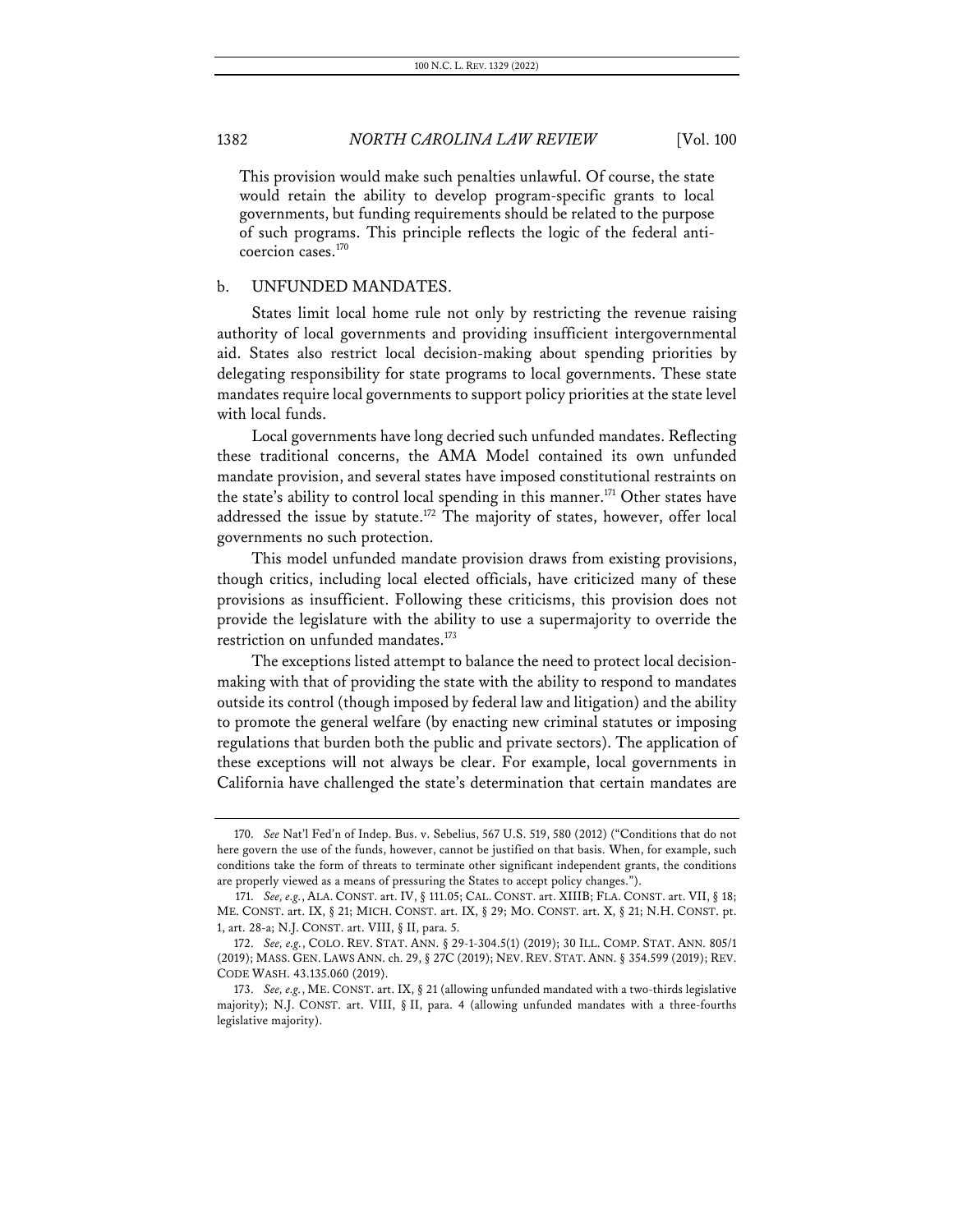This provision would make such penalties unlawful. Of course, the state would retain the ability to develop program-specific grants to local governments, but funding requirements should be related to the purpose of such programs. This principle reflects the logic of the federal anti-coercion cases.[170]

b. UNFUNDED MANDATES.

States limit local home rule not only by restricting the revenue raising authority of local governments and providing insufficient intergovernmental aid. States also restrict local decision-making about spending priorities by delegating responsibility for state programs to local governments. These state mandates require local governments to support policy priorities at the state level with local funds.

Local governments have long decried such unfunded mandates. Reflecting these traditional concerns, the AMA Model contained its own unfunded mandate provision, and several states have imposed constitutional restraints on the state's ability to control local spending in this manner.[171] Other states have addressed the issue by statute.[172] The majority of states, however, offer local governments no such protection.

This model unfunded mandate provision draws from existing provisions, though critics, including local elected officials, have criticized many of these provisions as insufficient. Following these criticisms, this provision does not provide the legislature with the ability to use a supermajority to override the restriction on unfunded mandates.[173]

The exceptions listed attempt to balance the need to protect local decision-making with that of providing the state with the ability to respond to mandates outside its control (though imposed by federal law and litigation) and the ability to promote the general welfare (by enacting new criminal statutes or imposing regulations that burden both the public and private sectors). The application of these exceptions will not always be clear. For example, local governments in California have challenged the state's determination that certain mandates are

---

170. *See* Nat'l Fed'n of Indep. Bus. v. Sebelius, 567 U.S. 519, 580 (2012) ("Conditions that do not here govern the use of the funds, however, cannot be justified on that basis. When, for example, such conditions take the form of threats to terminate other significant independent grants, the conditions are properly viewed as a means of pressuring the States to accept policy changes.").

171. *See, e.g.*, ALA. CONST. art. IV, § 111.05; CAL. CONST. art. XIIIB; FLA. CONST. art. VII, § 18; ME. CONST. art. IX, § 21; MICH. CONST. art. IX, § 29; MO. CONST. art. X, § 21; N.H. CONST. pt. 1, art. 28-a; N.J. CONST. art. VIII, § II, para. 5.

172. *See, e.g.*, COLO. REV. STAT. ANN. § 29-1-304.5(1) (2019); 30 ILL. COMP. STAT. ANN. 805/1 (2019); MASS. GEN. LAWS ANN. ch. 29, § 27C (2019); NEV. REV. STAT. ANN. § 354.599 (2019); REV. CODE WASH. 43.135.060 (2019).

173. *See, e.g.*, ME. CONST. art. IX, § 21 (allowing unfunded mandated with a two-thirds legislative majority); N.J. CONST. art. VIII, § II, para. 4 (allowing unfunded mandates with a three-fourths legislative majority).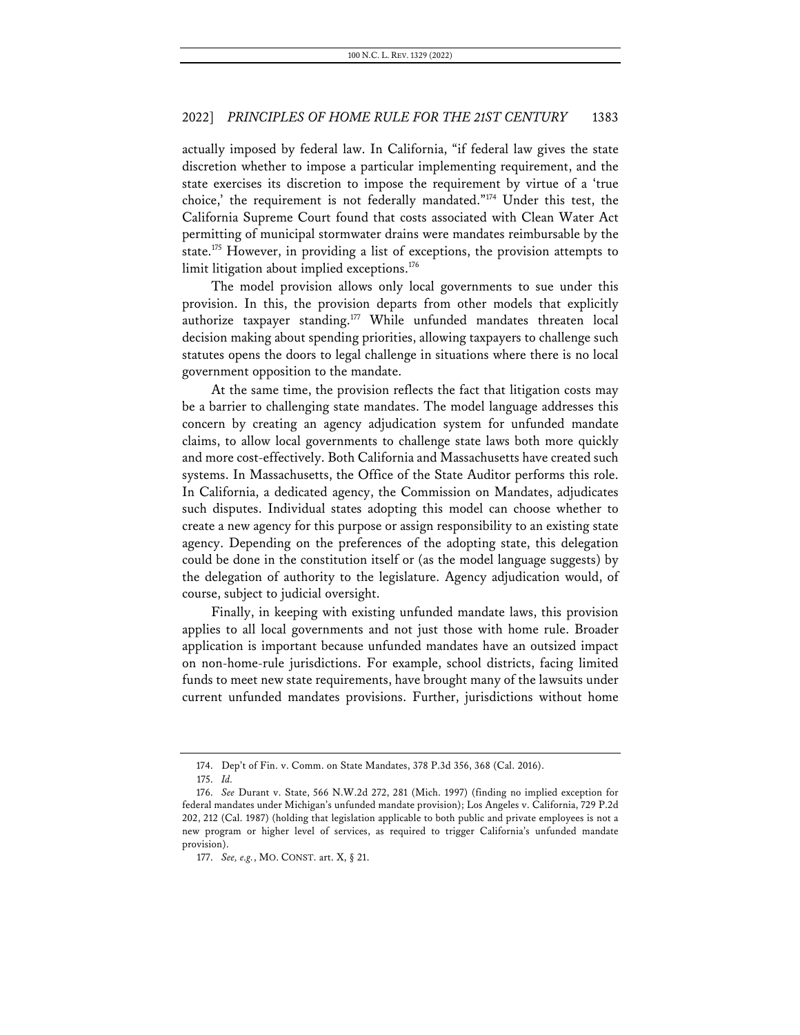actually imposed by federal law. In California, "if federal law gives the state discretion whether to impose a particular implementing requirement, and the state exercises its discretion to impose the requirement by virtue of a 'true choice,' the requirement is not federally mandated."[174] Under this test, the California Supreme Court found that costs associated with Clean Water Act permitting of municipal stormwater drains were mandates reimbursable by the state.[175] However, in providing a list of exceptions, the provision attempts to limit litigation about implied exceptions.[176]

The model provision allows only local governments to sue under this provision. In this, the provision departs from other models that explicitly authorize taxpayer standing.[177] While unfunded mandates threaten local decision making about spending priorities, allowing taxpayers to challenge such statutes opens the doors to legal challenge in situations where there is no local government opposition to the mandate.

At the same time, the provision reflects the fact that litigation costs may be a barrier to challenging state mandates. The model language addresses this concern by creating an agency adjudication system for unfunded mandate claims, to allow local governments to challenge state laws both more quickly and more cost-effectively. Both California and Massachusetts have created such systems. In Massachusetts, the Office of the State Auditor performs this role. In California, a dedicated agency, the Commission on Mandates, adjudicates such disputes. Individual states adopting this model can choose whether to create a new agency for this purpose or assign responsibility to an existing state agency. Depending on the preferences of the adopting state, this delegation could be done in the constitution itself or (as the model language suggests) by the delegation of authority to the legislature. Agency adjudication would, of course, subject to judicial oversight.

Finally, in keeping with existing unfunded mandate laws, this provision applies to all local governments and not just those with home rule. Broader application is important because unfunded mandates have an outsized impact on non-home-rule jurisdictions. For example, school districts, facing limited funds to meet new state requirements, have brought many of the lawsuits under current unfunded mandates provisions. Further, jurisdictions without home

---

174. Dep't of Fin. v. Comm. on State Mandates, 378 P.3d 356, 368 (Cal. 2016).

175. *Id.*

176. *See* Durant v. State, 566 N.W.2d 272, 281 (Mich. 1997) (finding no implied exception for federal mandates under Michigan's unfunded mandate provision); Los Angeles v. California, 729 P.2d 202, 212 (Cal. 1987) (holding that legislation applicable to both public and private employees is not a new program or higher level of services, as required to trigger California's unfunded mandate provision).

177. *See, e.g.*, MO. CONST. art. X, § 21.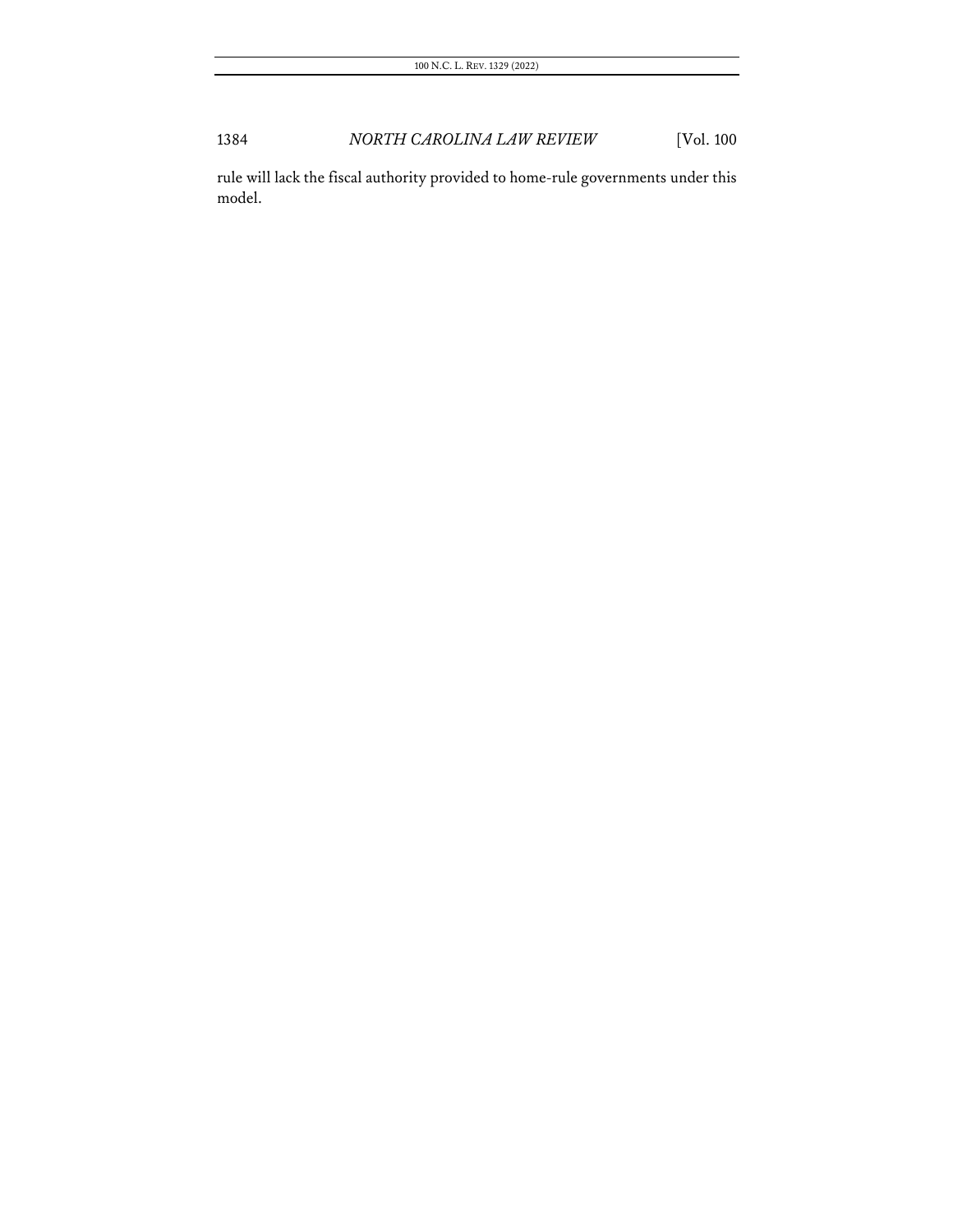rule will lack the fiscal authority provided to home-rule governments under this model.